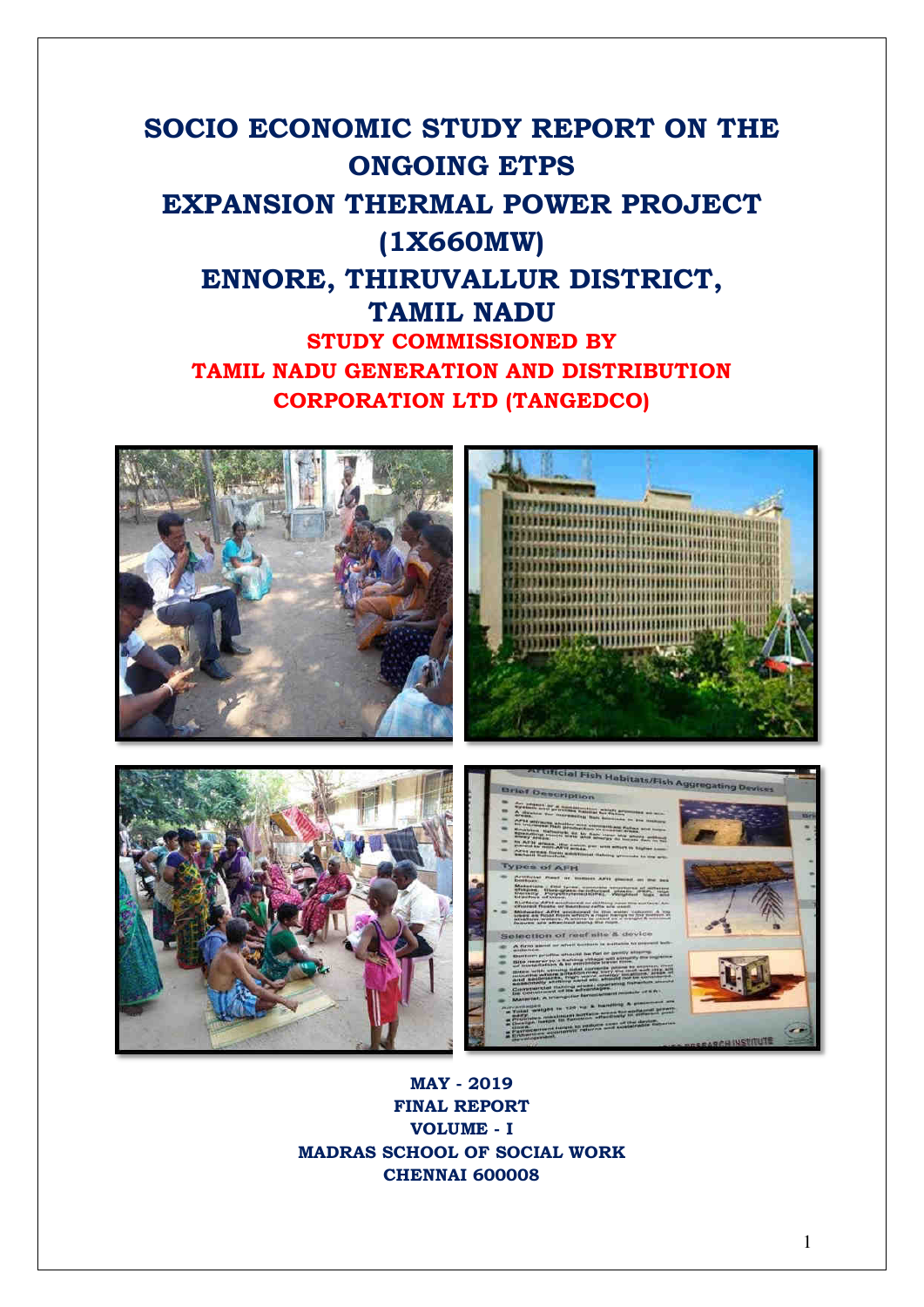# SOCIO ECONOMIC STUDY REPORT ON THE ONGOING ETPS EXPANSION THERMAL POWER PROJECT (1X660MW) ENNORE, THIRUVALLUR DISTRICT, TAMIL NADU

**STUDY COMMISSIONED BY**

**TAMIL NADU GENERATION AND DISTRIBUTION CORPORATION LTD (TANGEDCO)**

**MAY - 2019**

**FINAL REPORT**

**VOLUME - I**

**MADRAS SCHOOL OF SOCIAL WORK**

**CHENNAI 600008**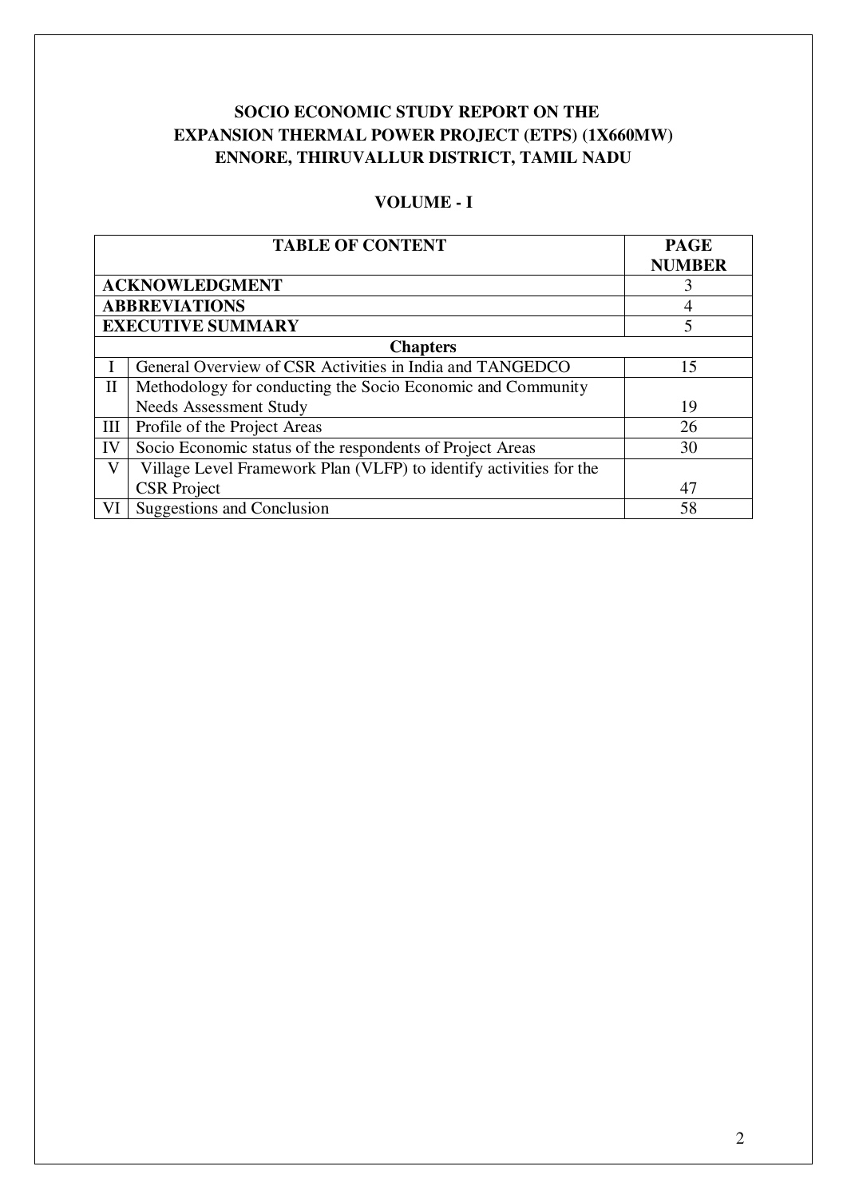# SOCIO ECONOMIC STUDY REPORT ON THE EXPANSION THERMAL POWER PROJECT (ETPS) (1X660MW) ENNORE, THIRUVALLUR DISTRICT, TAMIL NADU

## VOLUME - I

| TABLE OF CONTENT | | PAGE NUMBER |
|---|---|---|
| **ACKNOWLEDGMENT** | | 3 |
| **ABBREVIATIONS** | | 4 |
| **EXECUTIVE SUMMARY** | | 5 |
| **Chapters** | | |
| I | General Overview of CSR Activities in India and TANGEDCO | 15 |
| II | Methodology for conducting the Socio Economic and Community Needs Assessment Study | 19 |
| III | Profile of the Project Areas | 26 |
| IV | Socio Economic status of the respondents of Project Areas | 30 |
| V | Village Level Framework Plan (VLFP) to identify activities for the CSR Project | 47 |
| VI | Suggestions and Conclusion | 58 |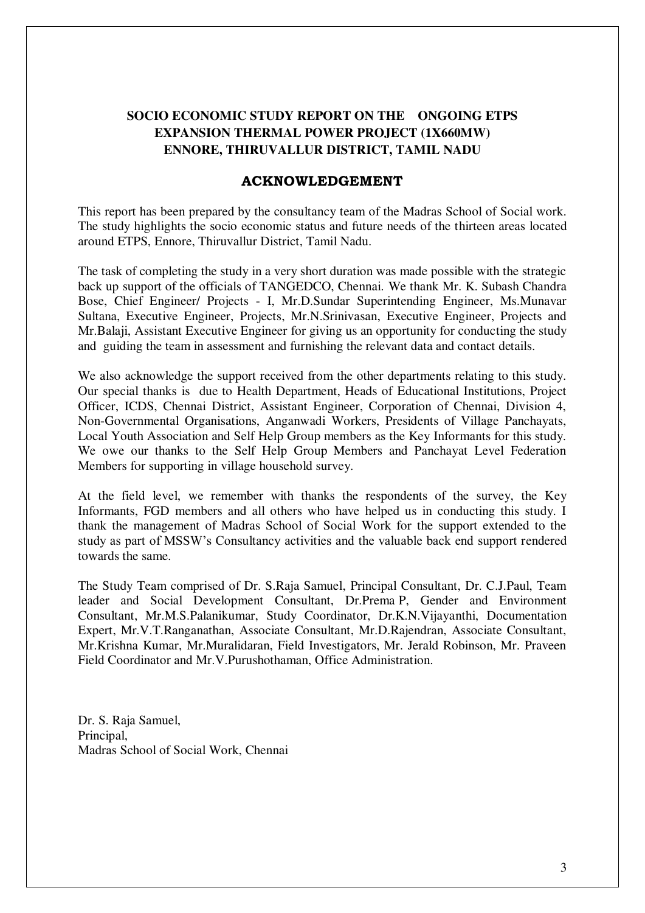**SOCIO ECONOMIC STUDY REPORT ON THE ONGOING ETPS EXPANSION THERMAL POWER PROJECT (1X660MW) ENNORE, THIRUVALLUR DISTRICT, TAMIL NADU**

## ACKNOWLEDGEMENT

This report has been prepared by the consultancy team of the Madras School of Social work. The study highlights the socio economic status and future needs of the thirteen areas located around ETPS, Ennore, Thiruvallur District, Tamil Nadu.

The task of completing the study in a very short duration was made possible with the strategic back up support of the officials of TANGEDCO, Chennai. We thank Mr. K. Subash Chandra Bose, Chief Engineer/ Projects - I, Mr.D.Sundar Superintending Engineer, Ms.Munavar Sultana, Executive Engineer, Projects, Mr.N.Srinivasan, Executive Engineer, Projects and Mr.Balaji, Assistant Executive Engineer for giving us an opportunity for conducting the study and guiding the team in assessment and furnishing the relevant data and contact details.

We also acknowledge the support received from the other departments relating to this study. Our special thanks is due to Health Department, Heads of Educational Institutions, Project Officer, ICDS, Chennai District, Assistant Engineer, Corporation of Chennai, Division 4, Non-Governmental Organisations, Anganwadi Workers, Presidents of Village Panchayats, Local Youth Association and Self Help Group members as the Key Informants for this study. We owe our thanks to the Self Help Group Members and Panchayat Level Federation Members for supporting in village household survey.

At the field level, we remember with thanks the respondents of the survey, the Key Informants, FGD members and all others who have helped us in conducting this study. I thank the management of Madras School of Social Work for the support extended to the study as part of MSSW's Consultancy activities and the valuable back end support rendered towards the same.

The Study Team comprised of Dr. S.Raja Samuel, Principal Consultant, Dr. C.J.Paul, Team leader and Social Development Consultant, Dr.Prema P, Gender and Environment Consultant, Mr.M.S.Palanikumar, Study Coordinator, Dr.K.N.Vijayanthi, Documentation Expert, Mr.V.T.Ranganathan, Associate Consultant, Mr.D.Rajendran, Associate Consultant, Mr.Krishna Kumar, Mr.Muralidaran, Field Investigators, Mr. Jerald Robinson, Mr. Praveen Field Coordinator and Mr.V.Purushothaman, Office Administration.

Dr. S. Raja Samuel,
Principal,
Madras School of Social Work, Chennai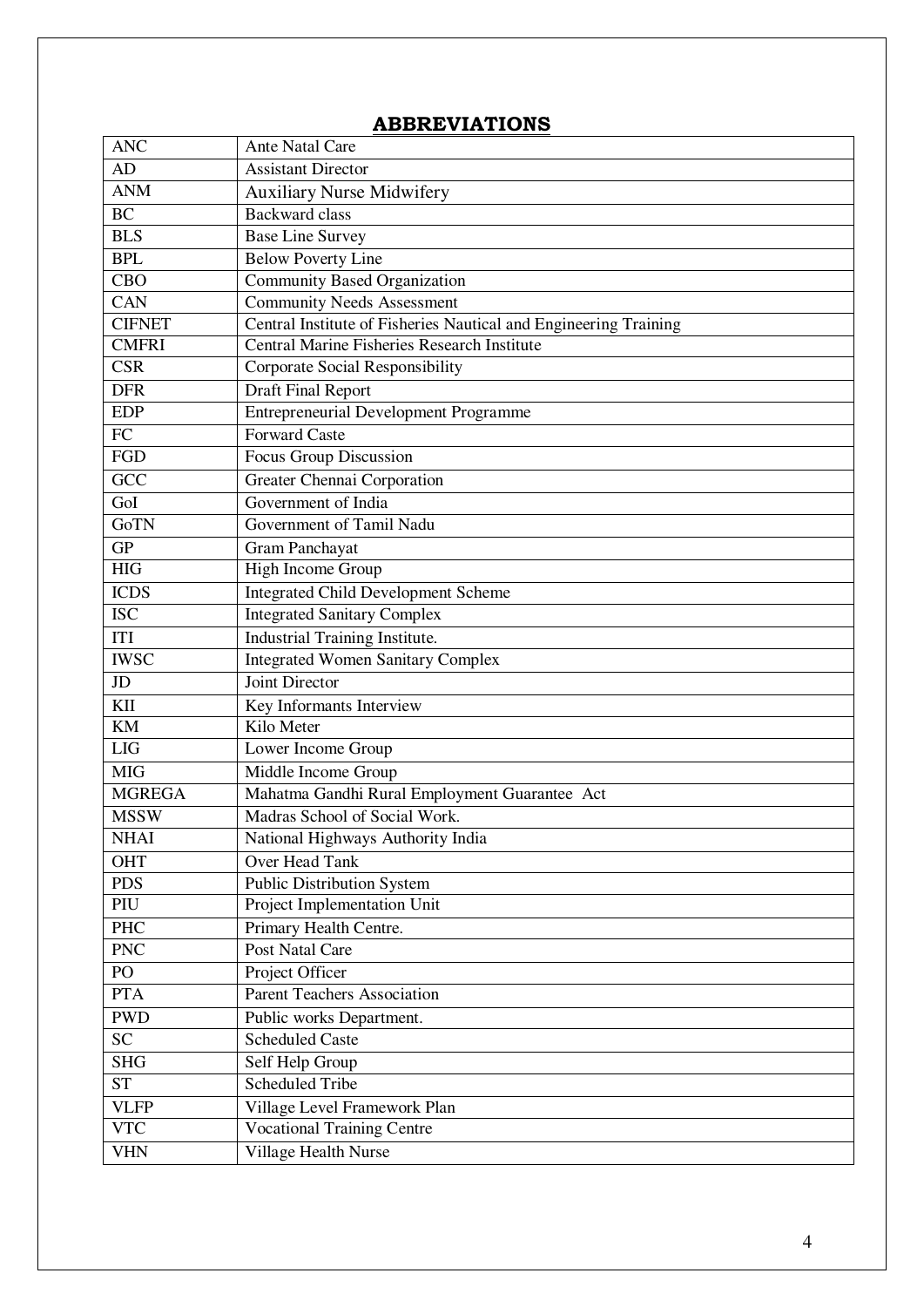## ABBREVIATIONS

| | |
|---|---|
| ANC | Ante Natal Care |
| AD | Assistant Director |
| ANM | Auxiliary Nurse Midwifery |
| BC | Backward class |
| BLS | Base Line Survey |
| BPL | Below Poverty Line |
| CBO | Community Based Organization |
| CAN | Community Needs Assessment |
| CIFNET | Central Institute of Fisheries Nautical and Engineering Training |
| CMFRI | Central Marine Fisheries Research Institute |
| CSR | Corporate Social Responsibility |
| DFR | Draft Final Report |
| EDP | Entrepreneurial Development Programme |
| FC | Forward Caste |
| FGD | Focus Group Discussion |
| GCC | Greater Chennai Corporation |
| GoI | Government of India |
| GoTN | Government of Tamil Nadu |
| GP | Gram Panchayat |
| HIG | High Income Group |
| ICDS | Integrated Child Development Scheme |
| ISC | Integrated Sanitary Complex |
| ITI | Industrial Training Institute. |
| IWSC | Integrated Women Sanitary Complex |
| JD | Joint Director |
| KII | Key Informants Interview |
| KM | Kilo Meter |
| LIG | Lower Income Group |
| MIG | Middle Income Group |
| MGREGA | Mahatma Gandhi Rural Employment Guarantee Act |
| MSSW | Madras School of Social Work. |
| NHAI | National Highways Authority India |
| OHT | Over Head Tank |
| PDS | Public Distribution System |
| PIU | Project Implementation Unit |
| PHC | Primary Health Centre. |
| PNC | Post Natal Care |
| PO | Project Officer |
| PTA | Parent Teachers Association |
| PWD | Public works Department. |
| SC | Scheduled Caste |
| SHG | Self Help Group |
| ST | Scheduled Tribe |
| VLFP | Village Level Framework Plan |
| VTC | Vocational Training Centre |
| VHN | Village Health Nurse |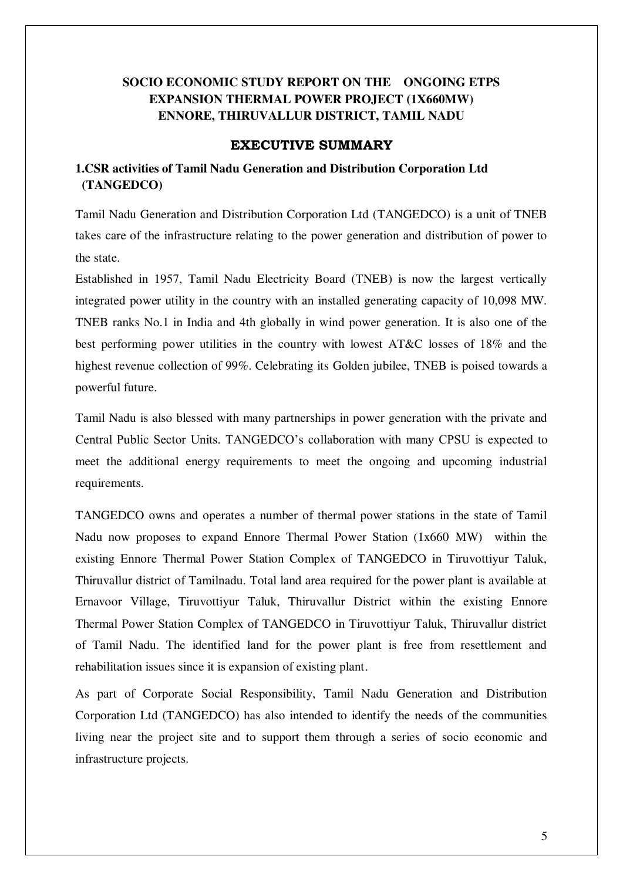# SOCIO ECONOMIC STUDY REPORT ON THE ONGOING ETPS EXPANSION THERMAL POWER PROJECT (1X660MW) ENNORE, THIRUVALLUR DISTRICT, TAMIL NADU

## EXECUTIVE SUMMARY

### 1.CSR activities of Tamil Nadu Generation and Distribution Corporation Ltd (TANGEDCO)

Tamil Nadu Generation and Distribution Corporation Ltd (TANGEDCO) is a unit of TNEB takes care of the infrastructure relating to the power generation and distribution of power to the state.

Established in 1957, Tamil Nadu Electricity Board (TNEB) is now the largest vertically integrated power utility in the country with an installed generating capacity of 10,098 MW. TNEB ranks No.1 in India and 4th globally in wind power generation. It is also one of the best performing power utilities in the country with lowest AT&C losses of 18% and the highest revenue collection of 99%. Celebrating its Golden jubilee, TNEB is poised towards a powerful future.

Tamil Nadu is also blessed with many partnerships in power generation with the private and Central Public Sector Units. TANGEDCO's collaboration with many CPSU is expected to meet the additional energy requirements to meet the ongoing and upcoming industrial requirements.

TANGEDCO owns and operates a number of thermal power stations in the state of Tamil Nadu now proposes to expand Ennore Thermal Power Station (1x660 MW) within the existing Ennore Thermal Power Station Complex of TANGEDCO in Tiruvottiyur Taluk, Thiruvallur district of Tamilnadu. Total land area required for the power plant is available at Ernavoor Village, Tiruvottiyur Taluk, Thiruvallur District within the existing Ennore Thermal Power Station Complex of TANGEDCO in Tiruvottiyur Taluk, Thiruvallur district of Tamil Nadu. The identified land for the power plant is free from resettlement and rehabilitation issues since it is expansion of existing plant.

As part of Corporate Social Responsibility, Tamil Nadu Generation and Distribution Corporation Ltd (TANGEDCO) has also intended to identify the needs of the communities living near the project site and to support them through a series of socio economic and infrastructure projects.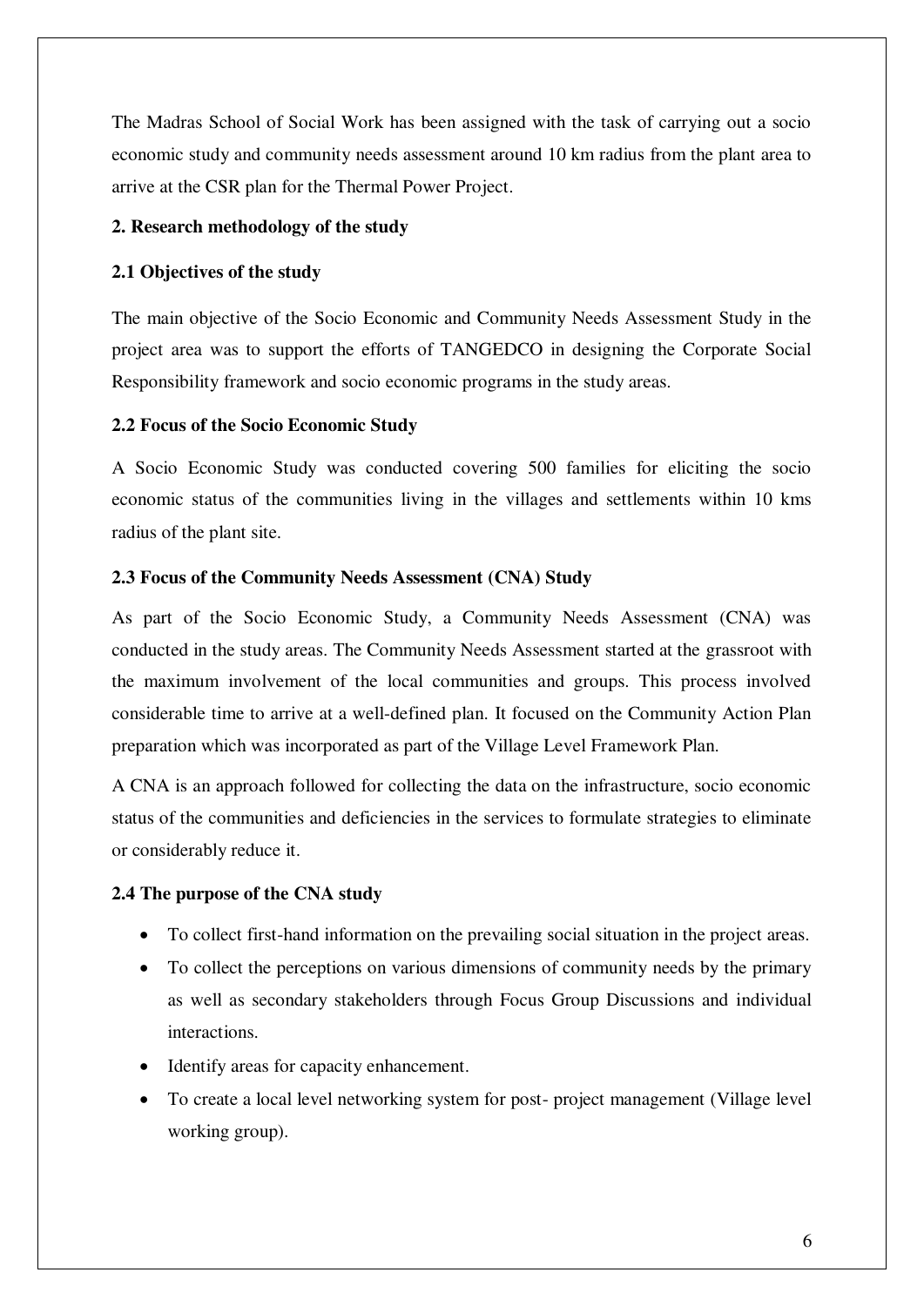The Madras School of Social Work has been assigned with the task of carrying out a socio economic study and community needs assessment around 10 km radius from the plant area to arrive at the CSR plan for the Thermal Power Project.

## 2. Research methodology of the study

### 2.1 Objectives of the study

The main objective of the Socio Economic and Community Needs Assessment Study in the project area was to support the efforts of TANGEDCO in designing the Corporate Social Responsibility framework and socio economic programs in the study areas.

### 2.2 Focus of the Socio Economic Study

A Socio Economic Study was conducted covering 500 families for eliciting the socio economic status of the communities living in the villages and settlements within 10 kms radius of the plant site.

### 2.3 Focus of the Community Needs Assessment (CNA) Study

As part of the Socio Economic Study, a Community Needs Assessment (CNA) was conducted in the study areas. The Community Needs Assessment started at the grassroot with the maximum involvement of the local communities and groups. This process involved considerable time to arrive at a well-defined plan. It focused on the Community Action Plan preparation which was incorporated as part of the Village Level Framework Plan.

A CNA is an approach followed for collecting the data on the infrastructure, socio economic status of the communities and deficiencies in the services to formulate strategies to eliminate or considerably reduce it.

### 2.4 The purpose of the CNA study

- To collect first-hand information on the prevailing social situation in the project areas.
- To collect the perceptions on various dimensions of community needs by the primary as well as secondary stakeholders through Focus Group Discussions and individual interactions.
- Identify areas for capacity enhancement.
- To create a local level networking system for post- project management (Village level working group).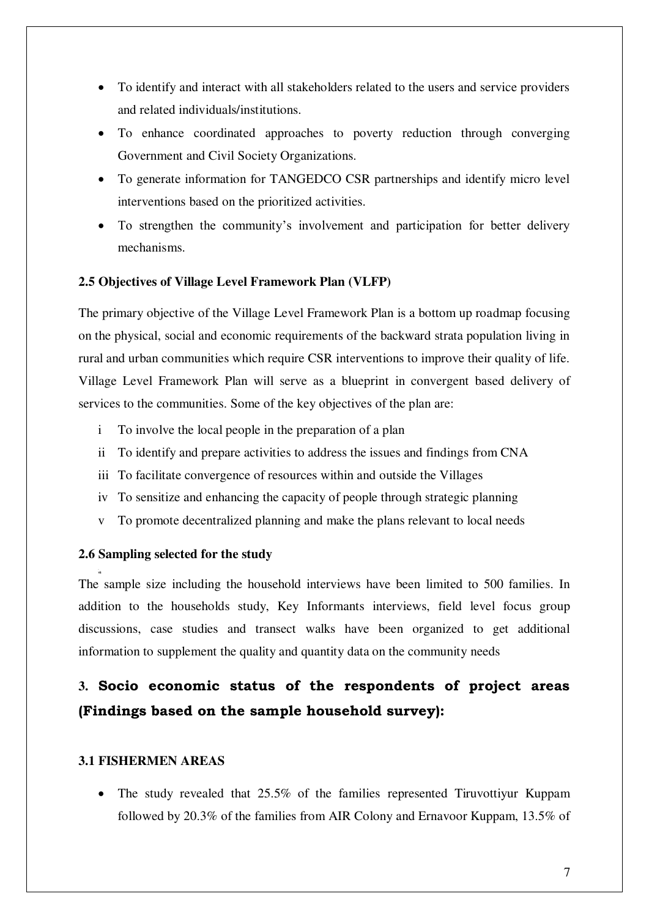- To identify and interact with all stakeholders related to the users and service providers and related individuals/institutions.
- To enhance coordinated approaches to poverty reduction through converging Government and Civil Society Organizations.
- To generate information for TANGEDCO CSR partnerships and identify micro level interventions based on the prioritized activities.
- To strengthen the community's involvement and participation for better delivery mechanisms.

#### 2.5 Objectives of Village Level Framework Plan (VLFP)

The primary objective of the Village Level Framework Plan is a bottom up roadmap focusing on the physical, social and economic requirements of the backward strata population living in rural and urban communities which require CSR interventions to improve their quality of life. Village Level Framework Plan will serve as a blueprint in convergent based delivery of services to the communities. Some of the key objectives of the plan are:

i To involve the local people in the preparation of a plan

ii To identify and prepare activities to address the issues and findings from CNA

iii To facilitate convergence of resources within and outside the Villages

iv To sensitize and enhancing the capacity of people through strategic planning

v To promote decentralized planning and make the plans relevant to local needs

#### 2.6 Sampling selected for the study

The sample size including the household interviews have been limited to 500 families. In addition to the households study, Key Informants interviews, field level focus group discussions, case studies and transect walks have been organized to get additional information to supplement the quality and quantity data on the community needs

## 3. Socio economic status of the respondents of project areas (Findings based on the sample household survey):

#### 3.1 FISHERMEN AREAS

- The study revealed that 25.5% of the families represented Tiruvottiyur Kuppam followed by 20.3% of the families from AIR Colony and Ernavoor Kuppam, 13.5% of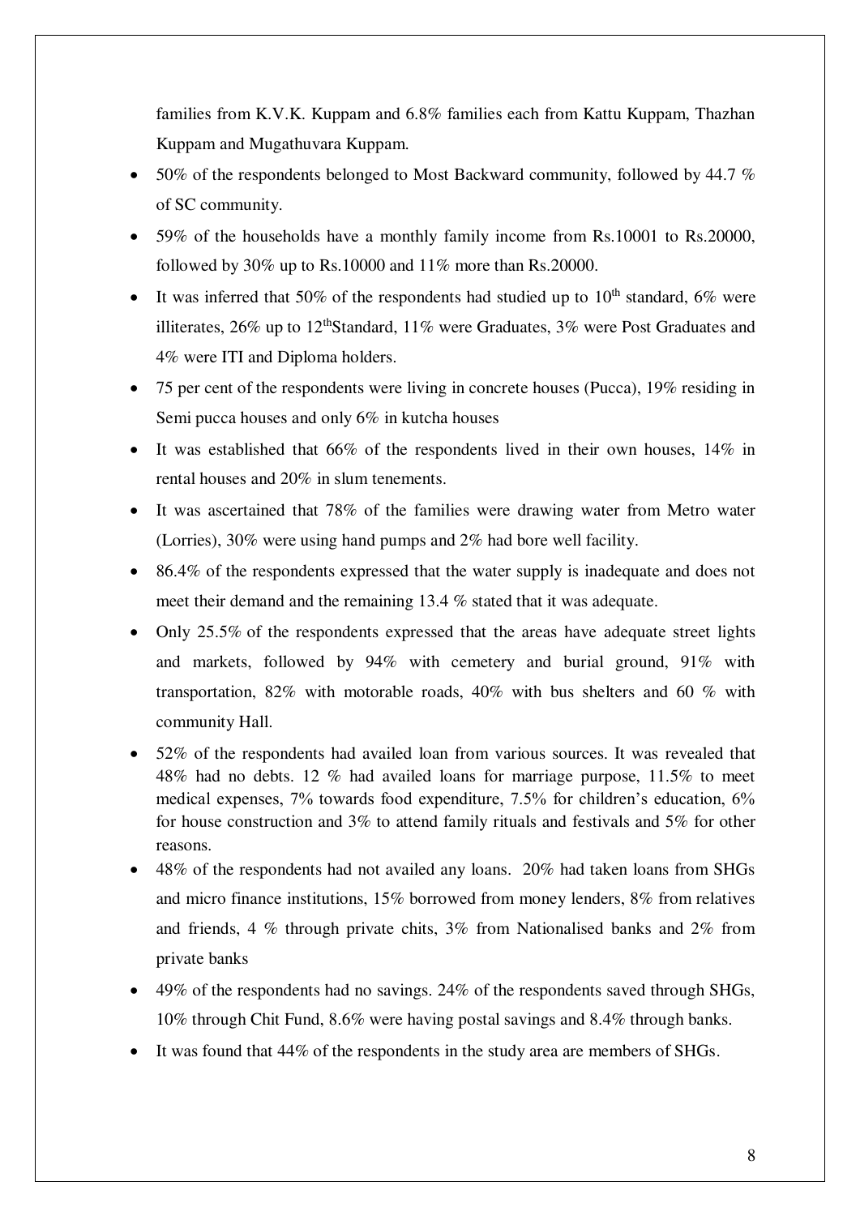families from K.V.K. Kuppam and 6.8% families each from Kattu Kuppam, Thazhan Kuppam and Mugathuvara Kuppam.

- 50% of the respondents belonged to Most Backward community, followed by 44.7 % of SC community.
- 59% of the households have a monthly family income from Rs.10001 to Rs.20000, followed by 30% up to Rs.10000 and 11% more than Rs.20000.
- It was inferred that 50% of the respondents had studied up to 10th standard, 6% were illiterates, 26% up to 12thStandard, 11% were Graduates, 3% were Post Graduates and 4% were ITI and Diploma holders.
- 75 per cent of the respondents were living in concrete houses (Pucca), 19% residing in Semi pucca houses and only 6% in kutcha houses
- It was established that 66% of the respondents lived in their own houses, 14% in rental houses and 20% in slum tenements.
- It was ascertained that 78% of the families were drawing water from Metro water (Lorries), 30% were using hand pumps and 2% had bore well facility.
- 86.4% of the respondents expressed that the water supply is inadequate and does not meet their demand and the remaining 13.4 % stated that it was adequate.
- Only 25.5% of the respondents expressed that the areas have adequate street lights and markets, followed by 94% with cemetery and burial ground, 91% with transportation, 82% with motorable roads, 40% with bus shelters and 60 % with community Hall.
- 52% of the respondents had availed loan from various sources. It was revealed that 48% had no debts. 12 % had availed loans for marriage purpose, 11.5% to meet medical expenses, 7% towards food expenditure, 7.5% for children's education, 6% for house construction and 3% to attend family rituals and festivals and 5% for other reasons.
- 48% of the respondents had not availed any loans. 20% had taken loans from SHGs and micro finance institutions, 15% borrowed from money lenders, 8% from relatives and friends, 4 % through private chits, 3% from Nationalised banks and 2% from private banks
- 49% of the respondents had no savings. 24% of the respondents saved through SHGs, 10% through Chit Fund, 8.6% were having postal savings and 8.4% through banks.
- It was found that 44% of the respondents in the study area are members of SHGs.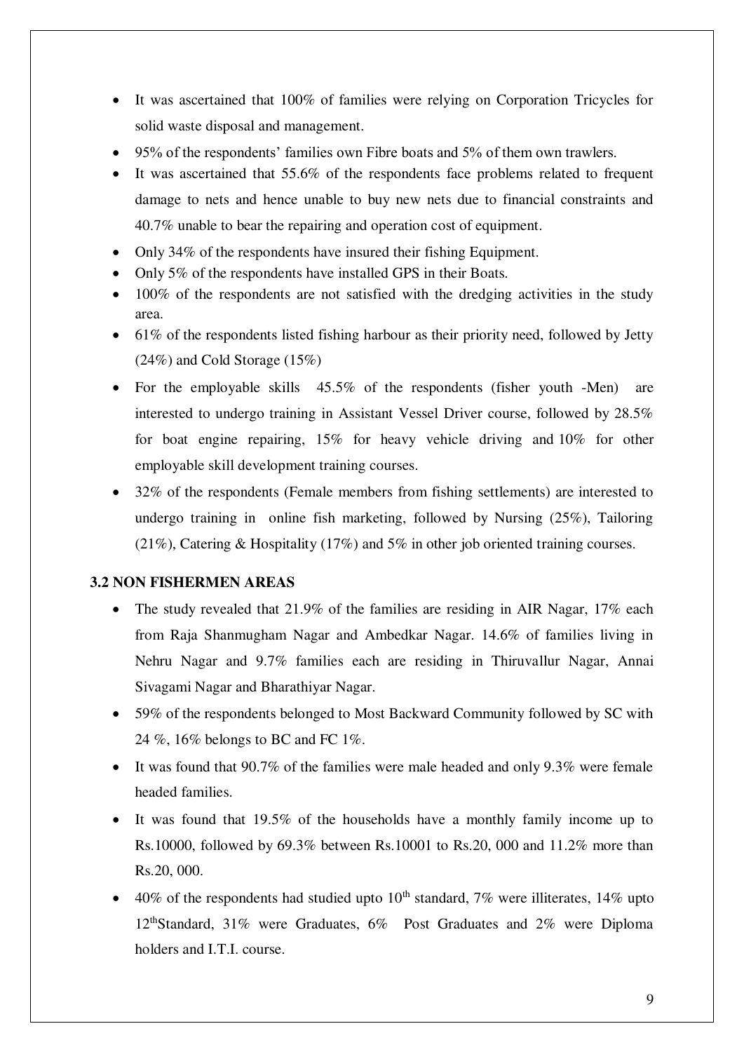- It was ascertained that 100% of families were relying on Corporation Tricycles for solid waste disposal and management.
- 95% of the respondents' families own Fibre boats and 5% of them own trawlers.
- It was ascertained that 55.6% of the respondents face problems related to frequent damage to nets and hence unable to buy new nets due to financial constraints and 40.7% unable to bear the repairing and operation cost of equipment.
- Only 34% of the respondents have insured their fishing Equipment.
- Only 5% of the respondents have installed GPS in their Boats.
- 100% of the respondents are not satisfied with the dredging activities in the study area.
- 61% of the respondents listed fishing harbour as their priority need, followed by Jetty (24%) and Cold Storage (15%)
- For the employable skills 45.5% of the respondents (fisher youth -Men) are interested to undergo training in Assistant Vessel Driver course, followed by 28.5% for boat engine repairing, 15% for heavy vehicle driving and 10% for other employable skill development training courses.
- 32% of the respondents (Female members from fishing settlements) are interested to undergo training in online fish marketing, followed by Nursing (25%), Tailoring (21%), Catering & Hospitality (17%) and 5% in other job oriented training courses.

### 3.2 NON FISHERMEN AREAS

- The study revealed that 21.9% of the families are residing in AIR Nagar, 17% each from Raja Shanmugham Nagar and Ambedkar Nagar. 14.6% of families living in Nehru Nagar and 9.7% families each are residing in Thiruvallur Nagar, Annai Sivagami Nagar and Bharathiyar Nagar.
- 59% of the respondents belonged to Most Backward Community followed by SC with 24 %, 16% belongs to BC and FC 1%.
- It was found that 90.7% of the families were male headed and only 9.3% were female headed families.
- It was found that 19.5% of the households have a monthly family income up to Rs.10000, followed by 69.3% between Rs.10001 to Rs.20, 000 and 11.2% more than Rs.20, 000.
- 40% of the respondents had studied upto 10th standard, 7% were illiterates, 14% upto 12thStandard, 31% were Graduates, 6% Post Graduates and 2% were Diploma holders and I.T.I. course.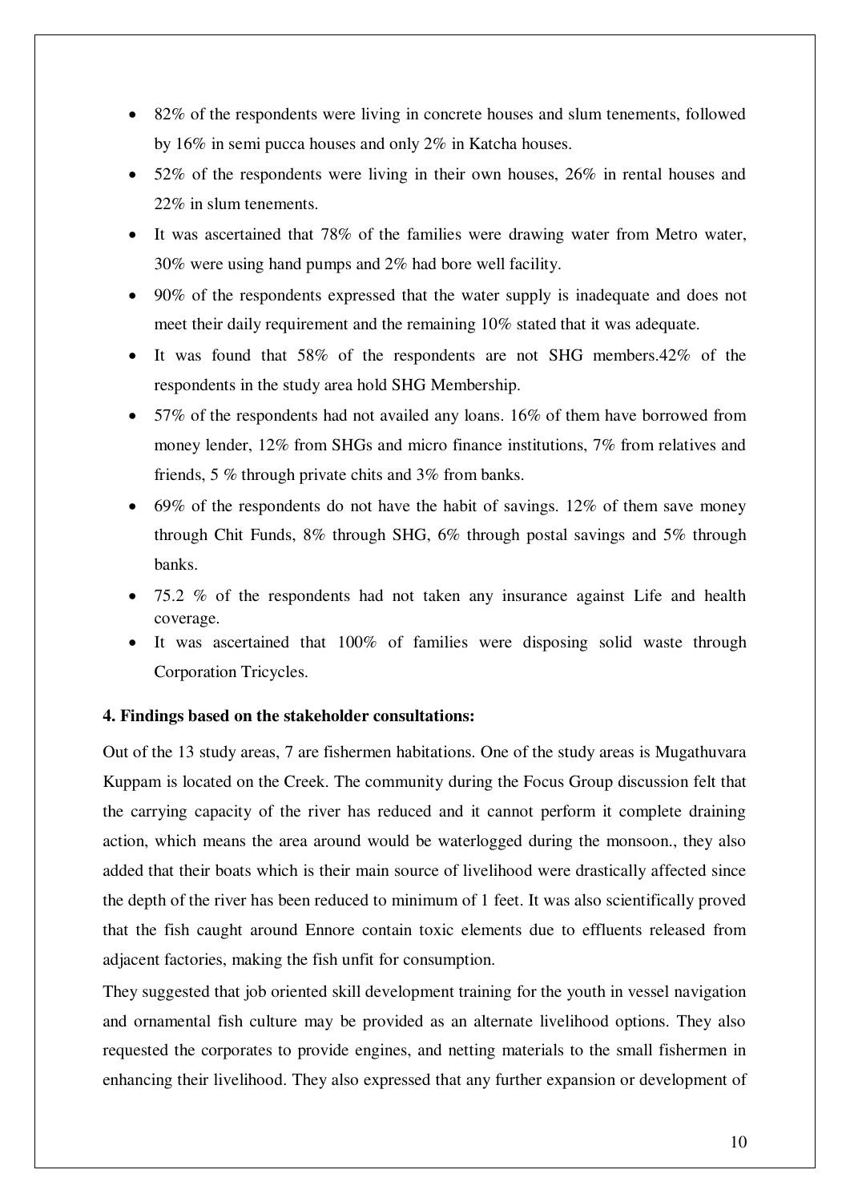- 82% of the respondents were living in concrete houses and slum tenements, followed by 16% in semi pucca houses and only 2% in Katcha houses.
- 52% of the respondents were living in their own houses, 26% in rental houses and 22% in slum tenements.
- It was ascertained that 78% of the families were drawing water from Metro water, 30% were using hand pumps and 2% had bore well facility.
- 90% of the respondents expressed that the water supply is inadequate and does not meet their daily requirement and the remaining 10% stated that it was adequate.
- It was found that 58% of the respondents are not SHG members.42% of the respondents in the study area hold SHG Membership.
- 57% of the respondents had not availed any loans. 16% of them have borrowed from money lender, 12% from SHGs and micro finance institutions, 7% from relatives and friends, 5 % through private chits and 3% from banks.
- 69% of the respondents do not have the habit of savings. 12% of them save money through Chit Funds, 8% through SHG, 6% through postal savings and 5% through banks.
- 75.2 % of the respondents had not taken any insurance against Life and health coverage.
- It was ascertained that 100% of families were disposing solid waste through Corporation Tricycles.

**4. Findings based on the stakeholder consultations:**

Out of the 13 study areas, 7 are fishermen habitations. One of the study areas is Mugathuvara Kuppam is located on the Creek. The community during the Focus Group discussion felt that the carrying capacity of the river has reduced and it cannot perform it complete draining action, which means the area around would be waterlogged during the monsoon., they also added that their boats which is their main source of livelihood were drastically affected since the depth of the river has been reduced to minimum of 1 feet. It was also scientifically proved that the fish caught around Ennore contain toxic elements due to effluents released from adjacent factories, making the fish unfit for consumption.

They suggested that job oriented skill development training for the youth in vessel navigation and ornamental fish culture may be provided as an alternate livelihood options. They also requested the corporates to provide engines, and netting materials to the small fishermen in enhancing their livelihood. They also expressed that any further expansion or development of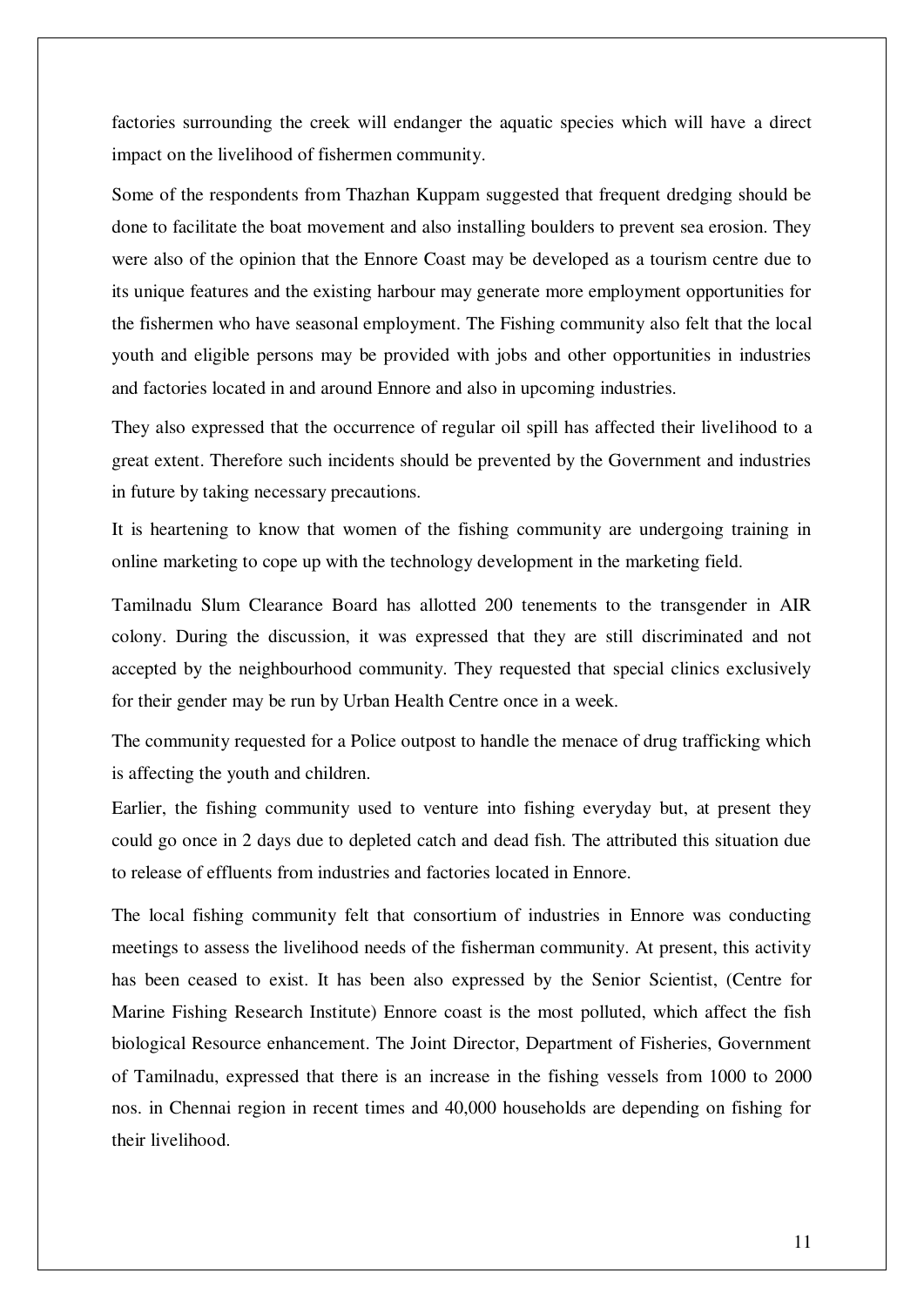factories surrounding the creek will endanger the aquatic species which will have a direct impact on the livelihood of fishermen community.

Some of the respondents from Thazhan Kuppam suggested that frequent dredging should be done to facilitate the boat movement and also installing boulders to prevent sea erosion. They were also of the opinion that the Ennore Coast may be developed as a tourism centre due to its unique features and the existing harbour may generate more employment opportunities for the fishermen who have seasonal employment. The Fishing community also felt that the local youth and eligible persons may be provided with jobs and other opportunities in industries and factories located in and around Ennore and also in upcoming industries.

They also expressed that the occurrence of regular oil spill has affected their livelihood to a great extent. Therefore such incidents should be prevented by the Government and industries in future by taking necessary precautions.

It is heartening to know that women of the fishing community are undergoing training in online marketing to cope up with the technology development in the marketing field.

Tamilnadu Slum Clearance Board has allotted 200 tenements to the transgender in AIR colony. During the discussion, it was expressed that they are still discriminated and not accepted by the neighbourhood community. They requested that special clinics exclusively for their gender may be run by Urban Health Centre once in a week.

The community requested for a Police outpost to handle the menace of drug trafficking which is affecting the youth and children.

Earlier, the fishing community used to venture into fishing everyday but, at present they could go once in 2 days due to depleted catch and dead fish. The attributed this situation due to release of effluents from industries and factories located in Ennore.

The local fishing community felt that consortium of industries in Ennore was conducting meetings to assess the livelihood needs of the fisherman community. At present, this activity has been ceased to exist. It has been also expressed by the Senior Scientist, (Centre for Marine Fishing Research Institute) Ennore coast is the most polluted, which affect the fish biological Resource enhancement. The Joint Director, Department of Fisheries, Government of Tamilnadu, expressed that there is an increase in the fishing vessels from 1000 to 2000 nos. in Chennai region in recent times and 40,000 households are depending on fishing for their livelihood.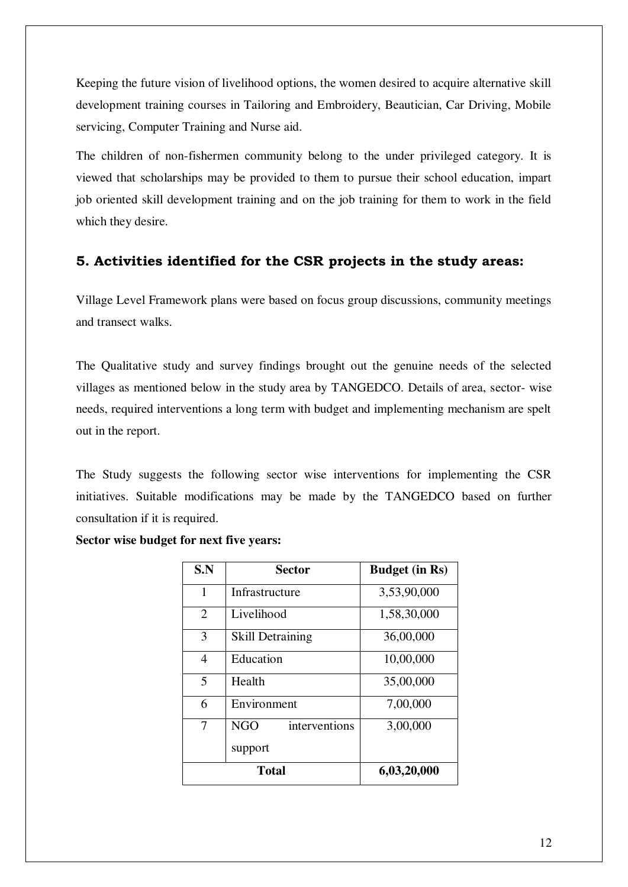Keeping the future vision of livelihood options, the women desired to acquire alternative skill development training courses in Tailoring and Embroidery, Beautician, Car Driving, Mobile servicing, Computer Training and Nurse aid.

The children of non-fishermen community belong to the under privileged category. It is viewed that scholarships may be provided to them to pursue their school education, impart job oriented skill development training and on the job training for them to work in the field which they desire.

## 5. Activities identified for the CSR projects in the study areas:

Village Level Framework plans were based on focus group discussions, community meetings and transect walks.

The Qualitative study and survey findings brought out the genuine needs of the selected villages as mentioned below in the study area by TANGEDCO. Details of area, sector- wise needs, required interventions a long term with budget and implementing mechanism are spelt out in the report.

The Study suggests the following sector wise interventions for implementing the CSR initiatives. Suitable modifications may be made by the TANGEDCO based on further consultation if it is required.

**Sector wise budget for next five years:**

| S.N | Sector | Budget (in Rs) |
|---|---|---|
| 1 | Infrastructure | 3,53,90,000 |
| 2 | Livelihood | 1,58,30,000 |
| 3 | Skill Detraining | 36,00,000 |
| 4 | Education | 10,00,000 |
| 5 | Health | 35,00,000 |
| 6 | Environment | 7,00,000 |
| 7 | NGO interventions support | 3,00,000 |
| **Total** | | **6,03,20,000** |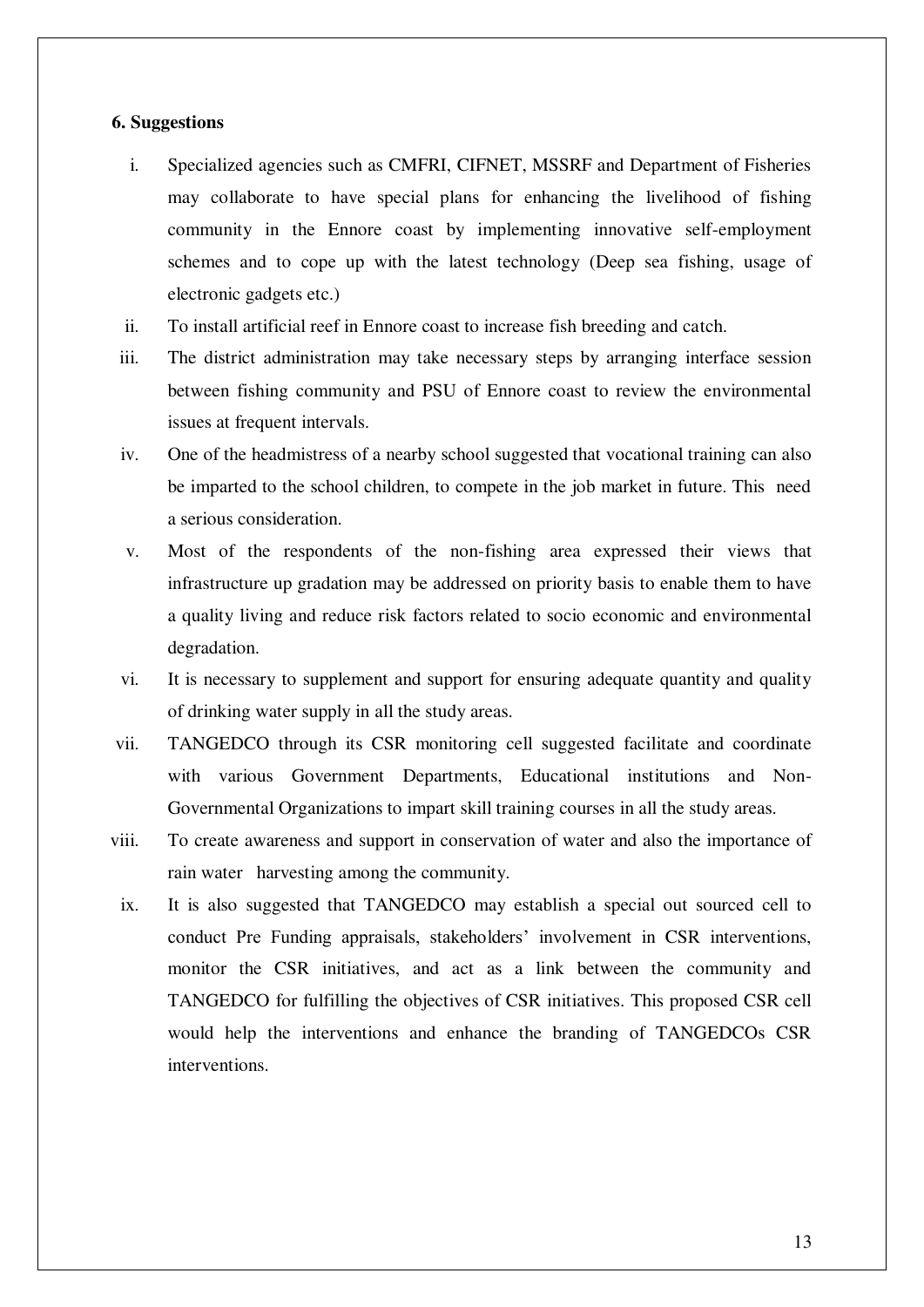## 6. Suggestions

i. Specialized agencies such as CMFRI, CIFNET, MSSRF and Department of Fisheries may collaborate to have special plans for enhancing the livelihood of fishing community in the Ennore coast by implementing innovative self-employment schemes and to cope up with the latest technology (Deep sea fishing, usage of electronic gadgets etc.)

ii. To install artificial reef in Ennore coast to increase fish breeding and catch.

iii. The district administration may take necessary steps by arranging interface session between fishing community and PSU of Ennore coast to review the environmental issues at frequent intervals.

iv. One of the headmistress of a nearby school suggested that vocational training can also be imparted to the school children, to compete in the job market in future. This need a serious consideration.

v. Most of the respondents of the non-fishing area expressed their views that infrastructure up gradation may be addressed on priority basis to enable them to have a quality living and reduce risk factors related to socio economic and environmental degradation.

vi. It is necessary to supplement and support for ensuring adequate quantity and quality of drinking water supply in all the study areas.

vii. TANGEDCO through its CSR monitoring cell suggested facilitate and coordinate with various Government Departments, Educational institutions and Non-Governmental Organizations to impart skill training courses in all the study areas.

viii. To create awareness and support in conservation of water and also the importance of rain water harvesting among the community.

ix. It is also suggested that TANGEDCO may establish a special out sourced cell to conduct Pre Funding appraisals, stakeholders' involvement in CSR interventions, monitor the CSR initiatives, and act as a link between the community and TANGEDCO for fulfilling the objectives of CSR initiatives. This proposed CSR cell would help the interventions and enhance the branding of TANGEDCOs CSR interventions.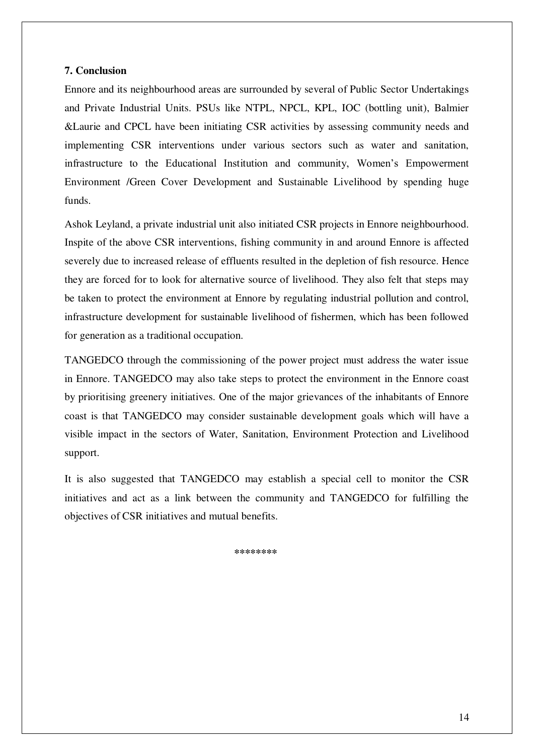**7. Conclusion**

Ennore and its neighbourhood areas are surrounded by several of Public Sector Undertakings and Private Industrial Units. PSUs like NTPL, NPCL, KPL, IOC (bottling unit), Balmier &Laurie and CPCL have been initiating CSR activities by assessing community needs and implementing CSR interventions under various sectors such as water and sanitation, infrastructure to the Educational Institution and community, Women's Empowerment Environment /Green Cover Development and Sustainable Livelihood by spending huge funds.

Ashok Leyland, a private industrial unit also initiated CSR projects in Ennore neighbourhood. Inspite of the above CSR interventions, fishing community in and around Ennore is affected severely due to increased release of effluents resulted in the depletion of fish resource. Hence they are forced for to look for alternative source of livelihood. They also felt that steps may be taken to protect the environment at Ennore by regulating industrial pollution and control, infrastructure development for sustainable livelihood of fishermen, which has been followed for generation as a traditional occupation.

TANGEDCO through the commissioning of the power project must address the water issue in Ennore. TANGEDCO may also take steps to protect the environment in the Ennore coast by prioritising greenery initiatives. One of the major grievances of the inhabitants of Ennore coast is that TANGEDCO may consider sustainable development goals which will have a visible impact in the sectors of Water, Sanitation, Environment Protection and Livelihood support.

It is also suggested that TANGEDCO may establish a special cell to monitor the CSR initiatives and act as a link between the community and TANGEDCO for fulfilling the objectives of CSR initiatives and mutual benefits.

********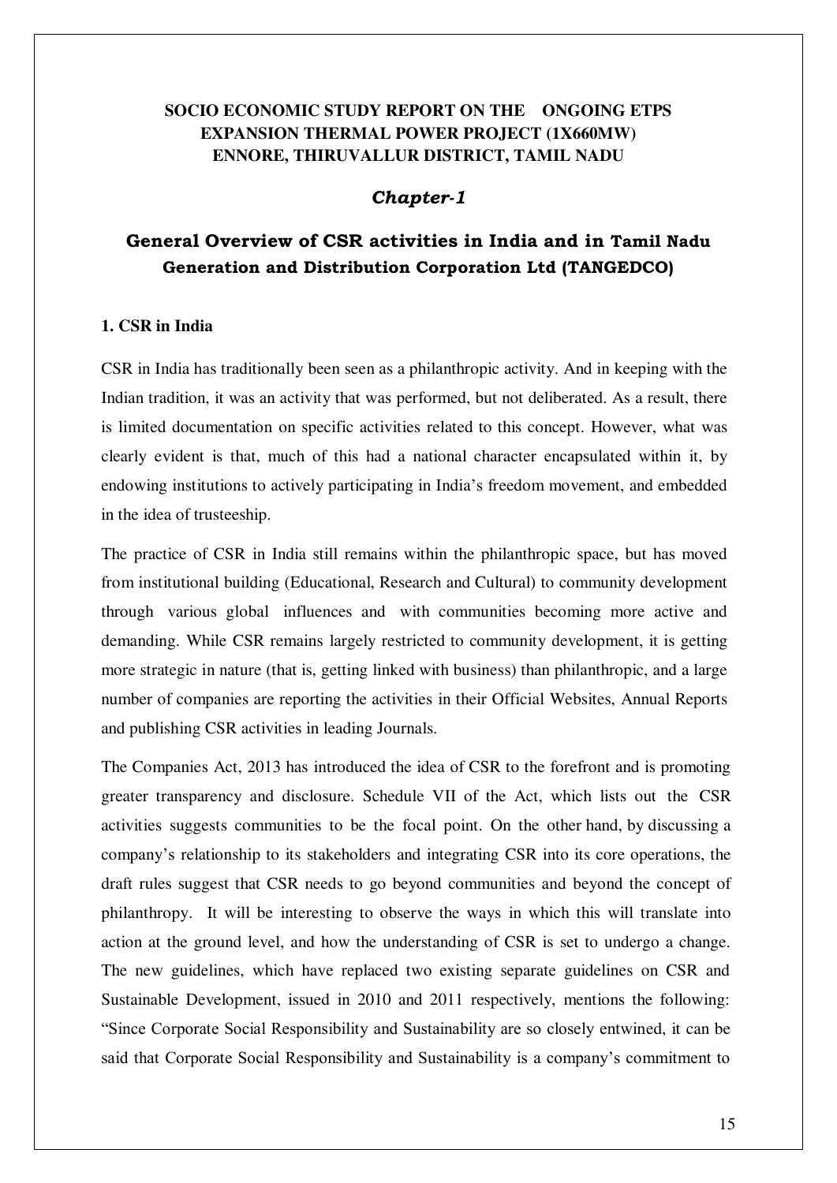**SOCIO ECONOMIC STUDY REPORT ON THE ONGOING ETPS EXPANSION THERMAL POWER PROJECT (1X660MW) ENNORE, THIRUVALLUR DISTRICT, TAMIL NADU**

*Chapter-1*

## General Overview of CSR activities in India and in Tamil Nadu Generation and Distribution Corporation Ltd (TANGEDCO)

### 1. CSR in India

CSR in India has traditionally been seen as a philanthropic activity. And in keeping with the Indian tradition, it was an activity that was performed, but not deliberated. As a result, there is limited documentation on specific activities related to this concept. However, what was clearly evident is that, much of this had a national character encapsulated within it, by endowing institutions to actively participating in India's freedom movement, and embedded in the idea of trusteeship.

The practice of CSR in India still remains within the philanthropic space, but has moved from institutional building (Educational, Research and Cultural) to community development through various global influences and with communities becoming more active and demanding. While CSR remains largely restricted to community development, it is getting more strategic in nature (that is, getting linked with business) than philanthropic, and a large number of companies are reporting the activities in their Official Websites, Annual Reports and publishing CSR activities in leading Journals.

The Companies Act, 2013 has introduced the idea of CSR to the forefront and is promoting greater transparency and disclosure. Schedule VII of the Act, which lists out the CSR activities suggests communities to be the focal point. On the other hand, by discussing a company's relationship to its stakeholders and integrating CSR into its core operations, the draft rules suggest that CSR needs to go beyond communities and beyond the concept of philanthropy. It will be interesting to observe the ways in which this will translate into action at the ground level, and how the understanding of CSR is set to undergo a change. The new guidelines, which have replaced two existing separate guidelines on CSR and Sustainable Development, issued in 2010 and 2011 respectively, mentions the following: "Since Corporate Social Responsibility and Sustainability are so closely entwined, it can be said that Corporate Social Responsibility and Sustainability is a company's commitment to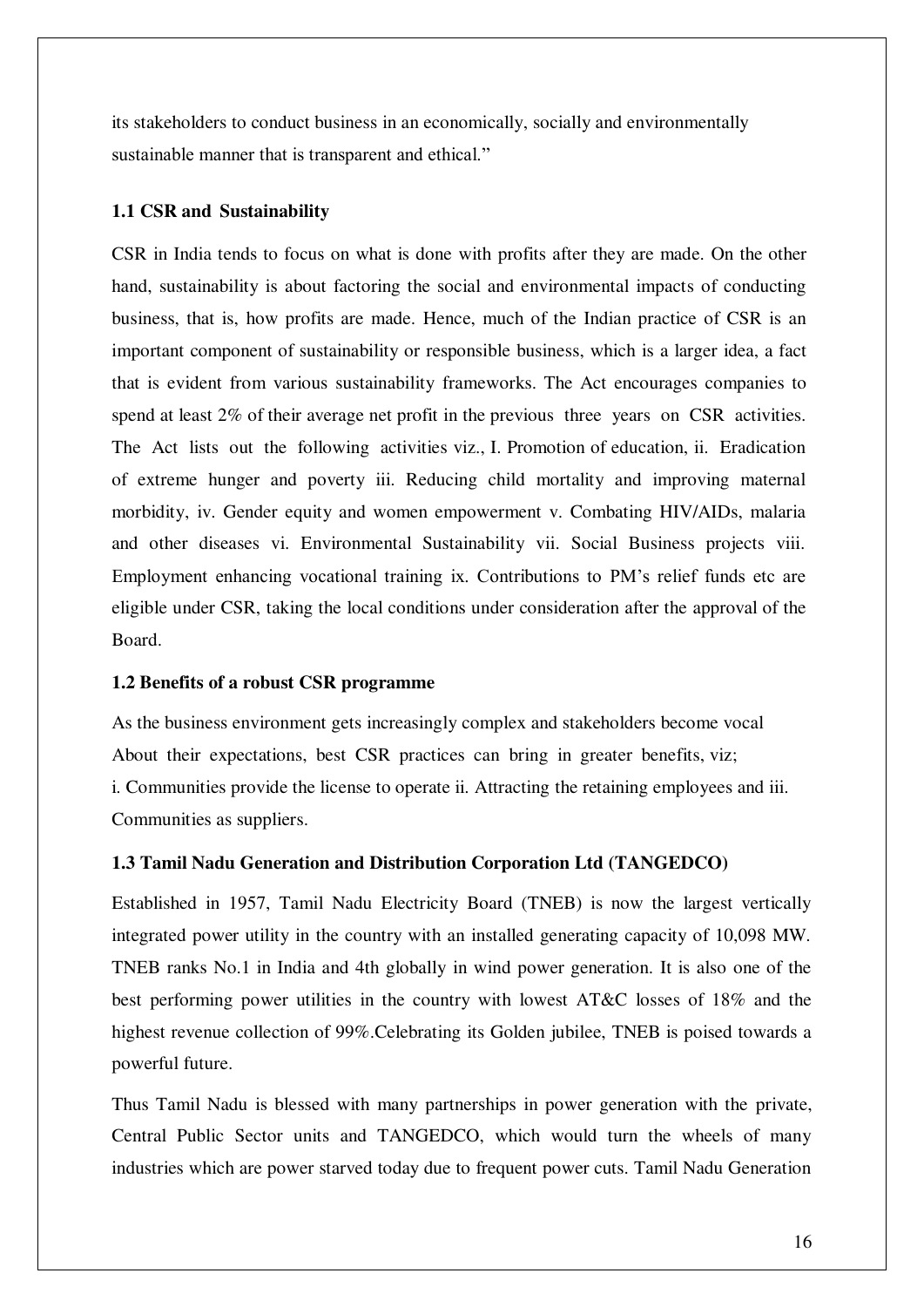its stakeholders to conduct business in an economically, socially and environmentally sustainable manner that is transparent and ethical."

### 1.1 CSR and Sustainability

CSR in India tends to focus on what is done with profits after they are made. On the other hand, sustainability is about factoring the social and environmental impacts of conducting business, that is, how profits are made. Hence, much of the Indian practice of CSR is an important component of sustainability or responsible business, which is a larger idea, a fact that is evident from various sustainability frameworks. The Act encourages companies to spend at least 2% of their average net profit in the previous three years on CSR activities. The Act lists out the following activities viz., I. Promotion of education, ii. Eradication of extreme hunger and poverty iii. Reducing child mortality and improving maternal morbidity, iv. Gender equity and women empowerment v. Combating HIV/AIDs, malaria and other diseases vi. Environmental Sustainability vii. Social Business projects viii. Employment enhancing vocational training ix. Contributions to PM's relief funds etc are eligible under CSR, taking the local conditions under consideration after the approval of the Board.

### 1.2 Benefits of a robust CSR programme

As the business environment gets increasingly complex and stakeholders become vocal About their expectations, best CSR practices can bring in greater benefits, viz; i. Communities provide the license to operate ii. Attracting the retaining employees and iii. Communities as suppliers.

### 1.3 Tamil Nadu Generation and Distribution Corporation Ltd (TANGEDCO)

Established in 1957, Tamil Nadu Electricity Board (TNEB) is now the largest vertically integrated power utility in the country with an installed generating capacity of 10,098 MW. TNEB ranks No.1 in India and 4th globally in wind power generation. It is also one of the best performing power utilities in the country with lowest AT&C losses of 18% and the highest revenue collection of 99%.Celebrating its Golden jubilee, TNEB is poised towards a powerful future.

Thus Tamil Nadu is blessed with many partnerships in power generation with the private, Central Public Sector units and TANGEDCO, which would turn the wheels of many industries which are power starved today due to frequent power cuts. Tamil Nadu Generation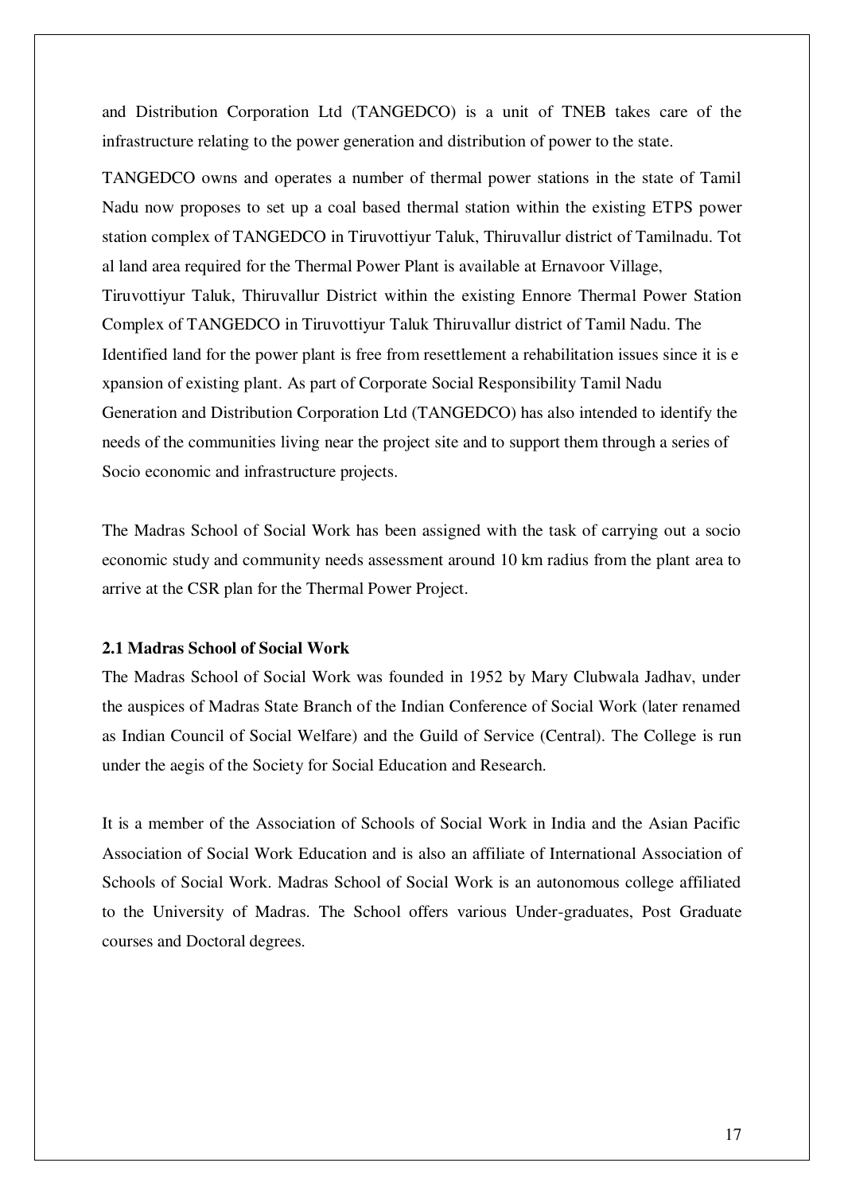and Distribution Corporation Ltd (TANGEDCO) is a unit of TNEB takes care of the infrastructure relating to the power generation and distribution of power to the state.

TANGEDCO owns and operates a number of thermal power stations in the state of Tamil Nadu now proposes to set up a coal based thermal station within the existing ETPS power station complex of TANGEDCO in Tiruvottiyur Taluk, Thiruvallur district of Tamilnadu. Tot al land area required for the Thermal Power Plant is available at Ernavoor Village, Tiruvottiyur Taluk, Thiruvallur District within the existing Ennore Thermal Power Station Complex of TANGEDCO in Tiruvottiyur Taluk Thiruvallur district of Tamil Nadu. The Identified land for the power plant is free from resettlement a rehabilitation issues since it is e xpansion of existing plant. As part of Corporate Social Responsibility Tamil Nadu Generation and Distribution Corporation Ltd (TANGEDCO) has also intended to identify the needs of the communities living near the project site and to support them through a series of Socio economic and infrastructure projects.

The Madras School of Social Work has been assigned with the task of carrying out a socio economic study and community needs assessment around 10 km radius from the plant area to arrive at the CSR plan for the Thermal Power Project.

### 2.1 Madras School of Social Work

The Madras School of Social Work was founded in 1952 by Mary Clubwala Jadhav, under the auspices of Madras State Branch of the Indian Conference of Social Work (later renamed as Indian Council of Social Welfare) and the Guild of Service (Central). The College is run under the aegis of the Society for Social Education and Research.

It is a member of the Association of Schools of Social Work in India and the Asian Pacific Association of Social Work Education and is also an affiliate of International Association of Schools of Social Work. Madras School of Social Work is an autonomous college affiliated to the University of Madras. The School offers various Under-graduates, Post Graduate courses and Doctoral degrees.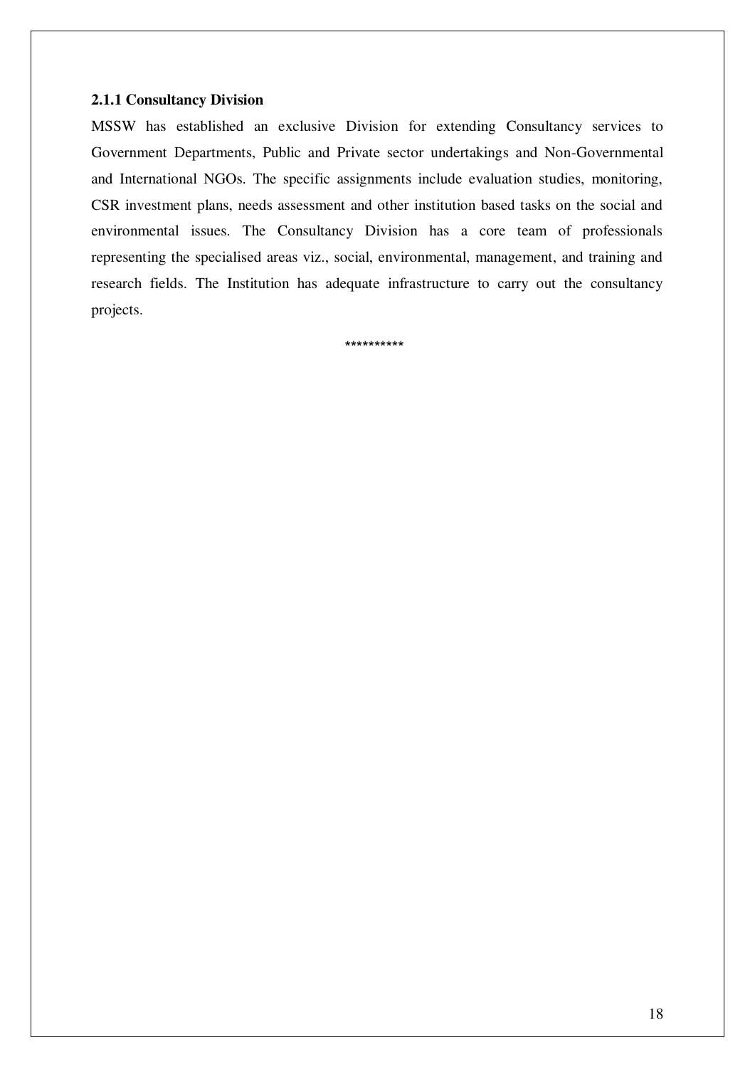#### 2.1.1 Consultancy Division

MSSW has established an exclusive Division for extending Consultancy services to Government Departments, Public and Private sector undertakings and Non-Governmental and International NGOs. The specific assignments include evaluation studies, monitoring, CSR investment plans, needs assessment and other institution based tasks on the social and environmental issues. The Consultancy Division has a core team of professionals representing the specialised areas viz., social, environmental, management, and training and research fields. The Institution has adequate infrastructure to carry out the consultancy projects.

**********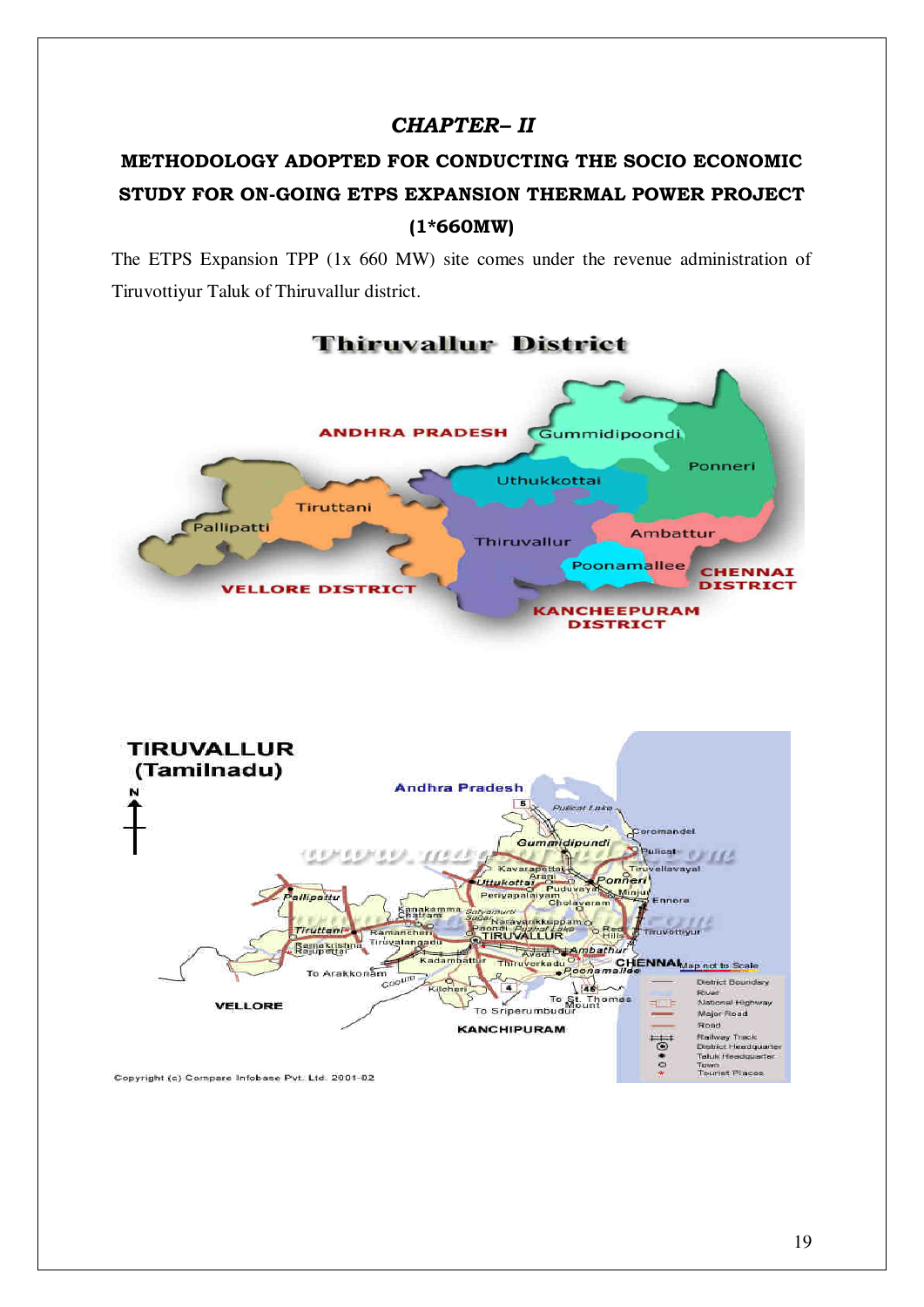## *CHAPTER– II*

### METHODOLOGY ADOPTED FOR CONDUCTING THE SOCIO ECONOMIC STUDY FOR ON-GOING ETPS EXPANSION THERMAL POWER PROJECT (1*660MW)

The ETPS Expansion TPP (1x 660 MW) site comes under the revenue administration of Tiruvottiyur Taluk of Thiruvallur district.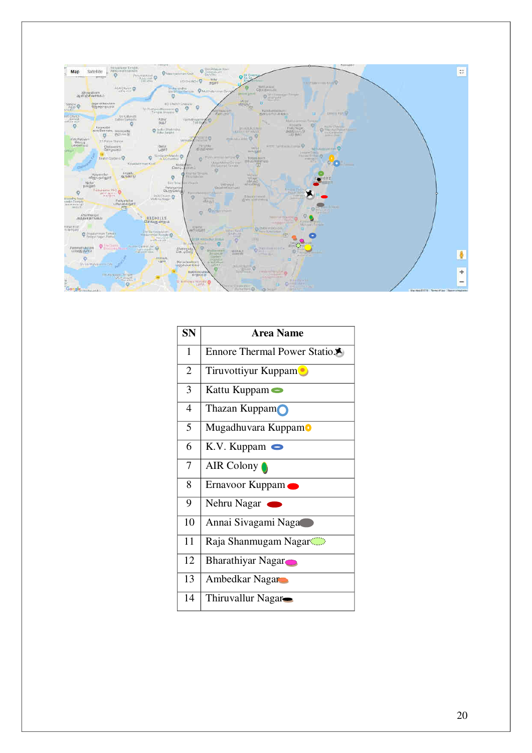| SN | Area Name |
|---|---|
| 1 | Ennore Thermal Power Statio |
| 2 | Tiruvottiyur Kuppam |
| 3 | Kattu Kuppam |
| 4 | Thazan Kuppam |
| 5 | Mugadhuvara Kuppam |
| 6 | K.V. Kuppam |
| 7 | AIR Colony |
| 8 | Ernavoor Kuppam |
| 9 | Nehru Nagar |
| 10 | Annai Sivagami Naga |
| 11 | Raja Shanmugam Nagar |
| 12 | Bharathiyar Nagar |
| 13 | Ambedkar Nagar |
| 14 | Thiruvallur Nagar |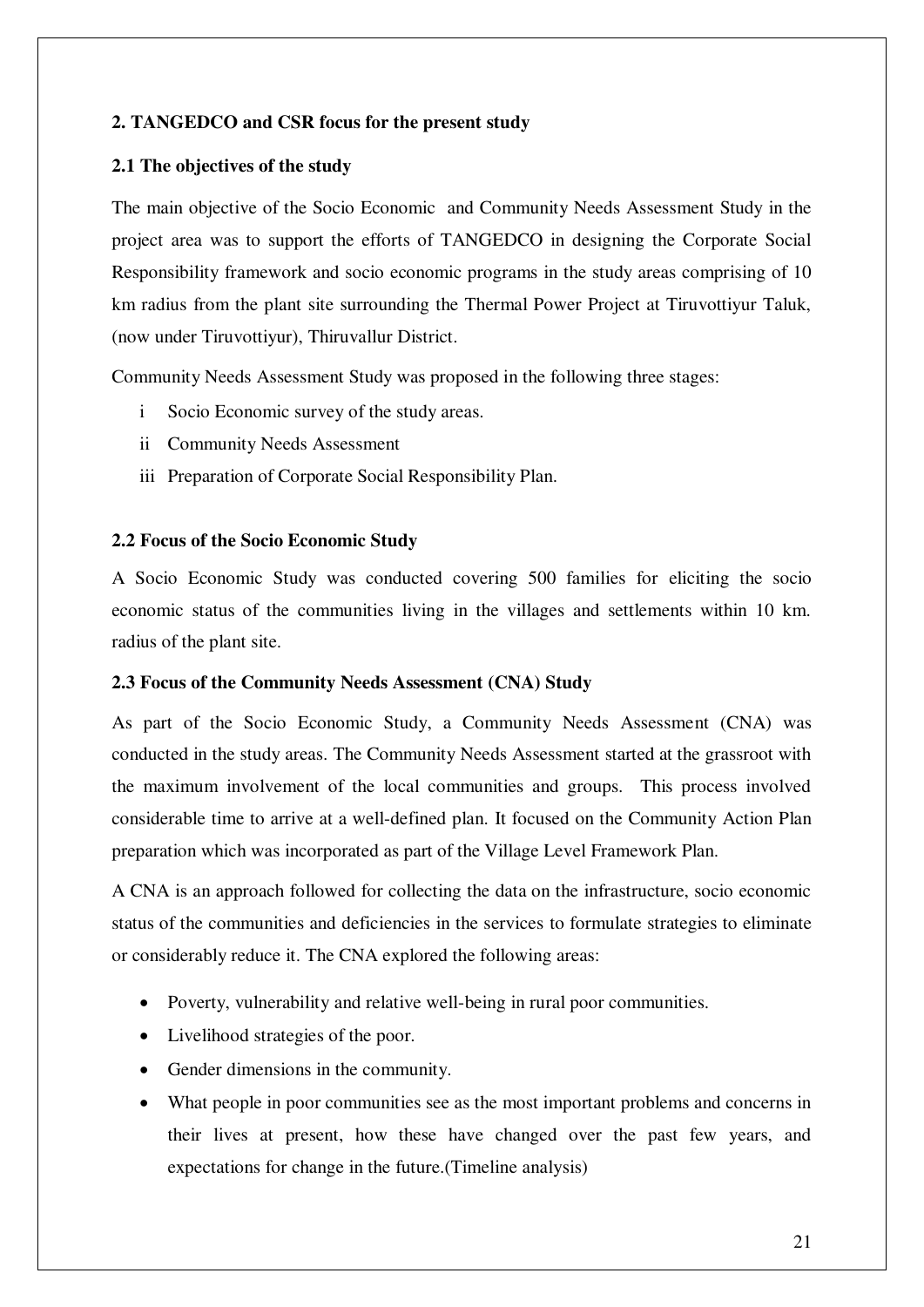## 2. TANGEDCO and CSR focus for the present study

### 2.1 The objectives of the study

The main objective of the Socio Economic and Community Needs Assessment Study in the project area was to support the efforts of TANGEDCO in designing the Corporate Social Responsibility framework and socio economic programs in the study areas comprising of 10 km radius from the plant site surrounding the Thermal Power Project at Tiruvottiyur Taluk, (now under Tiruvottiyur), Thiruvallur District.

Community Needs Assessment Study was proposed in the following three stages:

i Socio Economic survey of the study areas.

ii Community Needs Assessment

iii Preparation of Corporate Social Responsibility Plan.

### 2.2 Focus of the Socio Economic Study

A Socio Economic Study was conducted covering 500 families for eliciting the socio economic status of the communities living in the villages and settlements within 10 km. radius of the plant site.

### 2.3 Focus of the Community Needs Assessment (CNA) Study

As part of the Socio Economic Study, a Community Needs Assessment (CNA) was conducted in the study areas. The Community Needs Assessment started at the grassroot with the maximum involvement of the local communities and groups. This process involved considerable time to arrive at a well-defined plan. It focused on the Community Action Plan preparation which was incorporated as part of the Village Level Framework Plan.

A CNA is an approach followed for collecting the data on the infrastructure, socio economic status of the communities and deficiencies in the services to formulate strategies to eliminate or considerably reduce it. The CNA explored the following areas:

- Poverty, vulnerability and relative well-being in rural poor communities.
- Livelihood strategies of the poor.
- Gender dimensions in the community.
- What people in poor communities see as the most important problems and concerns in their lives at present, how these have changed over the past few years, and expectations for change in the future.(Timeline analysis)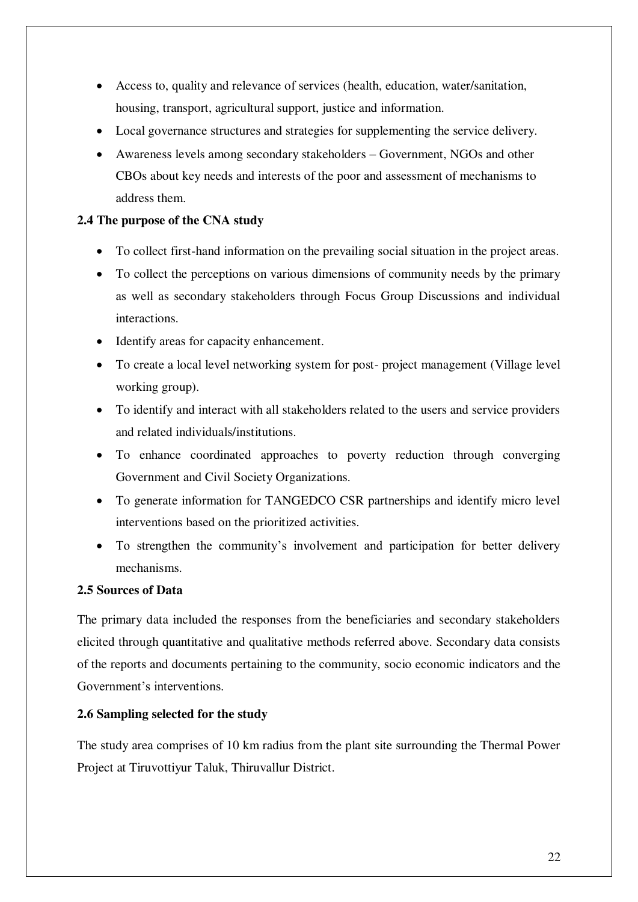- Access to, quality and relevance of services (health, education, water/sanitation, housing, transport, agricultural support, justice and information.
- Local governance structures and strategies for supplementing the service delivery.
- Awareness levels among secondary stakeholders – Government, NGOs and other CBOs about key needs and interests of the poor and assessment of mechanisms to address them.

### 2.4 The purpose of the CNA study

- To collect first-hand information on the prevailing social situation in the project areas.
- To collect the perceptions on various dimensions of community needs by the primary as well as secondary stakeholders through Focus Group Discussions and individual interactions.
- Identify areas for capacity enhancement.
- To create a local level networking system for post- project management (Village level working group).
- To identify and interact with all stakeholders related to the users and service providers and related individuals/institutions.
- To enhance coordinated approaches to poverty reduction through converging Government and Civil Society Organizations.
- To generate information for TANGEDCO CSR partnerships and identify micro level interventions based on the prioritized activities.
- To strengthen the community's involvement and participation for better delivery mechanisms.

### 2.5 Sources of Data

The primary data included the responses from the beneficiaries and secondary stakeholders elicited through quantitative and qualitative methods referred above. Secondary data consists of the reports and documents pertaining to the community, socio economic indicators and the Government's interventions.

### 2.6 Sampling selected for the study

The study area comprises of 10 km radius from the plant site surrounding the Thermal Power Project at Tiruvottiyur Taluk, Thiruvallur District.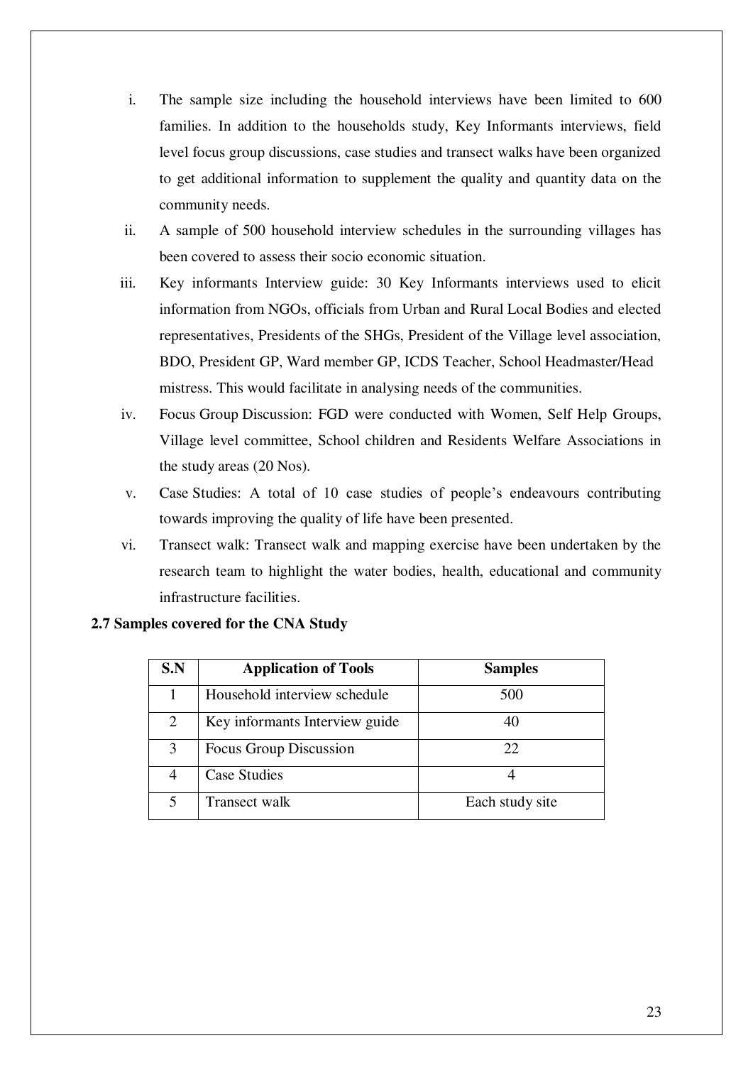i. The sample size including the household interviews have been limited to 600 families. In addition to the households study, Key Informants interviews, field level focus group discussions, case studies and transect walks have been organized to get additional information to supplement the quality and quantity data on the community needs.

ii. A sample of 500 household interview schedules in the surrounding villages has been covered to assess their socio economic situation.

iii. Key informants Interview guide: 30 Key Informants interviews used to elicit information from NGOs, officials from Urban and Rural Local Bodies and elected representatives, Presidents of the SHGs, President of the Village level association, BDO, President GP, Ward member GP, ICDS Teacher, School Headmaster/Head mistress. This would facilitate in analysing needs of the communities.

iv. Focus Group Discussion: FGD were conducted with Women, Self Help Groups, Village level committee, School children and Residents Welfare Associations in the study areas (20 Nos).

v. Case Studies: A total of 10 case studies of people's endeavours contributing towards improving the quality of life have been presented.

vi. Transect walk: Transect walk and mapping exercise have been undertaken by the research team to highlight the water bodies, health, educational and community infrastructure facilities.

### 2.7 Samples covered for the CNA Study

| S.N | Application of Tools | Samples |
|---|---|---|
| 1 | Household interview schedule | 500 |
| 2 | Key informants Interview guide | 40 |
| 3 | Focus Group Discussion | 22 |
| 4 | Case Studies | 4 |
| 5 | Transect walk | Each study site |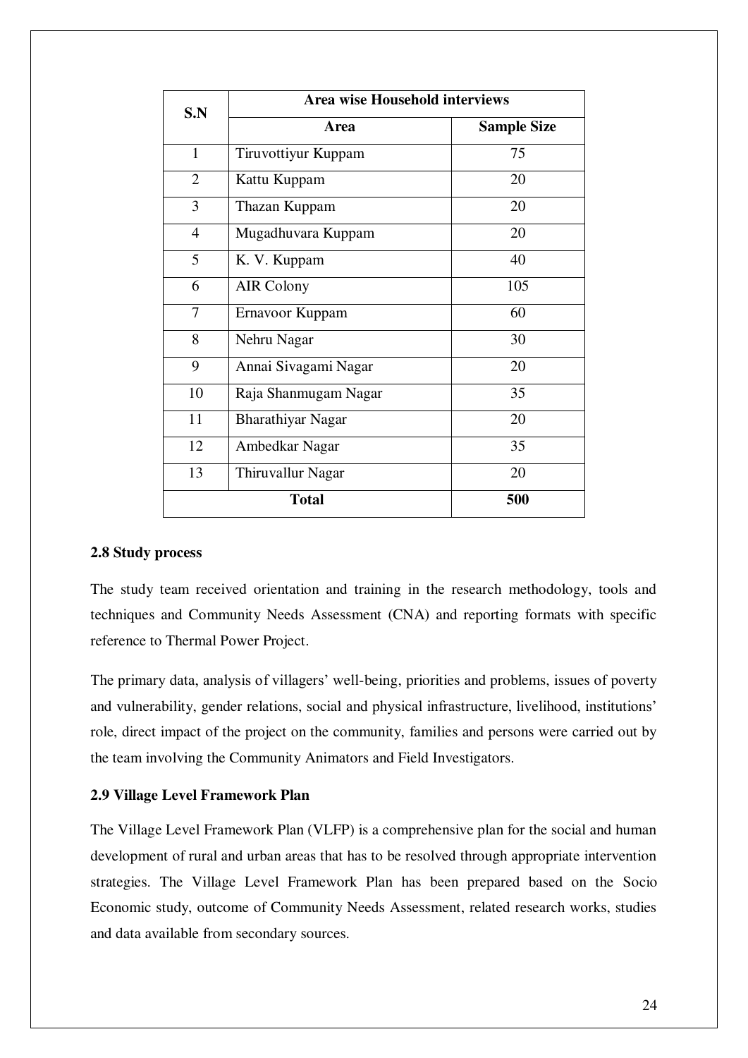| S.N | Area wise Household interviews | |
|---|---|---|
| | Area | Sample Size |
| 1 | Tiruvottiyur Kuppam | 75 |
| 2 | Kattu Kuppam | 20 |
| 3 | Thazan Kuppam | 20 |
| 4 | Mugadhuvara Kuppam | 20 |
| 5 | K. V. Kuppam | 40 |
| 6 | AIR Colony | 105 |
| 7 | Ernavoor Kuppam | 60 |
| 8 | Nehru Nagar | 30 |
| 9 | Annai Sivagami Nagar | 20 |
| 10 | Raja Shanmugam Nagar | 35 |
| 11 | Bharathiyar Nagar | 20 |
| 12 | Ambedkar Nagar | 35 |
| 13 | Thiruvallur Nagar | 20 |
| **Total** | | **500** |

### 2.8 Study process

The study team received orientation and training in the research methodology, tools and techniques and Community Needs Assessment (CNA) and reporting formats with specific reference to Thermal Power Project.

The primary data, analysis of villagers' well-being, priorities and problems, issues of poverty and vulnerability, gender relations, social and physical infrastructure, livelihood, institutions' role, direct impact of the project on the community, families and persons were carried out by the team involving the Community Animators and Field Investigators.

### 2.9 Village Level Framework Plan

The Village Level Framework Plan (VLFP) is a comprehensive plan for the social and human development of rural and urban areas that has to be resolved through appropriate intervention strategies. The Village Level Framework Plan has been prepared based on the Socio Economic study, outcome of Community Needs Assessment, related research works, studies and data available from secondary sources.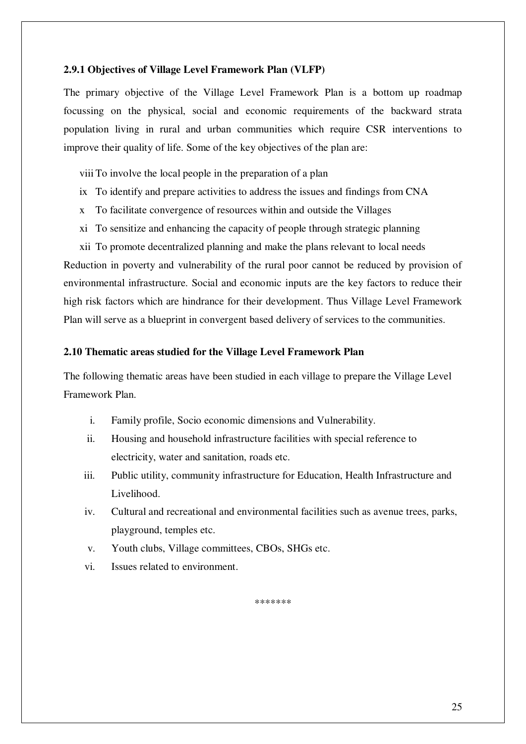### 2.9.1 Objectives of Village Level Framework Plan (VLFP)

The primary objective of the Village Level Framework Plan is a bottom up roadmap focussing on the physical, social and economic requirements of the backward strata population living in rural and urban communities which require CSR interventions to improve their quality of life. Some of the key objectives of the plan are:

- viii To involve the local people in the preparation of a plan
- ix To identify and prepare activities to address the issues and findings from CNA
- x To facilitate convergence of resources within and outside the Villages
- xi To sensitize and enhancing the capacity of people through strategic planning
- xii To promote decentralized planning and make the plans relevant to local needs

Reduction in poverty and vulnerability of the rural poor cannot be reduced by provision of environmental infrastructure. Social and economic inputs are the key factors to reduce their high risk factors which are hindrance for their development. Thus Village Level Framework Plan will serve as a blueprint in convergent based delivery of services to the communities.

### 2.10 Thematic areas studied for the Village Level Framework Plan

The following thematic areas have been studied in each village to prepare the Village Level Framework Plan.

- i. Family profile, Socio economic dimensions and Vulnerability.
- ii. Housing and household infrastructure facilities with special reference to electricity, water and sanitation, roads etc.
- iii. Public utility, community infrastructure for Education, Health Infrastructure and Livelihood.
- iv. Cultural and recreational and environmental facilities such as avenue trees, parks, playground, temples etc.
- v. Youth clubs, Village committees, CBOs, SHGs etc.
- vi. Issues related to environment.

*******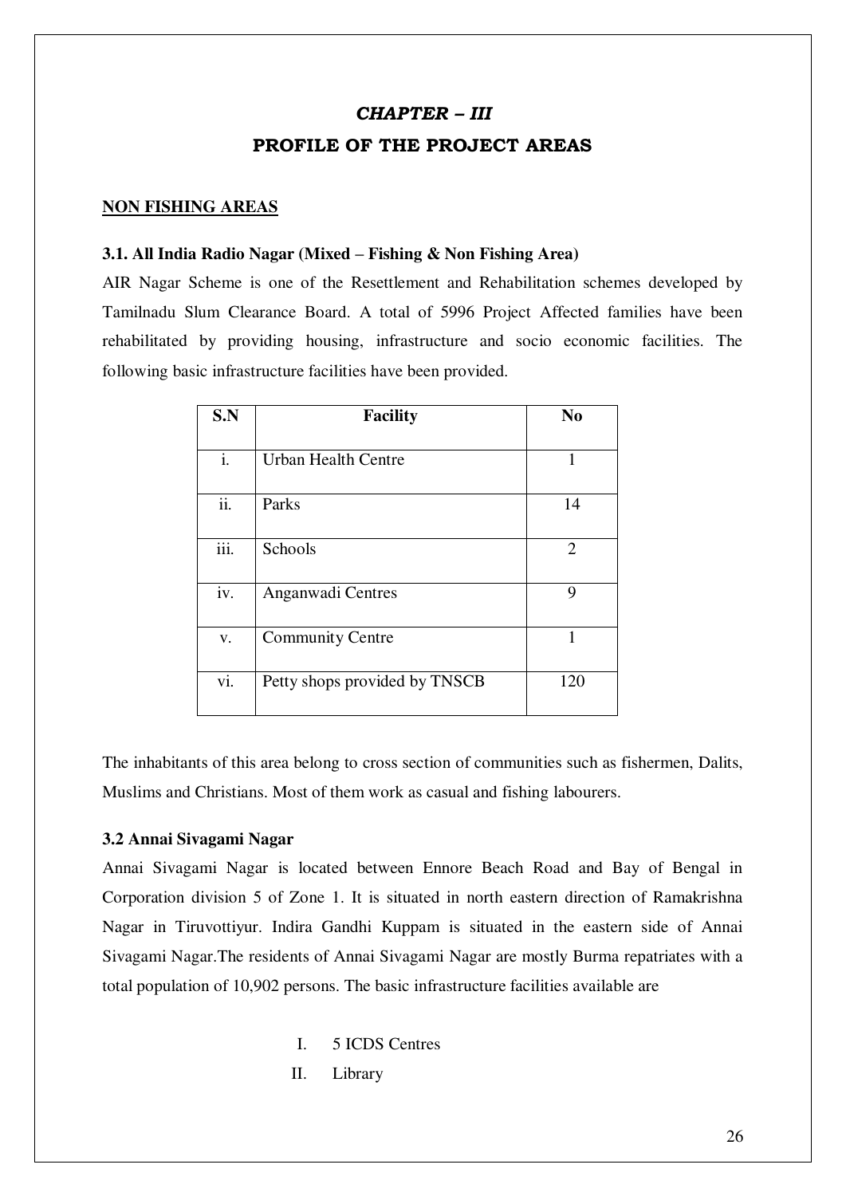# *CHAPTER – III*

## PROFILE OF THE PROJECT AREAS

**NON FISHING AREAS**

### 3.1. All India Radio Nagar (Mixed – Fishing & Non Fishing Area)

AIR Nagar Scheme is one of the Resettlement and Rehabilitation schemes developed by Tamilnadu Slum Clearance Board. A total of 5996 Project Affected families have been rehabilitated by providing housing, infrastructure and socio economic facilities. The following basic infrastructure facilities have been provided.

| S.N | Facility | No |
|---|---|---|
| i. | Urban Health Centre | 1 |
| ii. | Parks | 14 |
| iii. | Schools | 2 |
| iv. | Anganwadi Centres | 9 |
| v. | Community Centre | 1 |
| vi. | Petty shops provided by TNSCB | 120 |

The inhabitants of this area belong to cross section of communities such as fishermen, Dalits, Muslims and Christians. Most of them work as casual and fishing labourers.

### 3.2 Annai Sivagami Nagar

Annai Sivagami Nagar is located between Ennore Beach Road and Bay of Bengal in Corporation division 5 of Zone 1. It is situated in north eastern direction of Ramakrishna Nagar in Tiruvottiyur. Indira Gandhi Kuppam is situated in the eastern side of Annai Sivagami Nagar.The residents of Annai Sivagami Nagar are mostly Burma repatriates with a total population of 10,902 persons. The basic infrastructure facilities available are

I. 5 ICDS Centres
II. Library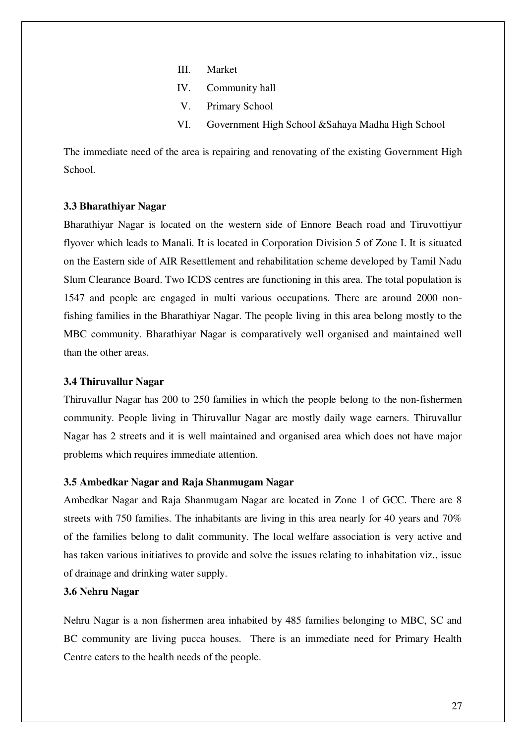III. Market
IV. Community hall
V. Primary School
VI. Government High School &Sahaya Madha High School

The immediate need of the area is repairing and renovating of the existing Government High School.

### 3.3 Bharathiyar Nagar

Bharathiyar Nagar is located on the western side of Ennore Beach road and Tiruvottiyur flyover which leads to Manali. It is located in Corporation Division 5 of Zone I. It is situated on the Eastern side of AIR Resettlement and rehabilitation scheme developed by Tamil Nadu Slum Clearance Board. Two ICDS centres are functioning in this area. The total population is 1547 and people are engaged in multi various occupations. There are around 2000 non-fishing families in the Bharathiyar Nagar. The people living in this area belong mostly to the MBC community. Bharathiyar Nagar is comparatively well organised and maintained well than the other areas.

### 3.4 Thiruvallur Nagar

Thiruvallur Nagar has 200 to 250 families in which the people belong to the non-fishermen community. People living in Thiruvallur Nagar are mostly daily wage earners. Thiruvallur Nagar has 2 streets and it is well maintained and organised area which does not have major problems which requires immediate attention.

### 3.5 Ambedkar Nagar and Raja Shanmugam Nagar

Ambedkar Nagar and Raja Shanmugam Nagar are located in Zone 1 of GCC. There are 8 streets with 750 families. The inhabitants are living in this area nearly for 40 years and 70% of the families belong to dalit community. The local welfare association is very active and has taken various initiatives to provide and solve the issues relating to inhabitation viz., issue of drainage and drinking water supply.

### 3.6 Nehru Nagar

Nehru Nagar is a non fishermen area inhabited by 485 families belonging to MBC, SC and BC community are living pucca houses. There is an immediate need for Primary Health Centre caters to the health needs of the people.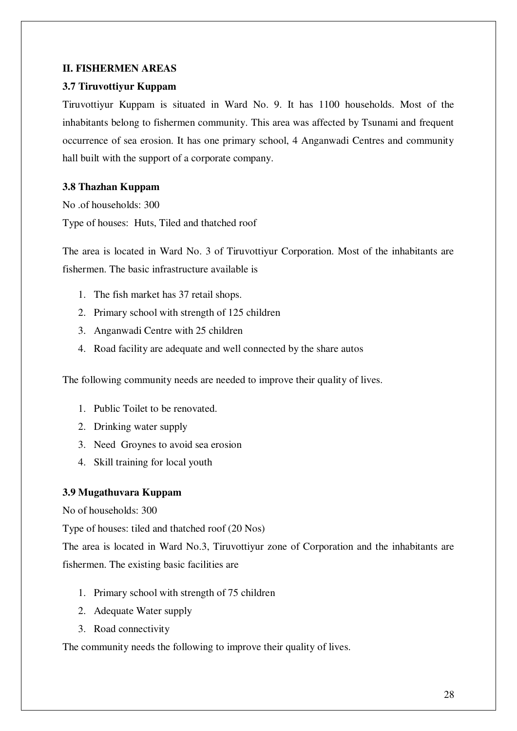## II. FISHERMEN AREAS

### 3.7 Tiruvottiyur Kuppam

Tiruvottiyur Kuppam is situated in Ward No. 9. It has 1100 households. Most of the inhabitants belong to fishermen community. This area was affected by Tsunami and frequent occurrence of sea erosion. It has one primary school, 4 Anganwadi Centres and community hall built with the support of a corporate company.

### 3.8 Thazhan Kuppam

No .of households: 300

Type of houses: Huts, Tiled and thatched roof

The area is located in Ward No. 3 of Tiruvottiyur Corporation. Most of the inhabitants are fishermen. The basic infrastructure available is

1. The fish market has 37 retail shops.
2. Primary school with strength of 125 children
3. Anganwadi Centre with 25 children
4. Road facility are adequate and well connected by the share autos

The following community needs are needed to improve their quality of lives.

1. Public Toilet to be renovated.
2. Drinking water supply
3. Need Groynes to avoid sea erosion
4. Skill training for local youth

### 3.9 Mugathuvara Kuppam

No of households: 300

Type of houses: tiled and thatched roof (20 Nos)

The area is located in Ward No.3, Tiruvottiyur zone of Corporation and the inhabitants are fishermen. The existing basic facilities are

1. Primary school with strength of 75 children
2. Adequate Water supply
3. Road connectivity

The community needs the following to improve their quality of lives.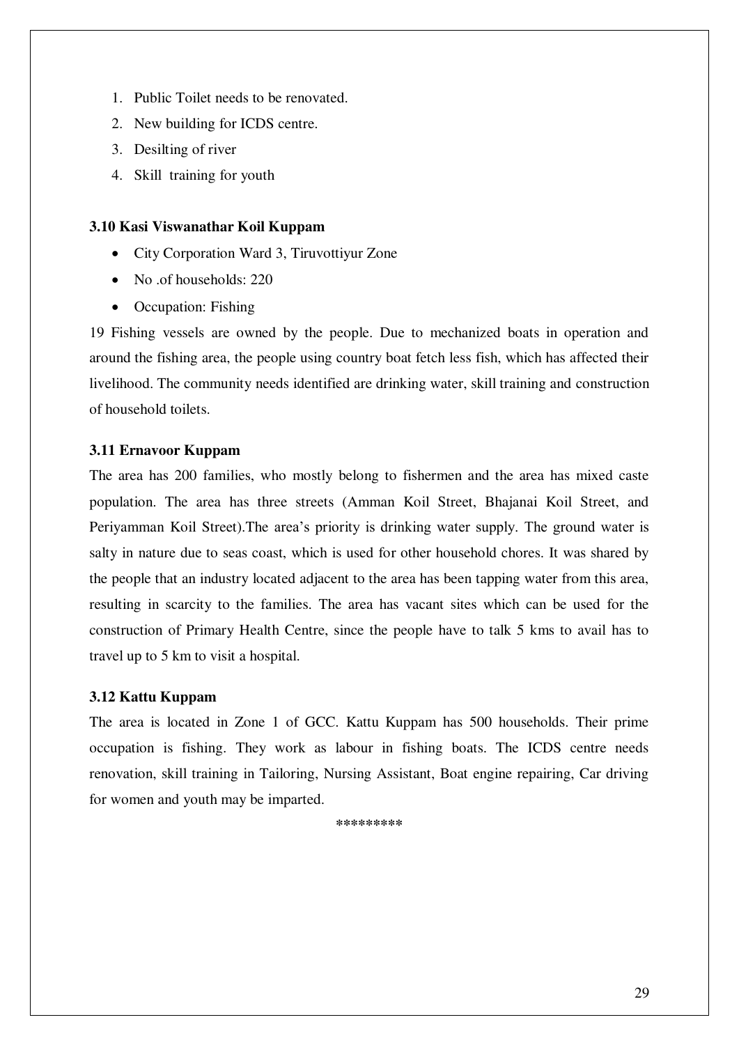1. Public Toilet needs to be renovated.
2. New building for ICDS centre.
3. Desilting of river
4. Skill training for youth

### 3.10 Kasi Viswanathar Koil Kuppam

- City Corporation Ward 3, Tiruvottiyur Zone
- No .of households: 220
- Occupation: Fishing

19 Fishing vessels are owned by the people. Due to mechanized boats in operation and around the fishing area, the people using country boat fetch less fish, which has affected their livelihood. The community needs identified are drinking water, skill training and construction of household toilets.

### 3.11 Ernavoor Kuppam

The area has 200 families, who mostly belong to fishermen and the area has mixed caste population. The area has three streets (Amman Koil Street, Bhajanai Koil Street, and Periyamman Koil Street).The area's priority is drinking water supply. The ground water is salty in nature due to seas coast, which is used for other household chores. It was shared by the people that an industry located adjacent to the area has been tapping water from this area, resulting in scarcity to the families. The area has vacant sites which can be used for the construction of Primary Health Centre, since the people have to talk 5 kms to avail has to travel up to 5 km to visit a hospital.

### 3.12 Kattu Kuppam

The area is located in Zone 1 of GCC. Kattu Kuppam has 500 households. Their prime occupation is fishing. They work as labour in fishing boats. The ICDS centre needs renovation, skill training in Tailoring, Nursing Assistant, Boat engine repairing, Car driving for women and youth may be imparted.

*********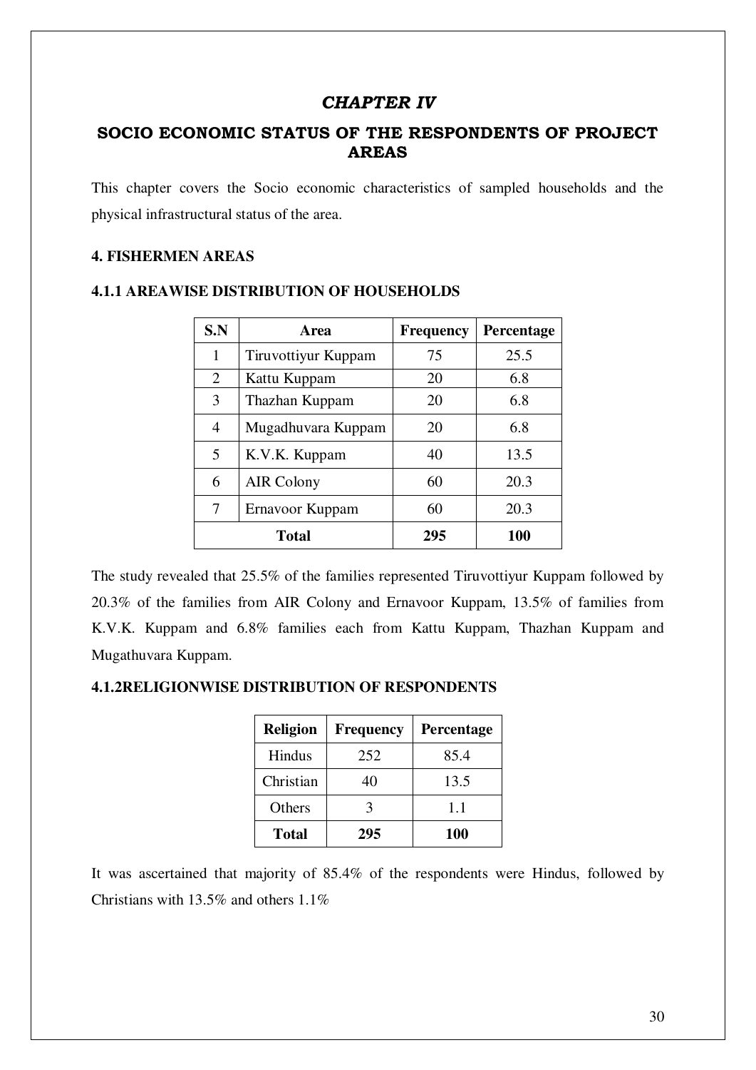# *CHAPTER IV*

## SOCIO ECONOMIC STATUS OF THE RESPONDENTS OF PROJECT AREAS

This chapter covers the Socio economic characteristics of sampled households and the physical infrastructural status of the area.

### 4. FISHERMEN AREAS

#### 4.1.1 AREAWISE DISTRIBUTION OF HOUSEHOLDS

| S.N | Area | Frequency | Percentage |
|---|---|---|---|
| 1 | Tiruvottiyur Kuppam | 75 | 25.5 |
| 2 | Kattu Kuppam | 20 | 6.8 |
| 3 | Thazhan Kuppam | 20 | 6.8 |
| 4 | Mugadhuvara Kuppam | 20 | 6.8 |
| 5 | K.V.K. Kuppam | 40 | 13.5 |
| 6 | AIR Colony | 60 | 20.3 |
| 7 | Ernavoor Kuppam | 60 | 20.3 |
| **Total** | | **295** | **100** |

The study revealed that 25.5% of the families represented Tiruvottiyur Kuppam followed by 20.3% of the families from AIR Colony and Ernavoor Kuppam, 13.5% of families from K.V.K. Kuppam and 6.8% families each from Kattu Kuppam, Thazhan Kuppam and Mugathuvara Kuppam.

#### 4.1.2RELIGIONWISE DISTRIBUTION OF RESPONDENTS

| Religion | Frequency | Percentage |
|---|---|---|
| Hindus | 252 | 85.4 |
| Christian | 40 | 13.5 |
| Others | 3 | 1.1 |
| **Total** | **295** | **100** |

It was ascertained that majority of 85.4% of the respondents were Hindus, followed by Christians with 13.5% and others 1.1%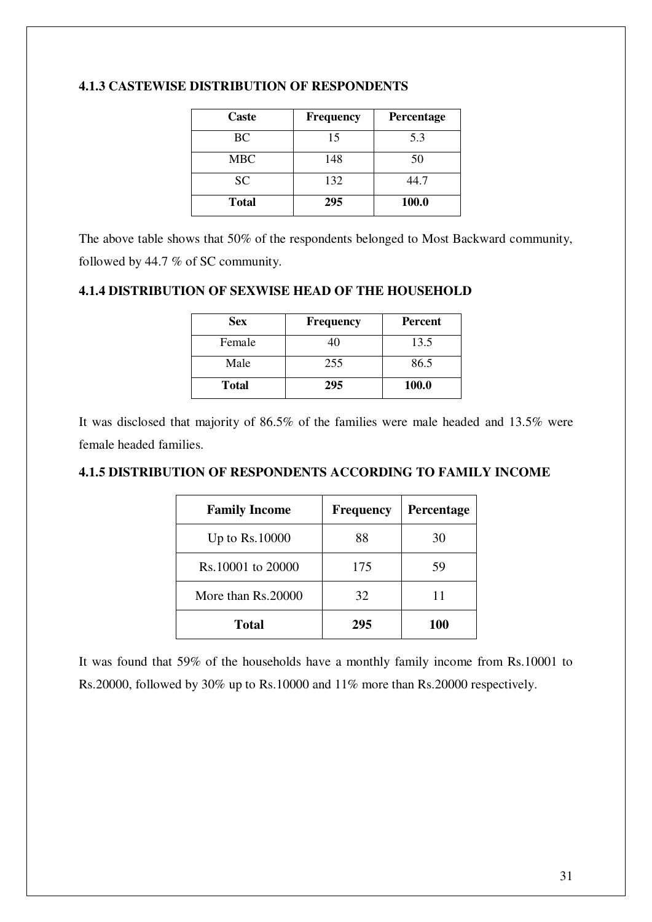#### 4.1.3 CASTEWISE DISTRIBUTION OF RESPONDENTS

| Caste | Frequency | Percentage |
|---|---|---|
| BC | 15 | 5.3 |
| MBC | 148 | 50 |
| SC | 132 | 44.7 |
| **Total** | **295** | **100.0** |

The above table shows that 50% of the respondents belonged to Most Backward community, followed by 44.7 % of SC community.

#### 4.1.4 DISTRIBUTION OF SEXWISE HEAD OF THE HOUSEHOLD

| Sex | Frequency | Percent |
|---|---|---|
| Female | 40 | 13.5 |
| Male | 255 | 86.5 |
| **Total** | **295** | **100.0** |

It was disclosed that majority of 86.5% of the families were male headed and 13.5% were female headed families.

#### 4.1.5 DISTRIBUTION OF RESPONDENTS ACCORDING TO FAMILY INCOME

| Family Income | Frequency | Percentage |
|---|---|---|
| Up to Rs.10000 | 88 | 30 |
| Rs.10001 to 20000 | 175 | 59 |
| More than Rs.20000 | 32 | 11 |
| **Total** | **295** | **100** |

It was found that 59% of the households have a monthly family income from Rs.10001 to Rs.20000, followed by 30% up to Rs.10000 and 11% more than Rs.20000 respectively.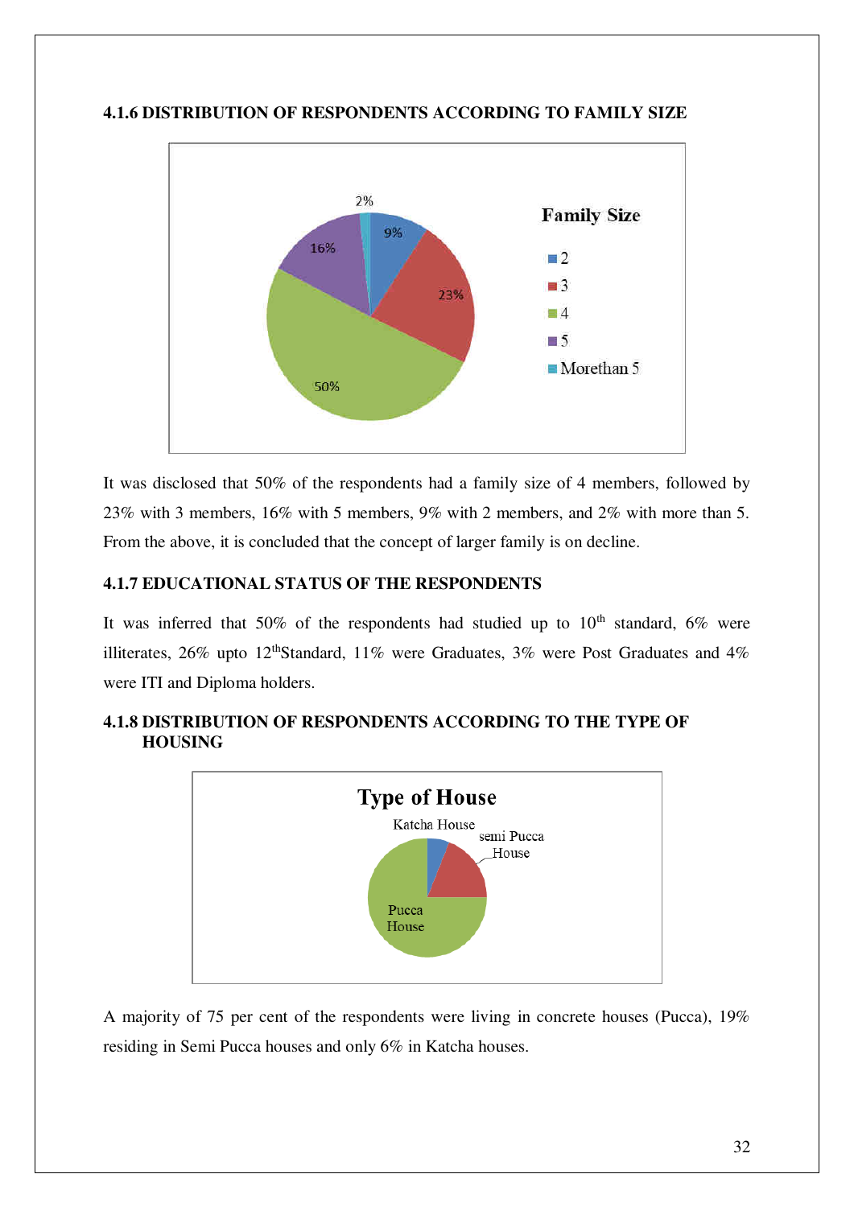### 4.1.6 DISTRIBUTION OF RESPONDENTS ACCORDING TO FAMILY SIZE

It was disclosed that 50% of the respondents had a family size of 4 members, followed by 23% with 3 members, 16% with 5 members, 9% with 2 members, and 2% with more than 5. From the above, it is concluded that the concept of larger family is on decline.

### 4.1.7 EDUCATIONAL STATUS OF THE RESPONDENTS

It was inferred that 50% of the respondents had studied up to 10th standard, 6% were illiterates, 26% upto 12thStandard, 11% were Graduates, 3% were Post Graduates and 4% were ITI and Diploma holders.

### 4.1.8 DISTRIBUTION OF RESPONDENTS ACCORDING TO THE TYPE OF HOUSING

A majority of 75 per cent of the respondents were living in concrete houses (Pucca), 19% residing in Semi Pucca houses and only 6% in Katcha houses.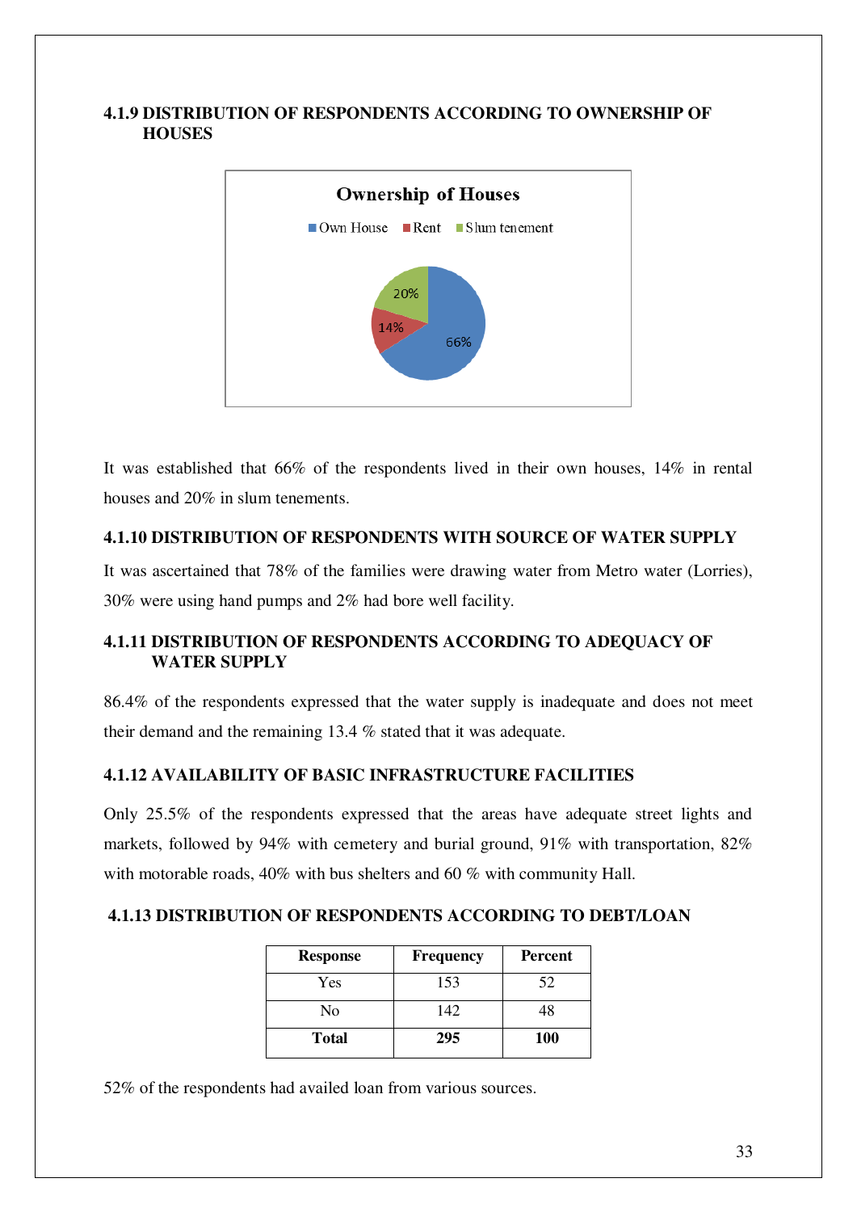### 4.1.9 DISTRIBUTION OF RESPONDENTS ACCORDING TO OWNERSHIP OF HOUSES

It was established that 66% of the respondents lived in their own houses, 14% in rental houses and 20% in slum tenements.

### 4.1.10 DISTRIBUTION OF RESPONDENTS WITH SOURCE OF WATER SUPPLY

It was ascertained that 78% of the families were drawing water from Metro water (Lorries), 30% were using hand pumps and 2% had bore well facility.

### 4.1.11 DISTRIBUTION OF RESPONDENTS ACCORDING TO ADEQUACY OF WATER SUPPLY

86.4% of the respondents expressed that the water supply is inadequate and does not meet their demand and the remaining 13.4 % stated that it was adequate.

### 4.1.12 AVAILABILITY OF BASIC INFRASTRUCTURE FACILITIES

Only 25.5% of the respondents expressed that the areas have adequate street lights and markets, followed by 94% with cemetery and burial ground, 91% with transportation, 82% with motorable roads, 40% with bus shelters and 60 % with community Hall.

### 4.1.13 DISTRIBUTION OF RESPONDENTS ACCORDING TO DEBT/LOAN

| Response | Frequency | Percent |
|---|---|---|
| Yes | 153 | 52 |
| No | 142 | 48 |
| **Total** | **295** | **100** |

52% of the respondents had availed loan from various sources.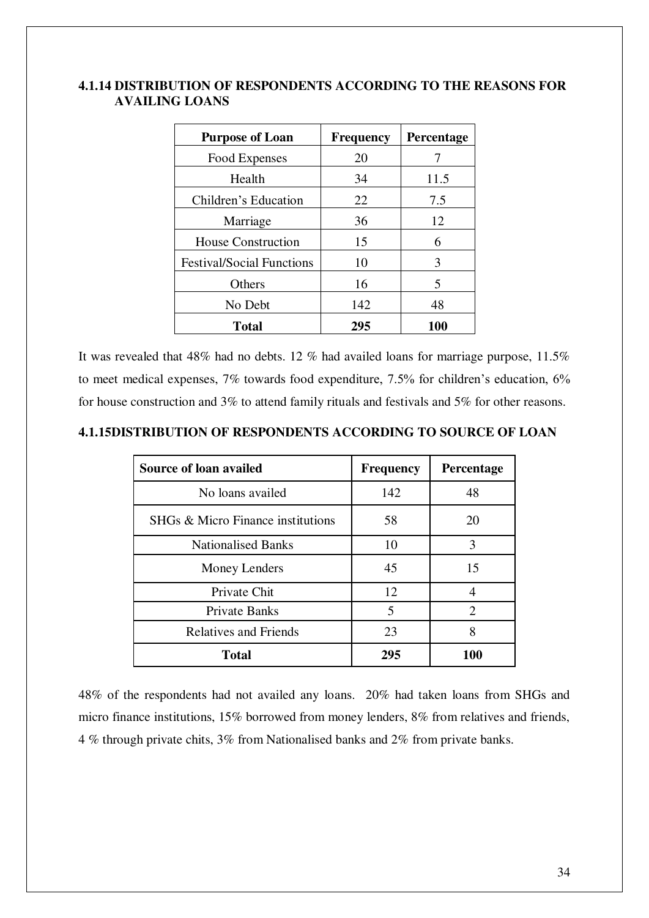### 4.1.14 DISTRIBUTION OF RESPONDENTS ACCORDING TO THE REASONS FOR AVAILING LOANS

| Purpose of Loan | Frequency | Percentage |
|---|---|---|
| Food Expenses | 20 | 7 |
| Health | 34 | 11.5 |
| Children's Education | 22 | 7.5 |
| Marriage | 36 | 12 |
| House Construction | 15 | 6 |
| Festival/Social Functions | 10 | 3 |
| Others | 16 | 5 |
| No Debt | 142 | 48 |
| **Total** | **295** | **100** |

It was revealed that 48% had no debts. 12 % had availed loans for marriage purpose, 11.5% to meet medical expenses, 7% towards food expenditure, 7.5% for children's education, 6% for house construction and 3% to attend family rituals and festivals and 5% for other reasons.

### 4.1.15DISTRIBUTION OF RESPONDENTS ACCORDING TO SOURCE OF LOAN

| Source of loan availed | Frequency | Percentage |
|---|---|---|
| No loans availed | 142 | 48 |
| SHGs & Micro Finance institutions | 58 | 20 |
| Nationalised Banks | 10 | 3 |
| Money Lenders | 45 | 15 |
| Private Chit | 12 | 4 |
| Private Banks | 5 | 2 |
| Relatives and Friends | 23 | 8 |
| **Total** | **295** | **100** |

48% of the respondents had not availed any loans. 20% had taken loans from SHGs and micro finance institutions, 15% borrowed from money lenders, 8% from relatives and friends, 4 % through private chits, 3% from Nationalised banks and 2% from private banks.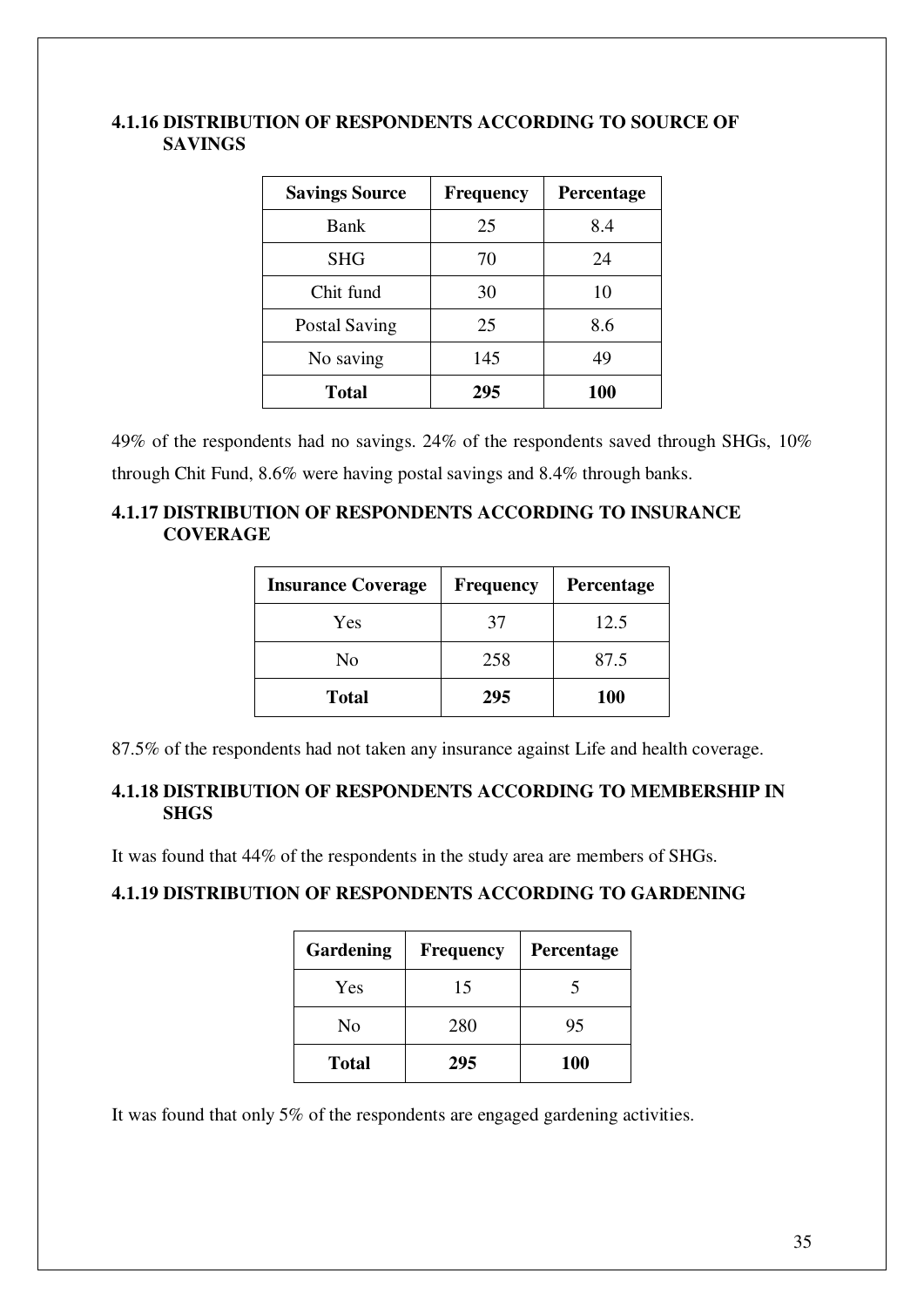### 4.1.16 DISTRIBUTION OF RESPONDENTS ACCORDING TO SOURCE OF SAVINGS

| Savings Source | Frequency | Percentage |
|---|---|---|
| Bank | 25 | 8.4 |
| SHG | 70 | 24 |
| Chit fund | 30 | 10 |
| Postal Saving | 25 | 8.6 |
| No saving | 145 | 49 |
| **Total** | **295** | **100** |

49% of the respondents had no savings. 24% of the respondents saved through SHGs, 10% through Chit Fund, 8.6% were having postal savings and 8.4% through banks.

### 4.1.17 DISTRIBUTION OF RESPONDENTS ACCORDING TO INSURANCE COVERAGE

| Insurance Coverage | Frequency | Percentage |
|---|---|---|
| Yes | 37 | 12.5 |
| No | 258 | 87.5 |
| **Total** | **295** | **100** |

87.5% of the respondents had not taken any insurance against Life and health coverage.

### 4.1.18 DISTRIBUTION OF RESPONDENTS ACCORDING TO MEMBERSHIP IN SHGS

It was found that 44% of the respondents in the study area are members of SHGs.

### 4.1.19 DISTRIBUTION OF RESPONDENTS ACCORDING TO GARDENING

| Gardening | Frequency | Percentage |
|---|---|---|
| Yes | 15 | 5 |
| No | 280 | 95 |
| **Total** | **295** | **100** |

It was found that only 5% of the respondents are engaged gardening activities.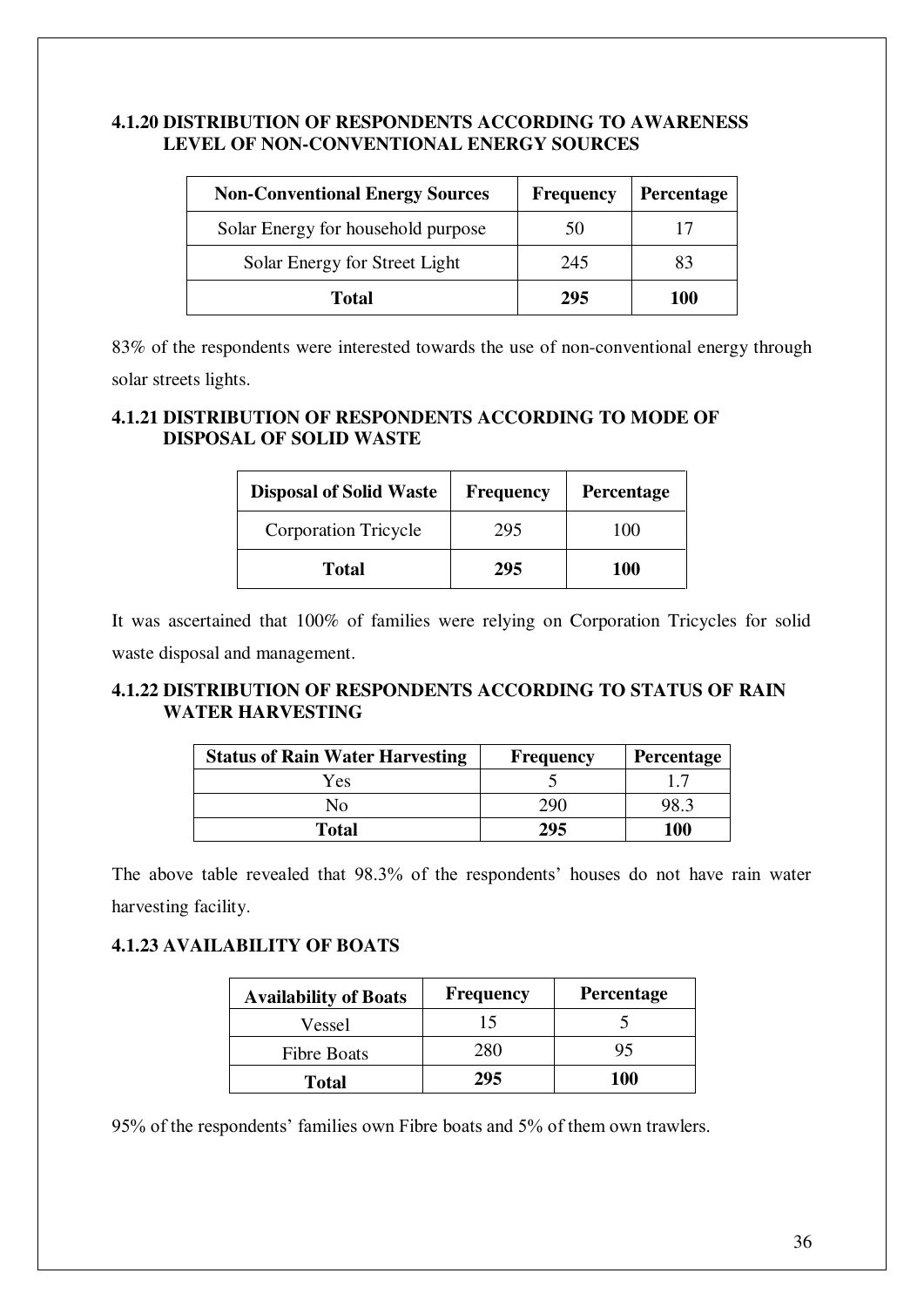### 4.1.20 DISTRIBUTION OF RESPONDENTS ACCORDING TO AWARENESS LEVEL OF NON-CONVENTIONAL ENERGY SOURCES

| Non-Conventional Energy Sources | Frequency | Percentage |
|---|---|---|
| Solar Energy for household purpose | 50 | 17 |
| Solar Energy for Street Light | 245 | 83 |
| **Total** | **295** | **100** |

83% of the respondents were interested towards the use of non-conventional energy through solar streets lights.

### 4.1.21 DISTRIBUTION OF RESPONDENTS ACCORDING TO MODE OF DISPOSAL OF SOLID WASTE

| Disposal of Solid Waste | Frequency | Percentage |
|---|---|---|
| Corporation Tricycle | 295 | 100 |
| **Total** | **295** | **100** |

It was ascertained that 100% of families were relying on Corporation Tricycles for solid waste disposal and management.

### 4.1.22 DISTRIBUTION OF RESPONDENTS ACCORDING TO STATUS OF RAIN WATER HARVESTING

| Status of Rain Water Harvesting | Frequency | Percentage |
|---|---|---|
| Yes | 5 | 1.7 |
| No | 290 | 98.3 |
| **Total** | **295** | **100** |

The above table revealed that 98.3% of the respondents' houses do not have rain water harvesting facility.

### 4.1.23 AVAILABILITY OF BOATS

| Availability of Boats | Frequency | Percentage |
|---|---|---|
| Vessel | 15 | 5 |
| Fibre Boats | 280 | 95 |
| **Total** | **295** | **100** |

95% of the respondents' families own Fibre boats and 5% of them own trawlers.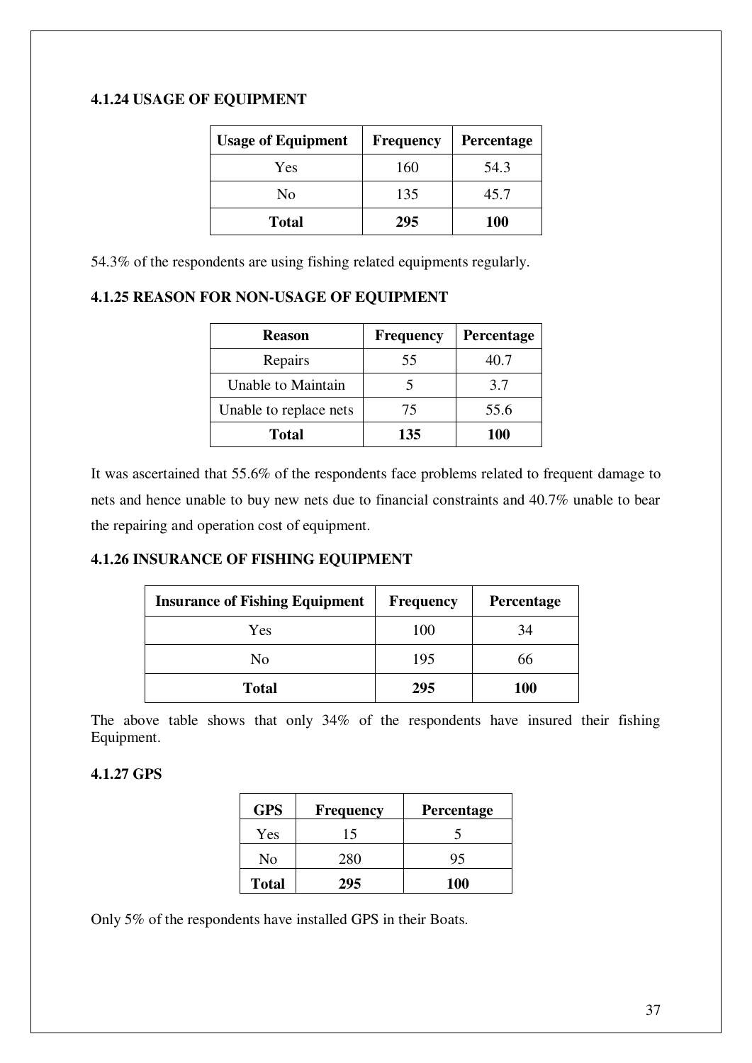### 4.1.24 USAGE OF EQUIPMENT

| Usage of Equipment | Frequency | Percentage |
|---|---|---|
| Yes | 160 | 54.3 |
| No | 135 | 45.7 |
| **Total** | **295** | **100** |

54.3% of the respondents are using fishing related equipments regularly.

### 4.1.25 REASON FOR NON-USAGE OF EQUIPMENT

| Reason | Frequency | Percentage |
|---|---|---|
| Repairs | 55 | 40.7 |
| Unable to Maintain | 5 | 3.7 |
| Unable to replace nets | 75 | 55.6 |
| **Total** | **135** | **100** |

It was ascertained that 55.6% of the respondents face problems related to frequent damage to nets and hence unable to buy new nets due to financial constraints and 40.7% unable to bear the repairing and operation cost of equipment.

### 4.1.26 INSURANCE OF FISHING EQUIPMENT

| Insurance of Fishing Equipment | Frequency | Percentage |
|---|---|---|
| Yes | 100 | 34 |
| No | 195 | 66 |
| **Total** | **295** | **100** |

The above table shows that only 34% of the respondents have insured their fishing Equipment.

### 4.1.27 GPS

| GPS | Frequency | Percentage |
|---|---|---|
| Yes | 15 | 5 |
| No | 280 | 95 |
| **Total** | **295** | **100** |

Only 5% of the respondents have installed GPS in their Boats.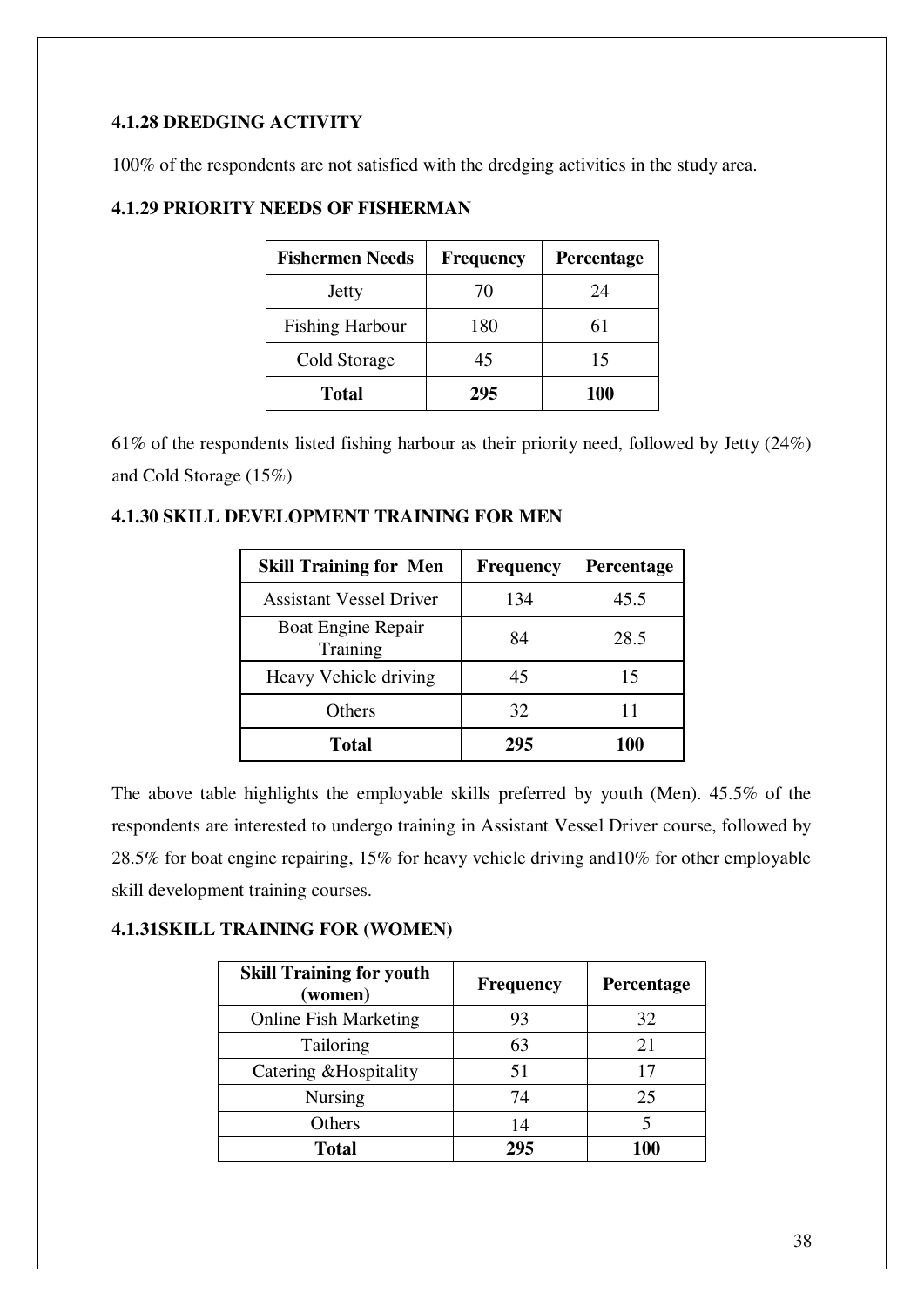#### 4.1.28 DREDGING ACTIVITY

100% of the respondents are not satisfied with the dredging activities in the study area.

#### 4.1.29 PRIORITY NEEDS OF FISHERMAN

| Fishermen Needs | Frequency | Percentage |
|---|---|---|
| Jetty | 70 | 24 |
| Fishing Harbour | 180 | 61 |
| Cold Storage | 45 | 15 |
| **Total** | **295** | **100** |

61% of the respondents listed fishing harbour as their priority need, followed by Jetty (24%) and Cold Storage (15%)

#### 4.1.30 SKILL DEVELOPMENT TRAINING FOR MEN

| Skill Training for Men | Frequency | Percentage |
|---|---|---|
| Assistant Vessel Driver | 134 | 45.5 |
| Boat Engine Repair Training | 84 | 28.5 |
| Heavy Vehicle driving | 45 | 15 |
| Others | 32 | 11 |
| **Total** | **295** | **100** |

The above table highlights the employable skills preferred by youth (Men). 45.5% of the respondents are interested to undergo training in Assistant Vessel Driver course, followed by 28.5% for boat engine repairing, 15% for heavy vehicle driving and10% for other employable skill development training courses.

#### 4.1.31SKILL TRAINING FOR (WOMEN)

| Skill Training for youth (women) | Frequency | Percentage |
|---|---|---|
| Online Fish Marketing | 93 | 32 |
| Tailoring | 63 | 21 |
| Catering &Hospitality | 51 | 17 |
| Nursing | 74 | 25 |
| Others | 14 | 5 |
| **Total** | **295** | **100** |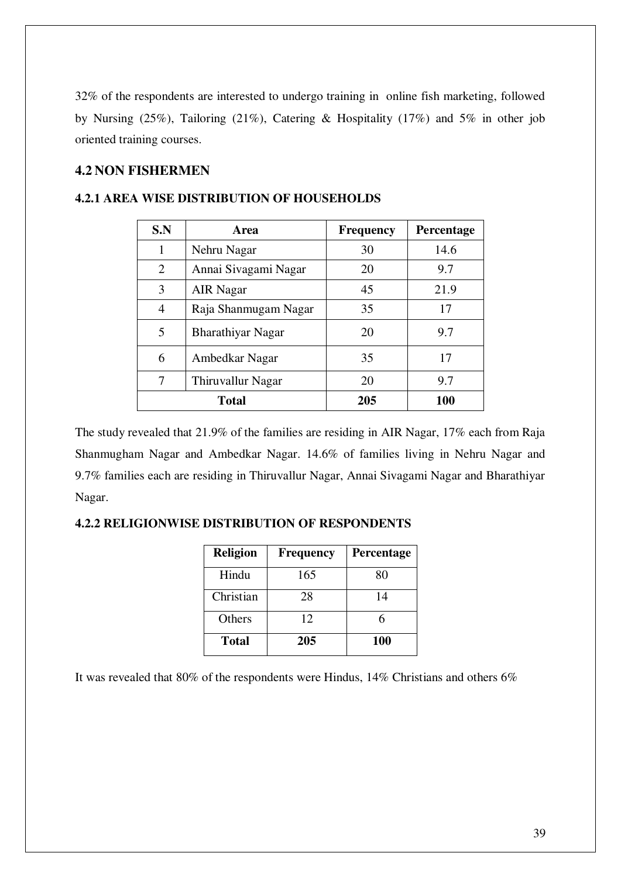32% of the respondents are interested to undergo training in online fish marketing, followed by Nursing (25%), Tailoring (21%), Catering & Hospitality (17%) and 5% in other job oriented training courses.

## 4.2 NON FISHERMEN

### 4.2.1 AREA WISE DISTRIBUTION OF HOUSEHOLDS

| S.N | Area | Frequency | Percentage |
|---|---|---|---|
| 1 | Nehru Nagar | 30 | 14.6 |
| 2 | Annai Sivagami Nagar | 20 | 9.7 |
| 3 | AIR Nagar | 45 | 21.9 |
| 4 | Raja Shanmugam Nagar | 35 | 17 |
| 5 | Bharathiyar Nagar | 20 | 9.7 |
| 6 | Ambedkar Nagar | 35 | 17 |
| 7 | Thiruvallur Nagar | 20 | 9.7 |
| **Total** | | **205** | **100** |

The study revealed that 21.9% of the families are residing in AIR Nagar, 17% each from Raja Shanmugham Nagar and Ambedkar Nagar. 14.6% of families living in Nehru Nagar and 9.7% families each are residing in Thiruvallur Nagar, Annai Sivagami Nagar and Bharathiyar Nagar.

### 4.2.2 RELIGIONWISE DISTRIBUTION OF RESPONDENTS

| Religion | Frequency | Percentage |
|---|---|---|
| Hindu | 165 | 80 |
| Christian | 28 | 14 |
| Others | 12 | 6 |
| **Total** | **205** | **100** |

It was revealed that 80% of the respondents were Hindus, 14% Christians and others 6%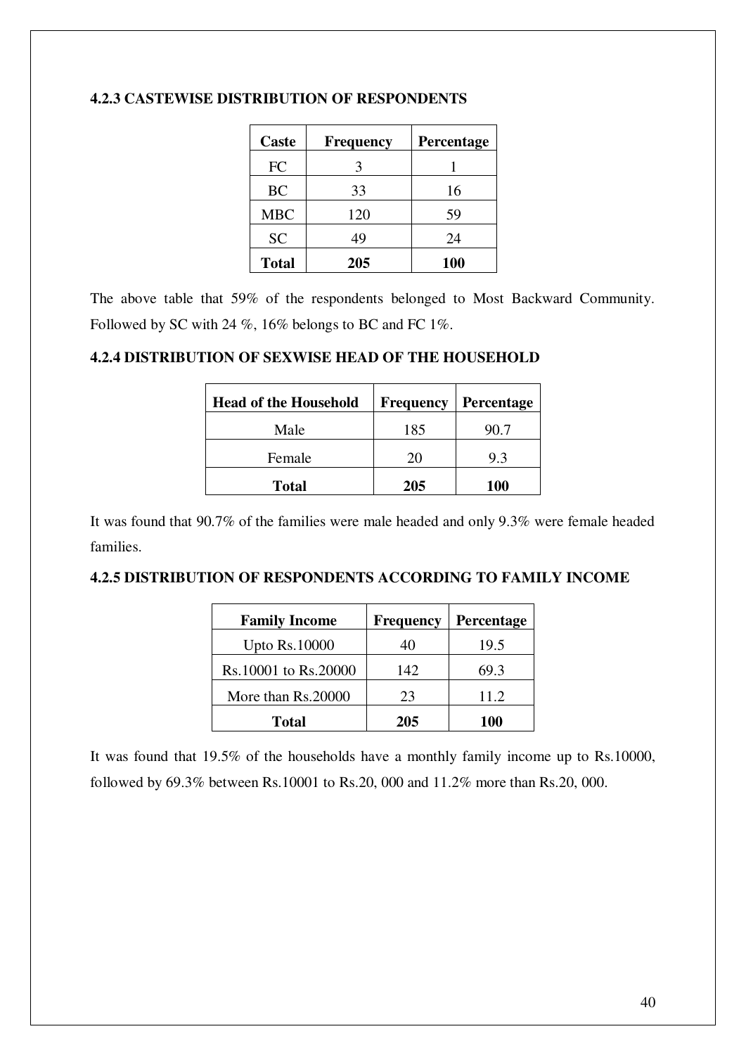### 4.2.3 CASTEWISE DISTRIBUTION OF RESPONDENTS

| Caste | Frequency | Percentage |
|---|---|---|
| FC | 3 | 1 |
| BC | 33 | 16 |
| MBC | 120 | 59 |
| SC | 49 | 24 |
| **Total** | **205** | **100** |

The above table that 59% of the respondents belonged to Most Backward Community. Followed by SC with 24 %, 16% belongs to BC and FC 1%.

### 4.2.4 DISTRIBUTION OF SEXWISE HEAD OF THE HOUSEHOLD

| Head of the Household | Frequency | Percentage |
|---|---|---|
| Male | 185 | 90.7 |
| Female | 20 | 9.3 |
| **Total** | **205** | **100** |

It was found that 90.7% of the families were male headed and only 9.3% were female headed families.

### 4.2.5 DISTRIBUTION OF RESPONDENTS ACCORDING TO FAMILY INCOME

| Family Income | Frequency | Percentage |
|---|---|---|
| Upto Rs.10000 | 40 | 19.5 |
| Rs.10001 to Rs.20000 | 142 | 69.3 |
| More than Rs.20000 | 23 | 11.2 |
| **Total** | **205** | **100** |

It was found that 19.5% of the households have a monthly family income up to Rs.10000, followed by 69.3% between Rs.10001 to Rs.20, 000 and 11.2% more than Rs.20, 000.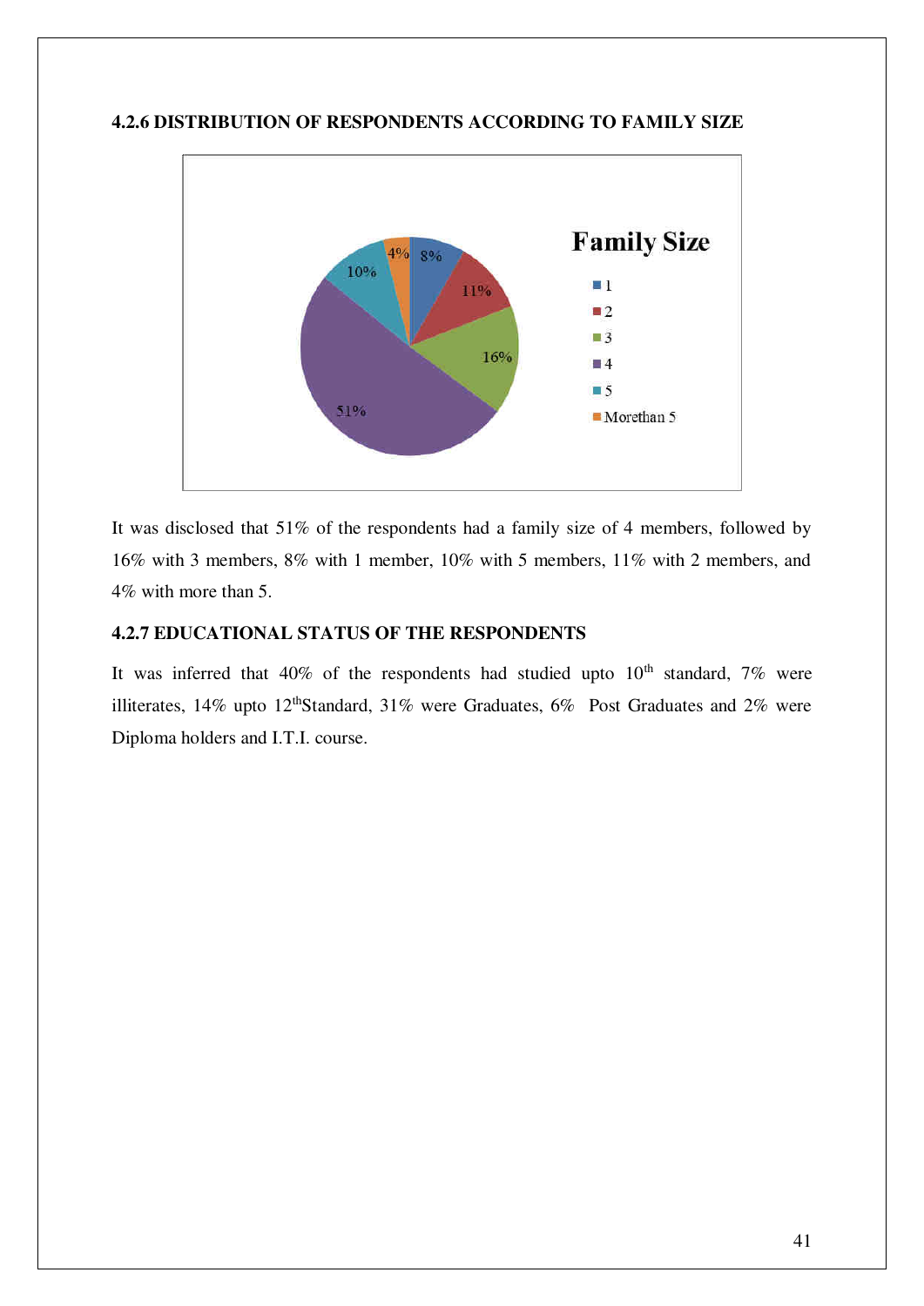### 4.2.6 DISTRIBUTION OF RESPONDENTS ACCORDING TO FAMILY SIZE

It was disclosed that 51% of the respondents had a family size of 4 members, followed by 16% with 3 members, 8% with 1 member, 10% with 5 members, 11% with 2 members, and 4% with more than 5.

### 4.2.7 EDUCATIONAL STATUS OF THE RESPONDENTS

It was inferred that 40% of the respondents had studied upto 10th standard, 7% were illiterates, 14% upto 12thStandard, 31% were Graduates, 6% Post Graduates and 2% were Diploma holders and I.T.I. course.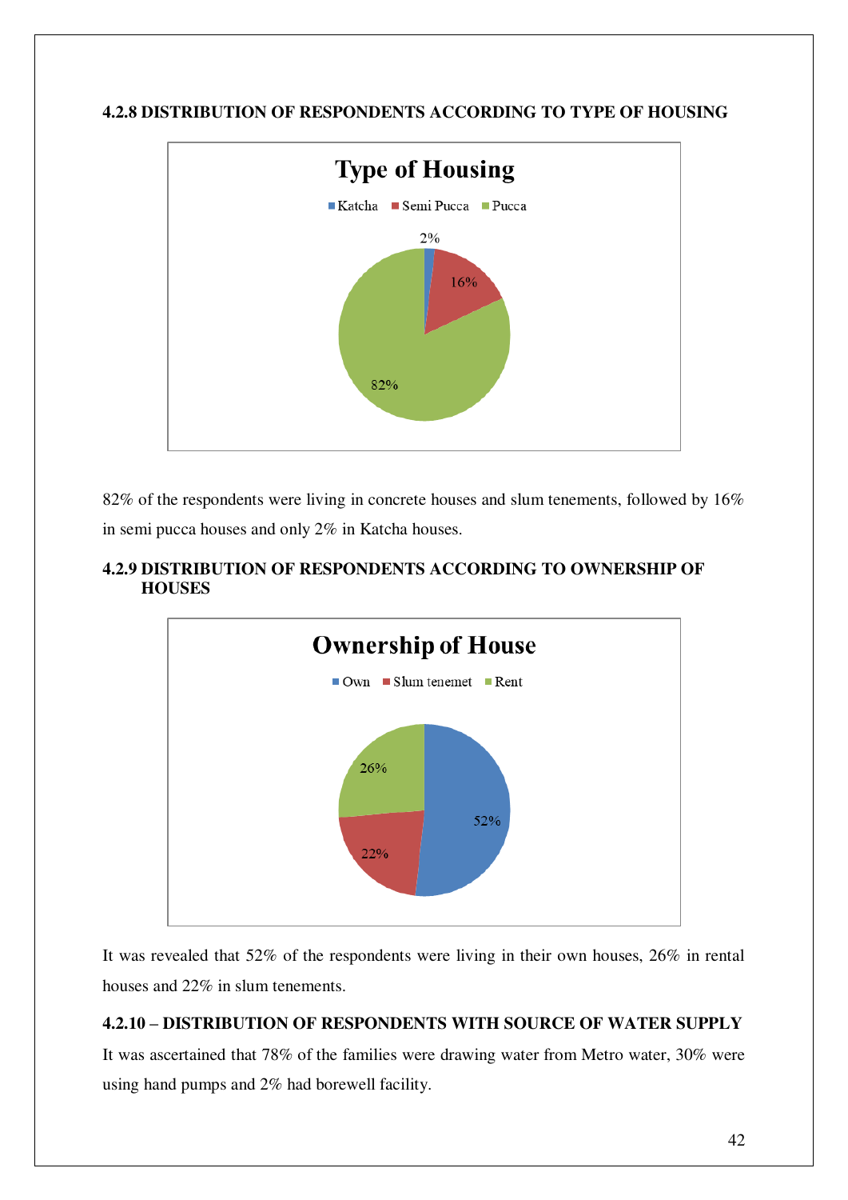#### 4.2.8 DISTRIBUTION OF RESPONDENTS ACCORDING TO TYPE OF HOUSING

82% of the respondents were living in concrete houses and slum tenements, followed by 16% in semi pucca houses and only 2% in Katcha houses.

#### 4.2.9 DISTRIBUTION OF RESPONDENTS ACCORDING TO OWNERSHIP OF HOUSES

It was revealed that 52% of the respondents were living in their own houses, 26% in rental houses and 22% in slum tenements.

#### 4.2.10 – DISTRIBUTION OF RESPONDENTS WITH SOURCE OF WATER SUPPLY

It was ascertained that 78% of the families were drawing water from Metro water, 30% were using hand pumps and 2% had borewell facility.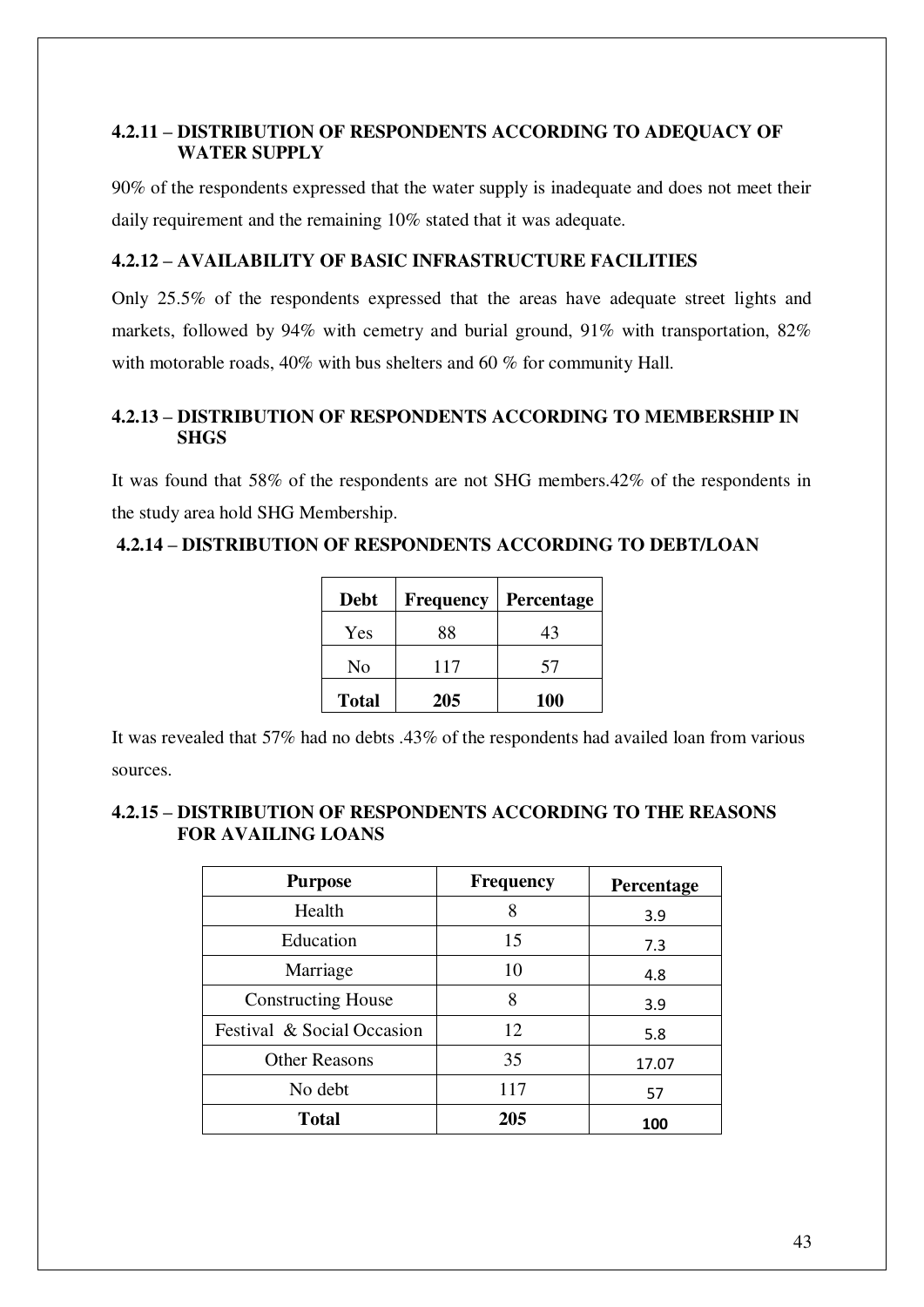### 4.2.11 – DISTRIBUTION OF RESPONDENTS ACCORDING TO ADEQUACY OF WATER SUPPLY

90% of the respondents expressed that the water supply is inadequate and does not meet their daily requirement and the remaining 10% stated that it was adequate.

### 4.2.12 – AVAILABILITY OF BASIC INFRASTRUCTURE FACILITIES

Only 25.5% of the respondents expressed that the areas have adequate street lights and markets, followed by 94% with cemetry and burial ground, 91% with transportation, 82% with motorable roads, 40% with bus shelters and 60 % for community Hall.

### 4.2.13 – DISTRIBUTION OF RESPONDENTS ACCORDING TO MEMBERSHIP IN SHGS

It was found that 58% of the respondents are not SHG members.42% of the respondents in the study area hold SHG Membership.

### 4.2.14 – DISTRIBUTION OF RESPONDENTS ACCORDING TO DEBT/LOAN

| Debt | Frequency | Percentage |
|---|---|---|
| Yes | 88 | 43 |
| No | 117 | 57 |
| **Total** | **205** | **100** |

It was revealed that 57% had no debts .43% of the respondents had availed loan from various sources.

### 4.2.15 – DISTRIBUTION OF RESPONDENTS ACCORDING TO THE REASONS FOR AVAILING LOANS

| Purpose | Frequency | Percentage |
|---|---|---|
| Health | 8 | 3.9 |
| Education | 15 | 7.3 |
| Marriage | 10 | 4.8 |
| Constructing House | 8 | 3.9 |
| Festival & Social Occasion | 12 | 5.8 |
| Other Reasons | 35 | 17.07 |
| No debt | 117 | 57 |
| **Total** | **205** | **100** |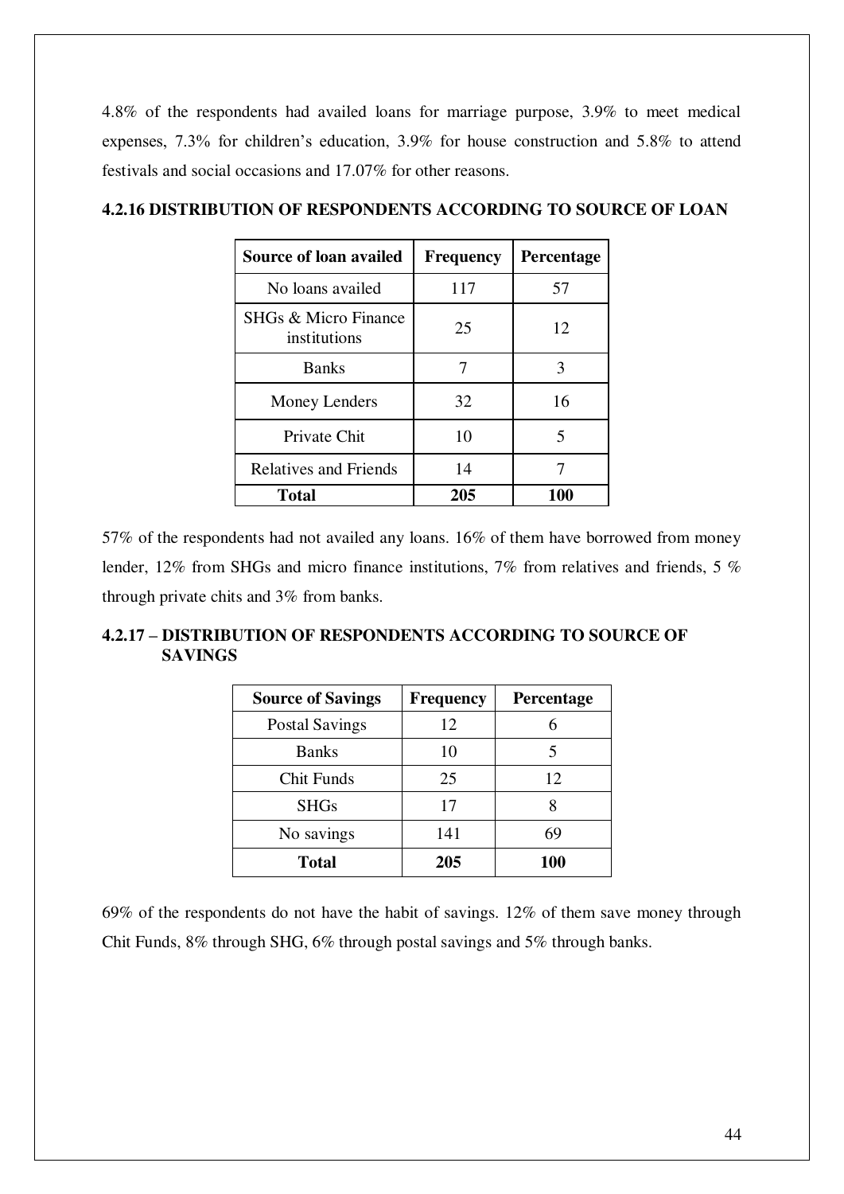4.8% of the respondents had availed loans for marriage purpose, 3.9% to meet medical expenses, 7.3% for children's education, 3.9% for house construction and 5.8% to attend festivals and social occasions and 17.07% for other reasons.

### 4.2.16 DISTRIBUTION OF RESPONDENTS ACCORDING TO SOURCE OF LOAN

| Source of loan availed | Frequency | Percentage |
|---|---|---|
| No loans availed | 117 | 57 |
| SHGs & Micro Finance institutions | 25 | 12 |
| Banks | 7 | 3 |
| Money Lenders | 32 | 16 |
| Private Chit | 10 | 5 |
| Relatives and Friends | 14 | 7 |
| **Total** | **205** | **100** |

57% of the respondents had not availed any loans. 16% of them have borrowed from money lender, 12% from SHGs and micro finance institutions, 7% from relatives and friends, 5 % through private chits and 3% from banks.

### 4.2.17 – DISTRIBUTION OF RESPONDENTS ACCORDING TO SOURCE OF SAVINGS

| Source of Savings | Frequency | Percentage |
|---|---|---|
| Postal Savings | 12 | 6 |
| Banks | 10 | 5 |
| Chit Funds | 25 | 12 |
| SHGs | 17 | 8 |
| No savings | 141 | 69 |
| **Total** | **205** | **100** |

69% of the respondents do not have the habit of savings. 12% of them save money through Chit Funds, 8% through SHG, 6% through postal savings and 5% through banks.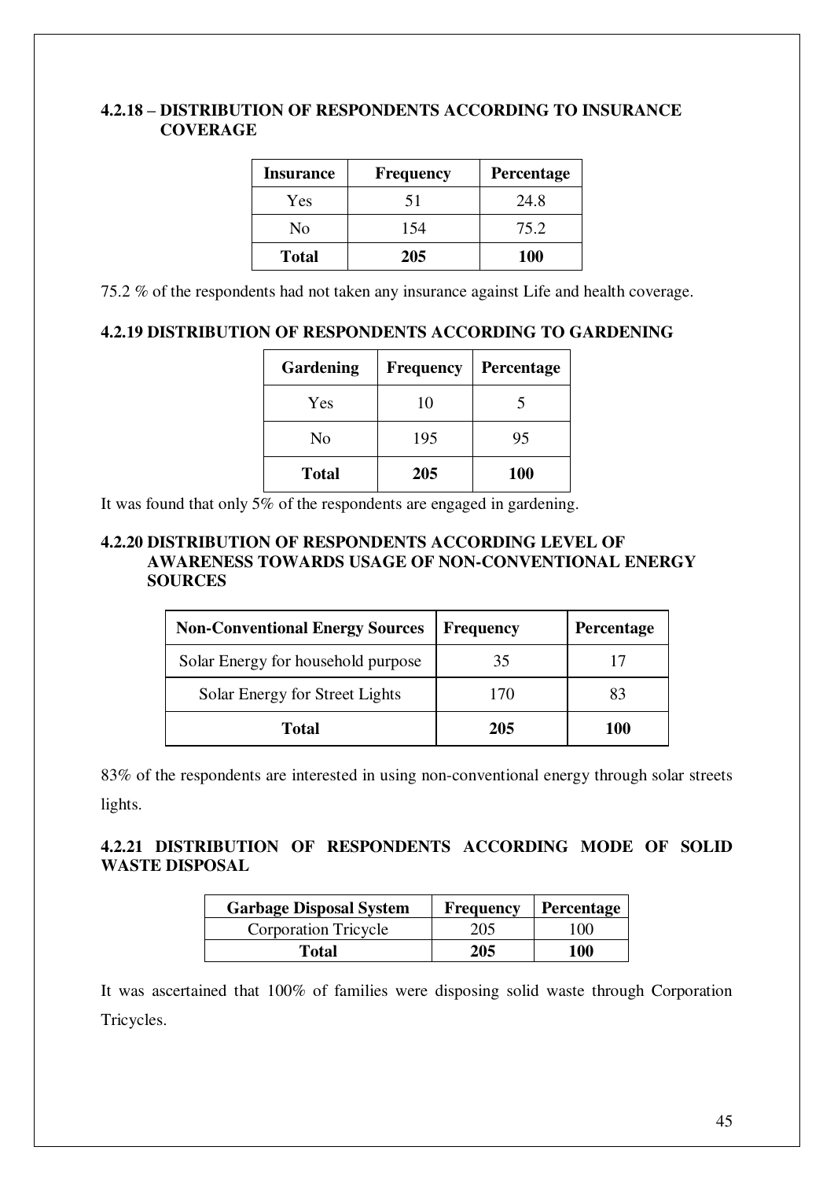### 4.2.18 – DISTRIBUTION OF RESPONDENTS ACCORDING TO INSURANCE COVERAGE

| Insurance | Frequency | Percentage |
|---|---|---|
| Yes | 51 | 24.8 |
| No | 154 | 75.2 |
| **Total** | **205** | **100** |

75.2 % of the respondents had not taken any insurance against Life and health coverage.

### 4.2.19 DISTRIBUTION OF RESPONDENTS ACCORDING TO GARDENING

| Gardening | Frequency | Percentage |
|---|---|---|
| Yes | 10 | 5 |
| No | 195 | 95 |
| **Total** | **205** | **100** |

It was found that only 5% of the respondents are engaged in gardening.

### 4.2.20 DISTRIBUTION OF RESPONDENTS ACCORDING LEVEL OF AWARENESS TOWARDS USAGE OF NON-CONVENTIONAL ENERGY SOURCES

| Non-Conventional Energy Sources | Frequency | Percentage |
|---|---|---|
| Solar Energy for household purpose | 35 | 17 |
| Solar Energy for Street Lights | 170 | 83 |
| **Total** | **205** | **100** |

83% of the respondents are interested in using non-conventional energy through solar streets lights.

### 4.2.21 DISTRIBUTION OF RESPONDENTS ACCORDING MODE OF SOLID WASTE DISPOSAL

| Garbage Disposal System | Frequency | Percentage |
|---|---|---|
| Corporation Tricycle | 205 | 100 |
| **Total** | **205** | **100** |

It was ascertained that 100% of families were disposing solid waste through Corporation Tricycles.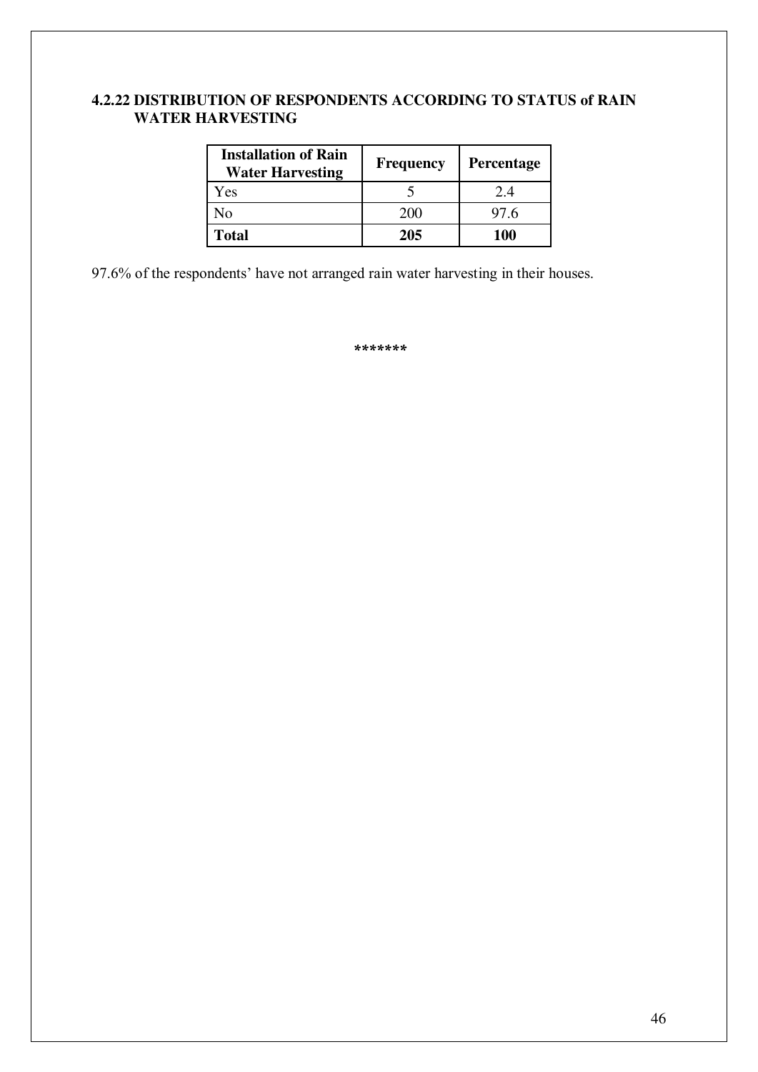### 4.2.22 DISTRIBUTION OF RESPONDENTS ACCORDING TO STATUS of RAIN WATER HARVESTING

| Installation of Rain Water Harvesting | Frequency | Percentage |
|---|---|---|
| Yes | 5 | 2.4 |
| No | 200 | 97.6 |
| **Total** | **205** | **100** |

97.6% of the respondents' have not arranged rain water harvesting in their houses.

*******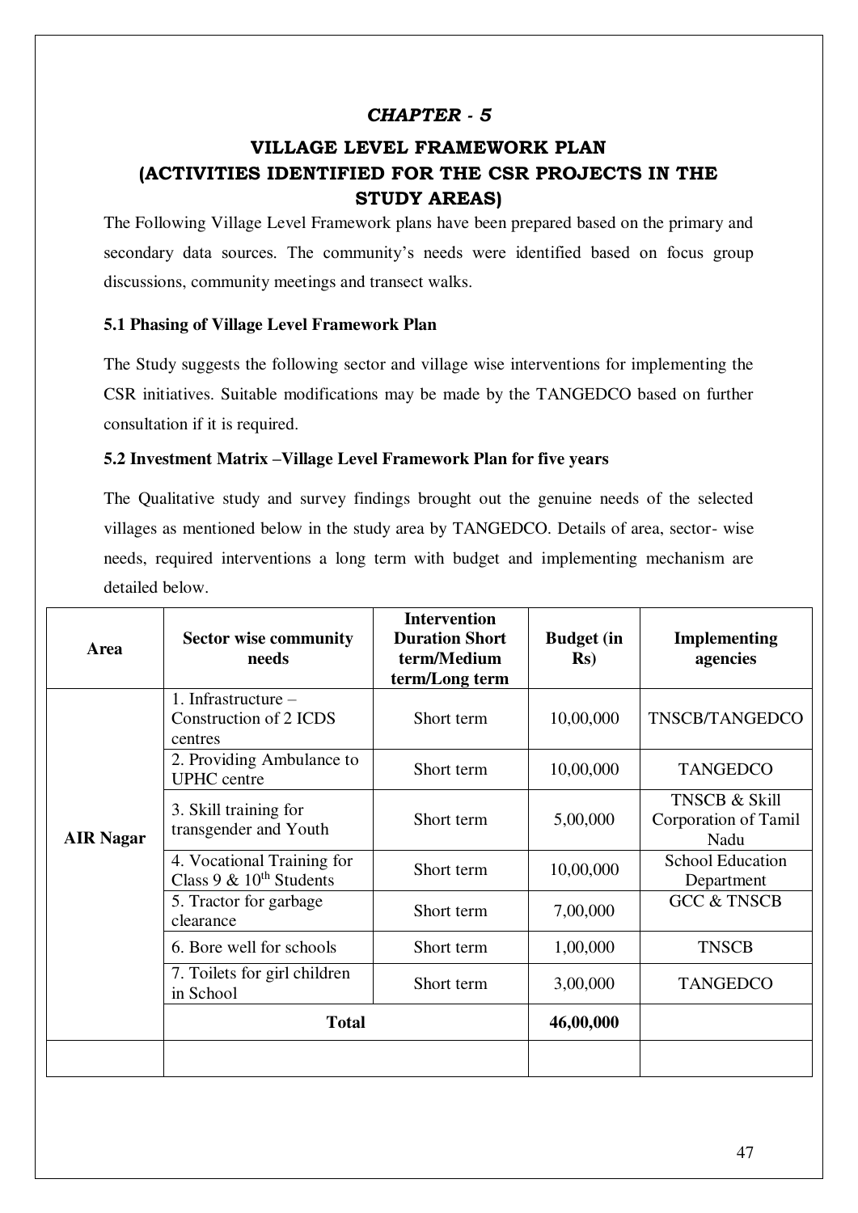# *CHAPTER - 5*

## VILLAGE LEVEL FRAMEWORK PLAN (ACTIVITIES IDENTIFIED FOR THE CSR PROJECTS IN THE STUDY AREAS)

The Following Village Level Framework plans have been prepared based on the primary and secondary data sources. The community's needs were identified based on focus group discussions, community meetings and transect walks.

### 5.1 Phasing of Village Level Framework Plan

The Study suggests the following sector and village wise interventions for implementing the CSR initiatives. Suitable modifications may be made by the TANGEDCO based on further consultation if it is required.

### 5.2 Investment Matrix –Village Level Framework Plan for five years

The Qualitative study and survey findings brought out the genuine needs of the selected villages as mentioned below in the study area by TANGEDCO. Details of area, sector- wise needs, required interventions a long term with budget and implementing mechanism are detailed below.

| Area | Sector wise community needs | Intervention Duration Short term/Medium term/Long term | Budget (in Rs) | Implementing agencies |
|---|---|---|---|---|
| **AIR Nagar** | 1. Infrastructure – Construction of 2 ICDS centres | Short term | 10,00,000 | TNSCB/TANGEDCO |
| | 2. Providing Ambulance to UPHC centre | Short term | 10,00,000 | TANGEDCO |
| | 3. Skill training for transgender and Youth | Short term | 5,00,000 | TNSCB & Skill Corporation of Tamil Nadu |
| | 4. Vocational Training for Class 9 & 10th Students | Short term | 10,00,000 | School Education Department |
| | 5. Tractor for garbage clearance | Short term | 7,00,000 | GCC & TNSCB |
| | 6. Bore well for schools | Short term | 1,00,000 | TNSCB |
| | 7. Toilets for girl children in School | Short term | 3,00,000 | TANGEDCO |
| | **Total** | | **46,00,000** | |
| | | | | |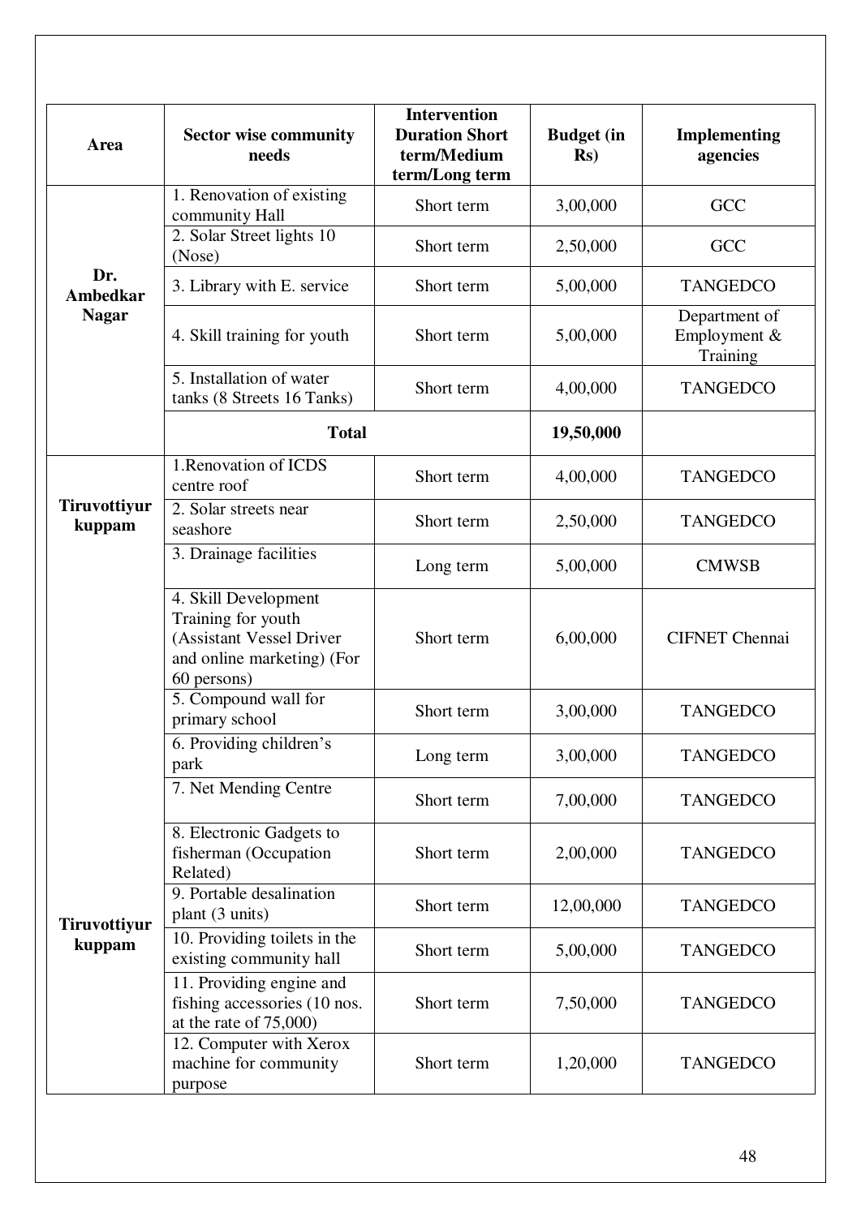| Area | Sector wise community needs | Intervention Duration Short term/Medium term/Long term | Budget (in Rs) | Implementing agencies |
|---|---|---|---|---|
| **Dr. Ambedkar Nagar** | 1. Renovation of existing community Hall | Short term | 3,00,000 | GCC |
| | 2. Solar Street lights 10 (Nose) | Short term | 2,50,000 | GCC |
| | 3. Library with E. service | Short term | 5,00,000 | TANGEDCO |
| | 4. Skill training for youth | Short term | 5,00,000 | Department of Employment & Training |
| | 5. Installation of water tanks (8 Streets 16 Tanks) | Short term | 4,00,000 | TANGEDCO |
| | **Total** | | **19,50,000** | |
| **Tiruvottiyur kuppam** | 1.Renovation of ICDS centre roof | Short term | 4,00,000 | TANGEDCO |
| | 2. Solar streets near seashore | Short term | 2,50,000 | TANGEDCO |
| | 3. Drainage facilities | Long term | 5,00,000 | CMWSB |
| | 4. Skill Development Training for youth (Assistant Vessel Driver and online marketing) (For 60 persons) | Short term | 6,00,000 | CIFNET Chennai |
| | 5. Compound wall for primary school | Short term | 3,00,000 | TANGEDCO |
| | 6. Providing children's park | Long term | 3,00,000 | TANGEDCO |
| | 7. Net Mending Centre | Short term | 7,00,000 | TANGEDCO |
| | 8. Electronic Gadgets to fisherman (Occupation Related) | Short term | 2,00,000 | TANGEDCO |
| **Tiruvottiyur kuppam** | 9. Portable desalination plant (3 units) | Short term | 12,00,000 | TANGEDCO |
| | 10. Providing toilets in the existing community hall | Short term | 5,00,000 | TANGEDCO |
| | 11. Providing engine and fishing accessories (10 nos. at the rate of 75,000) | Short term | 7,50,000 | TANGEDCO |
| | 12. Computer with Xerox machine for community purpose | Short term | 1,20,000 | TANGEDCO |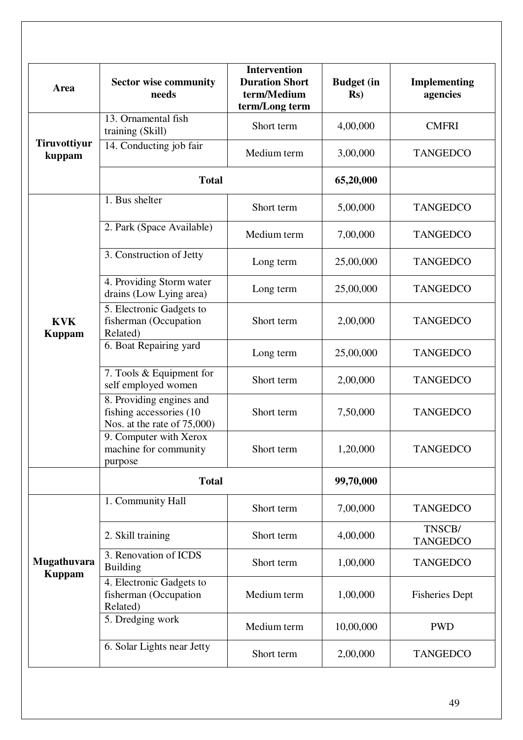| Area | Sector wise community needs | Intervention Duration Short term/Medium term/Long term | Budget (in Rs) | Implementing agencies |
|---|---|---|---|---|
| **Tiruvottiyur kuppam** | 13. Ornamental fish training (Skill) | Short term | 4,00,000 | CMFRI |
| | 14. Conducting job fair | Medium term | 3,00,000 | TANGEDCO |
| | **Total** | | **65,20,000** | |
| **KVK Kuppam** | 1. Bus shelter | Short term | 5,00,000 | TANGEDCO |
| | 2. Park (Space Available) | Medium term | 7,00,000 | TANGEDCO |
| | 3. Construction of Jetty | Long term | 25,00,000 | TANGEDCO |
| | 4. Providing Storm water drains (Low Lying area) | Long term | 25,00,000 | TANGEDCO |
| | 5. Electronic Gadgets to fisherman (Occupation Related) | Short term | 2,00,000 | TANGEDCO |
| | 6. Boat Repairing yard | Long term | 25,00,000 | TANGEDCO |
| | 7. Tools & Equipment for self employed women | Short term | 2,00,000 | TANGEDCO |
| | 8. Providing engines and fishing accessories (10 Nos. at the rate of 75,000) | Short term | 7,50,000 | TANGEDCO |
| | 9. Computer with Xerox machine for community purpose | Short term | 1,20,000 | TANGEDCO |
| | **Total** | | **99,70,000** | |
| **Mugathuvara Kuppam** | 1. Community Hall | Short term | 7,00,000 | TANGEDCO |
| | 2. Skill training | Short term | 4,00,000 | TNSCB/ TANGEDCO |
| | 3. Renovation of ICDS Building | Short term | 1,00,000 | TANGEDCO |
| | 4. Electronic Gadgets to fisherman (Occupation Related) | Medium term | 1,00,000 | Fisheries Dept |
| | 5. Dredging work | Medium term | 10,00,000 | PWD |
| | 6. Solar Lights near Jetty | Short term | 2,00,000 | TANGEDCO |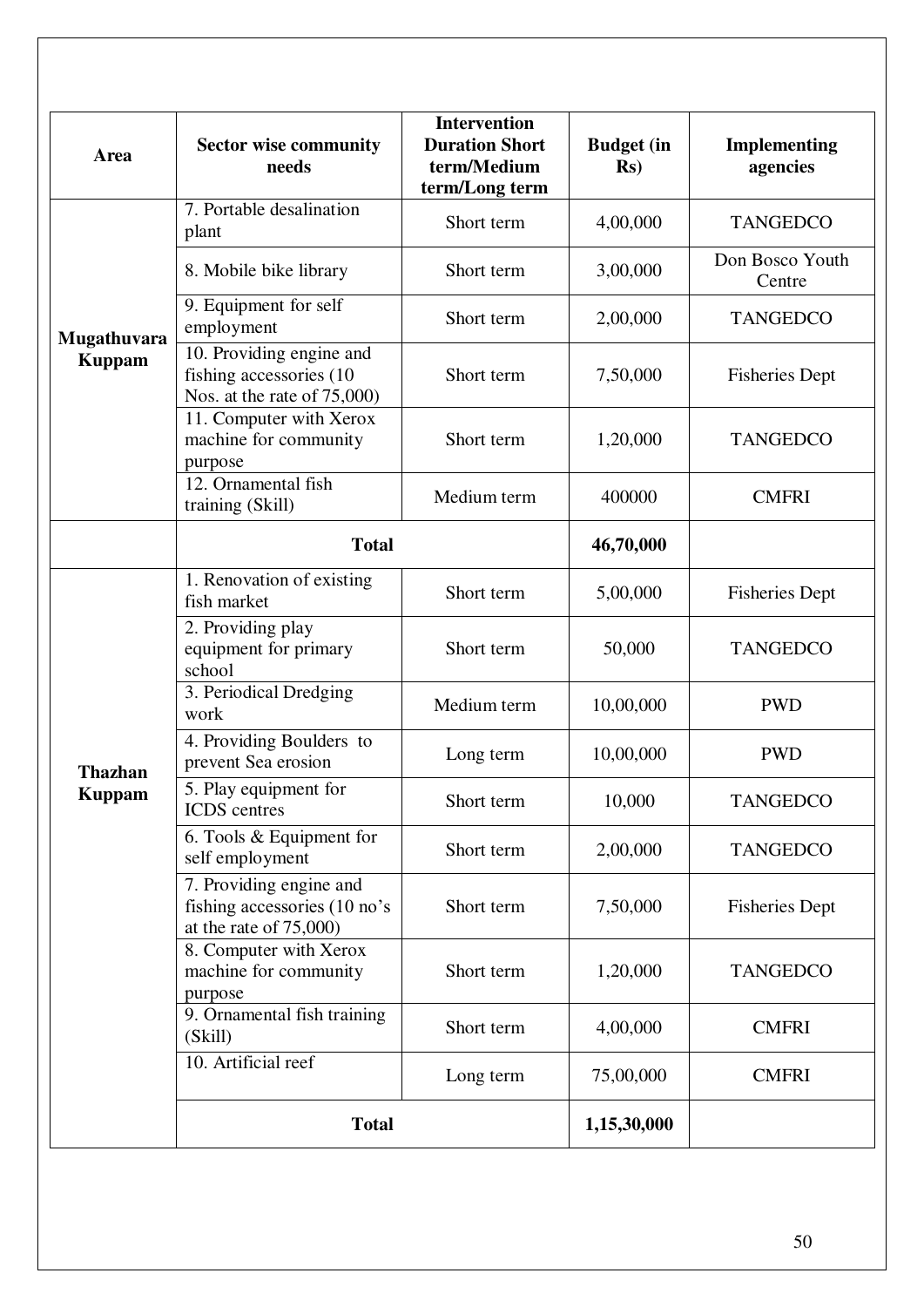| Area | Sector wise community needs | Intervention Duration Short term/Medium term/Long term | Budget (in Rs) | Implementing agencies |
|---|---|---|---|---|
| **Mugathuvara Kuppam** | 7. Portable desalination plant | Short term | 4,00,000 | TANGEDCO |
| | 8. Mobile bike library | Short term | 3,00,000 | Don Bosco Youth Centre |
| | 9. Equipment for self employment | Short term | 2,00,000 | TANGEDCO |
| | 10. Providing engine and fishing accessories (10 Nos. at the rate of 75,000) | Short term | 7,50,000 | Fisheries Dept |
| | 11. Computer with Xerox machine for community purpose | Short term | 1,20,000 | TANGEDCO |
| | 12. Ornamental fish training (Skill) | Medium term | 400000 | CMFRI |
| | **Total** | | **46,70,000** | |
| **Thazhan Kuppam** | 1. Renovation of existing fish market | Short term | 5,00,000 | Fisheries Dept |
| | 2. Providing play equipment for primary school | Short term | 50,000 | TANGEDCO |
| | 3. Periodical Dredging work | Medium term | 10,00,000 | PWD |
| | 4. Providing Boulders to prevent Sea erosion | Long term | 10,00,000 | PWD |
| | 5. Play equipment for ICDS centres | Short term | 10,000 | TANGEDCO |
| | 6. Tools & Equipment for self employment | Short term | 2,00,000 | TANGEDCO |
| | 7. Providing engine and fishing accessories (10 no's at the rate of 75,000) | Short term | 7,50,000 | Fisheries Dept |
| | 8. Computer with Xerox machine for community purpose | Short term | 1,20,000 | TANGEDCO |
| | 9. Ornamental fish training (Skill) | Short term | 4,00,000 | CMFRI |
| | 10. Artificial reef | Long term | 75,00,000 | CMFRI |
| | **Total** | | **1,15,30,000** | |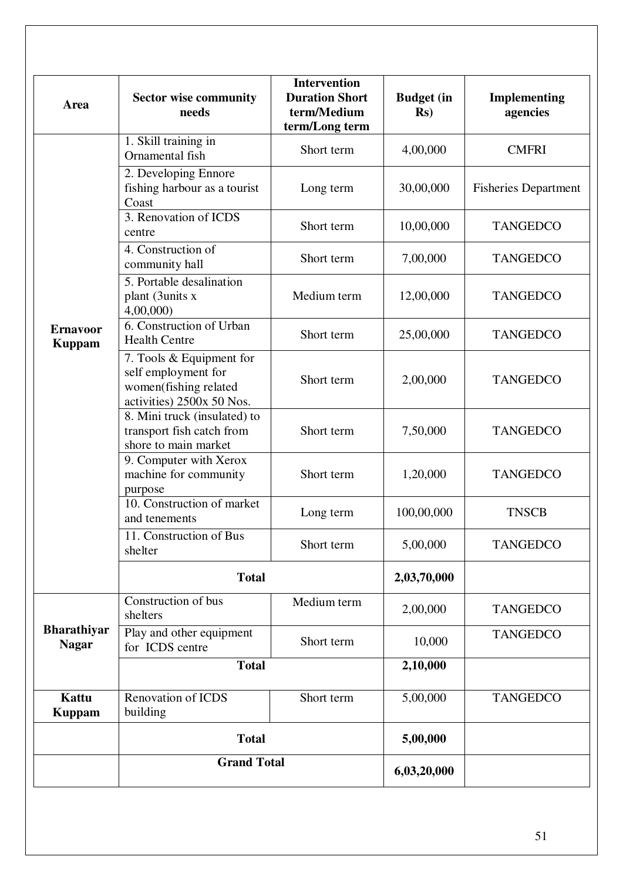| Area | Sector wise community needs | Intervention Duration Short term/Medium term/Long term | Budget (in Rs) | Implementing agencies |
|---|---|---|---|---|
| **Ernavoor Kuppam** | 1. Skill training in Ornamental fish | Short term | 4,00,000 | CMFRI |
| | 2. Developing Ennore fishing harbour as a tourist Coast | Long term | 30,00,000 | Fisheries Department |
| | 3. Renovation of ICDS centre | Short term | 10,00,000 | TANGEDCO |
| | 4. Construction of community hall | Short term | 7,00,000 | TANGEDCO |
| | 5. Portable desalination plant (3units x 4,00,000) | Medium term | 12,00,000 | TANGEDCO |
| | 6. Construction of Urban Health Centre | Short term | 25,00,000 | TANGEDCO |
| | 7. Tools & Equipment for self employment for women(fishing related activities) 2500x 50 Nos. | Short term | 2,00,000 | TANGEDCO |
| | 8. Mini truck (insulated) to transport fish catch from shore to main market | Short term | 7,50,000 | TANGEDCO |
| | 9. Computer with Xerox machine for community purpose | Short term | 1,20,000 | TANGEDCO |
| | 10. Construction of market and tenements | Long term | 100,00,000 | TNSCB |
| | 11. Construction of Bus shelter | Short term | 5,00,000 | TANGEDCO |
| | **Total** | | **2,03,70,000** | |
| **Bharathiyar Nagar** | Construction of bus shelters | Medium term | 2,00,000 | TANGEDCO |
| | Play and other equipment for ICDS centre | Short term | 10,000 | TANGEDCO |
| | **Total** | | **2,10,000** | |
| **Kattu Kuppam** | Renovation of ICDS building | Short term | 5,00,000 | TANGEDCO |
| | **Total** | | **5,00,000** | |
| | **Grand Total** | | **6,03,20,000** | |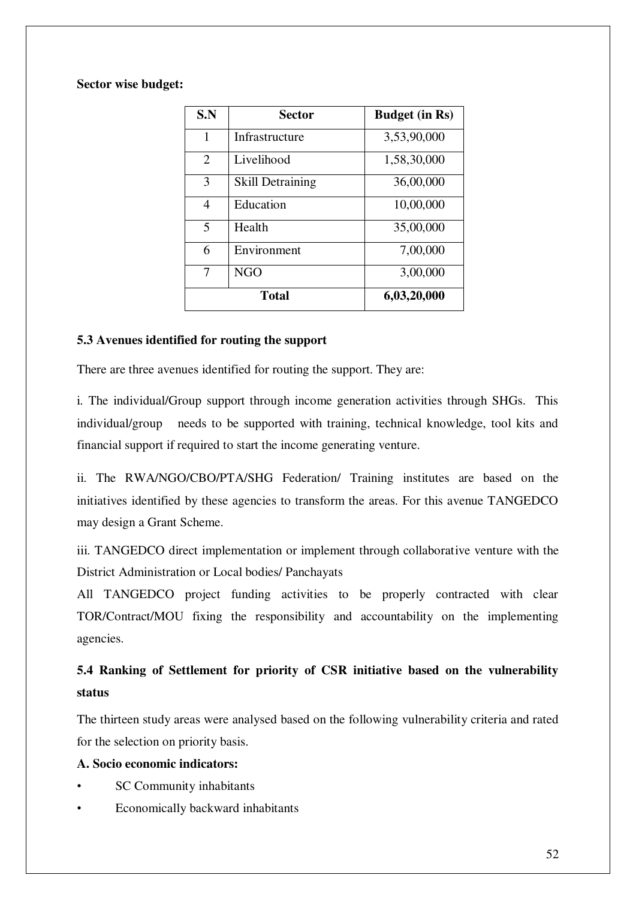**Sector wise budget:**

| S.N | Sector | Budget (in Rs) |
|---|---|---|
| 1 | Infrastructure | 3,53,90,000 |
| 2 | Livelihood | 1,58,30,000 |
| 3 | Skill Detraining | 36,00,000 |
| 4 | Education | 10,00,000 |
| 5 | Health | 35,00,000 |
| 6 | Environment | 7,00,000 |
| 7 | NGO | 3,00,000 |
| **Total** | | **6,03,20,000** |

**5.3 Avenues identified for routing the support**

There are three avenues identified for routing the support. They are:

i. The individual/Group support through income generation activities through SHGs. This individual/group needs to be supported with training, technical knowledge, tool kits and financial support if required to start the income generating venture.

ii. The RWA/NGO/CBO/PTA/SHG Federation/ Training institutes are based on the initiatives identified by these agencies to transform the areas. For this avenue TANGEDCO may design a Grant Scheme.

iii. TANGEDCO direct implementation or implement through collaborative venture with the District Administration or Local bodies/ Panchayats

All TANGEDCO project funding activities to be properly contracted with clear TOR/Contract/MOU fixing the responsibility and accountability on the implementing agencies.

## 5.4 Ranking of Settlement for priority of CSR initiative based on the vulnerability status

The thirteen study areas were analysed based on the following vulnerability criteria and rated for the selection on priority basis.

**A. Socio economic indicators:**

- SC Community inhabitants
- Economically backward inhabitants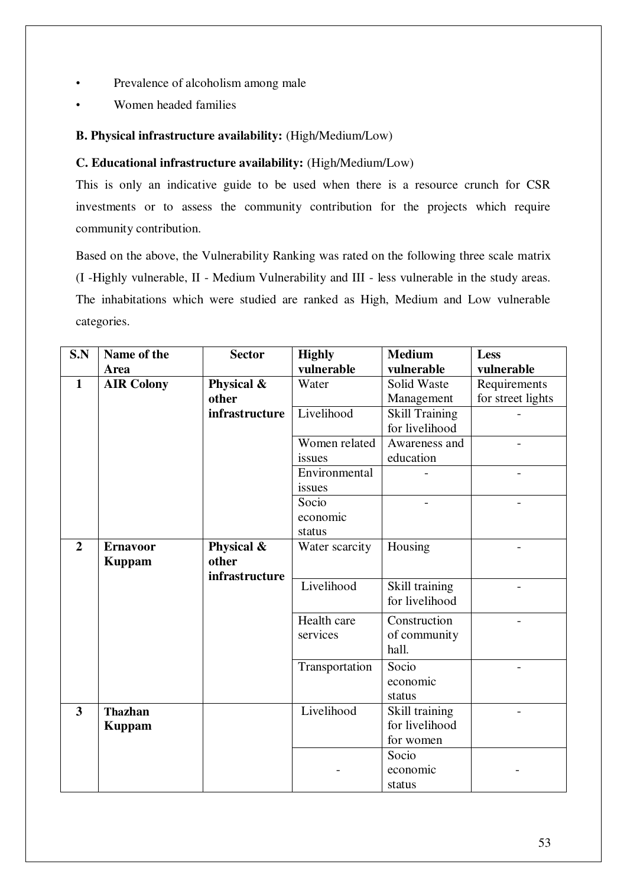- Prevalence of alcoholism among male
- Women headed families

**B. Physical infrastructure availability:** (High/Medium/Low)

**C. Educational infrastructure availability:** (High/Medium/Low)

This is only an indicative guide to be used when there is a resource crunch for CSR investments or to assess the community contribution for the projects which require community contribution.

Based on the above, the Vulnerability Ranking was rated on the following three scale matrix (I -Highly vulnerable, II - Medium Vulnerability and III - less vulnerable in the study areas. The inhabitations which were studied are ranked as High, Medium and Low vulnerable categories.

| S.N | Name of the Area | Sector | Highly vulnerable | Medium vulnerable | Less vulnerable |
|---|---|---|---|---|---|
| **1** | **AIR Colony** | **Physical & other infrastructure** | Water | Solid Waste Management | Requirements for street lights |
| | | | Livelihood | Skill Training for livelihood | - |
| | | | Women related issues | Awareness and education | - |
| | | | Environmental issues | - | - |
| | | | Socio economic status | - | - |
| **2** | **Ernavoor Kuppam** | **Physical & other infrastructure** | Water scarcity | Housing | - |
| | | | Livelihood | Skill training for livelihood | - |
| | | | Health care services | Construction of community hall. | - |
| | | | Transportation | Socio economic status | - |
| **3** | **Thazhan Kuppam** | | Livelihood | Skill training for livelihood for women | - |
| | | | - | Socio economic status | - |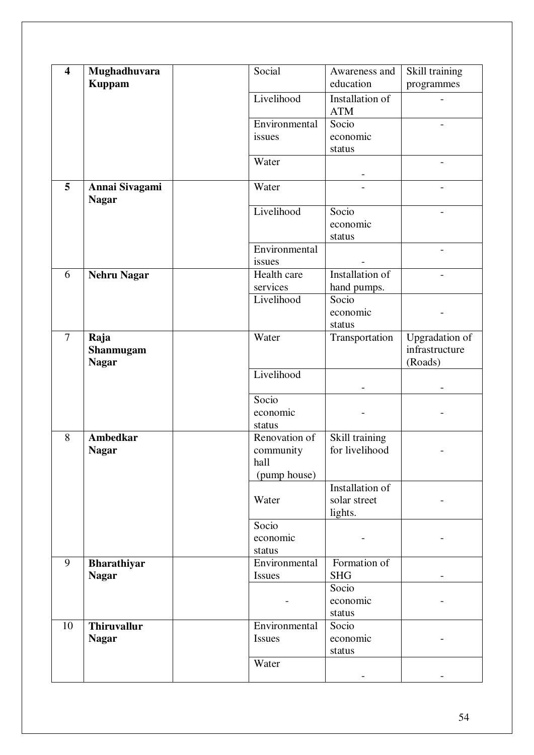| | | | | | |
|---|---|---|---|---|---|
| **4** | **Mughadhuvara Kuppam** | | Social | Awareness and education | Skill training programmes |
| | | | Livelihood | Installation of ATM | - |
| | | | Environmental issues | Socio economic status | - |
| | | | Water | - | - |
| **5** | **Annai Sivagami Nagar** | | Water | - | - |
| | | | Livelihood | Socio economic status | - |
| | | | Environmental issues | - | - |
| 6 | **Nehru Nagar** | | Health care services | Installation of hand pumps. | - |
| | | | Livelihood | Socio economic status | - |
| 7 | **Raja Shanmugam Nagar** | | Water | Transportation | Upgradation of infrastructure (Roads) |
| | | | Livelihood | - | - |
| | | | Socio economic status | - | - |
| 8 | **Ambedkar Nagar** | | Renovation of community hall (pump house) | Skill training for livelihood | - |
| | | | Water | Installation of solar street lights. | - |
| | | | Socio economic status | - | - |
| 9 | **Bharathiyar Nagar** | | Environmental Issues | Formation of SHG | - |
| | | | - | Socio economic status | - |
| 10 | **Thiruvallur Nagar** | | Environmental Issues | Socio economic status | - |
| | | | Water | - | - |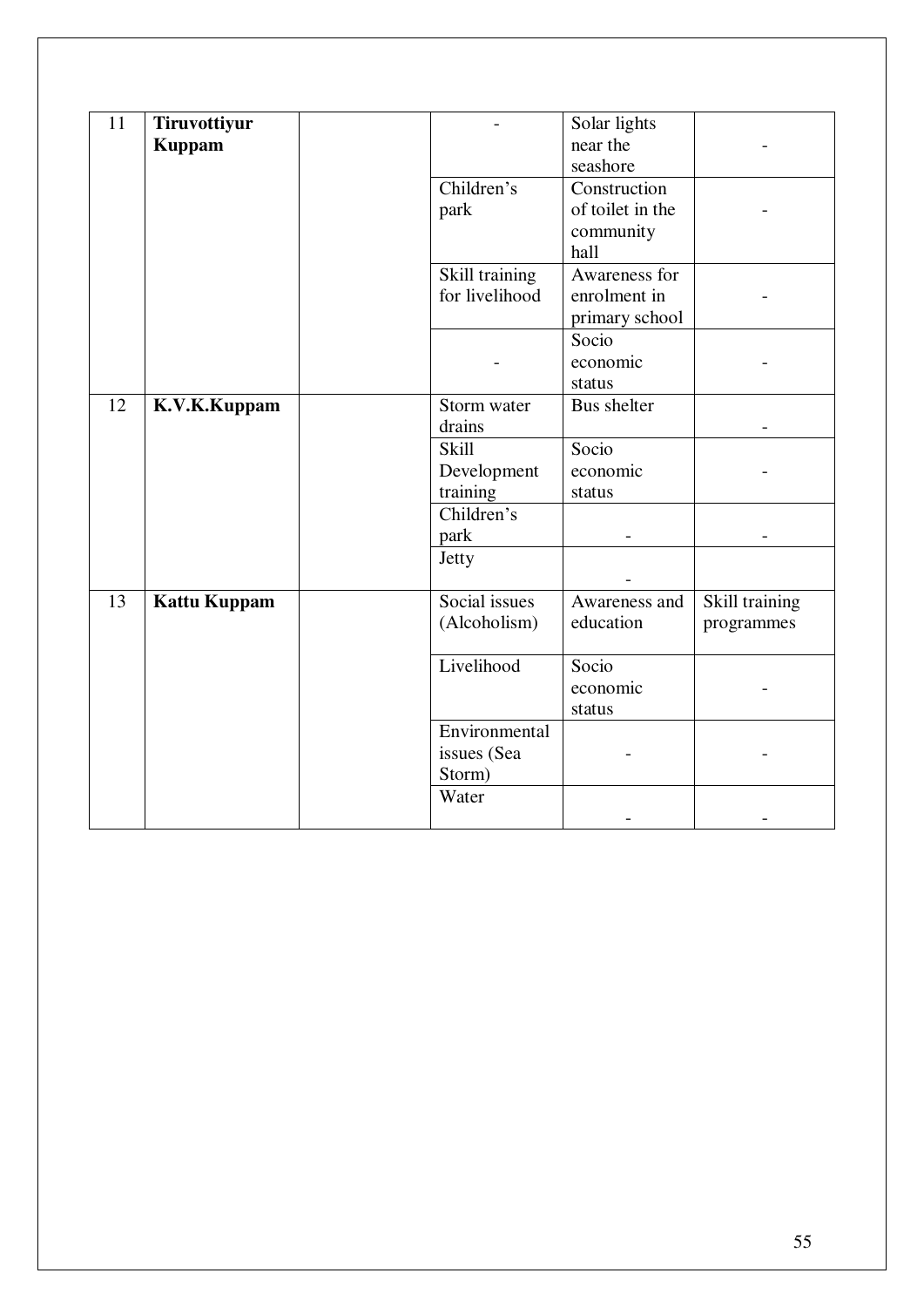| 11 | **Tiruvottiyur Kuppam** | | - | Solar lights near the seashore | - |
|---|---|---|---|---|---|
| | | | Children's park | Construction of toilet in the community hall | - |
| | | | Skill training for livelihood | Awareness for enrolment in primary school | - |
| | | | - | Socio economic status | - |
| 12 | **K.V.K.Kuppam** | | Storm water drains | Bus shelter | - |
| | | | Skill Development training | Socio economic status | - |
| | | | Children's park | - | - |
| | | | Jetty | - | |
| 13 | **Kattu Kuppam** | | Social issues (Alcoholism) | Awareness and education | Skill training programmes |
| | | | Livelihood | Socio economic status | - |
| | | | Environmental issues (Sea Storm) | - | - |
| | | | Water | - | - |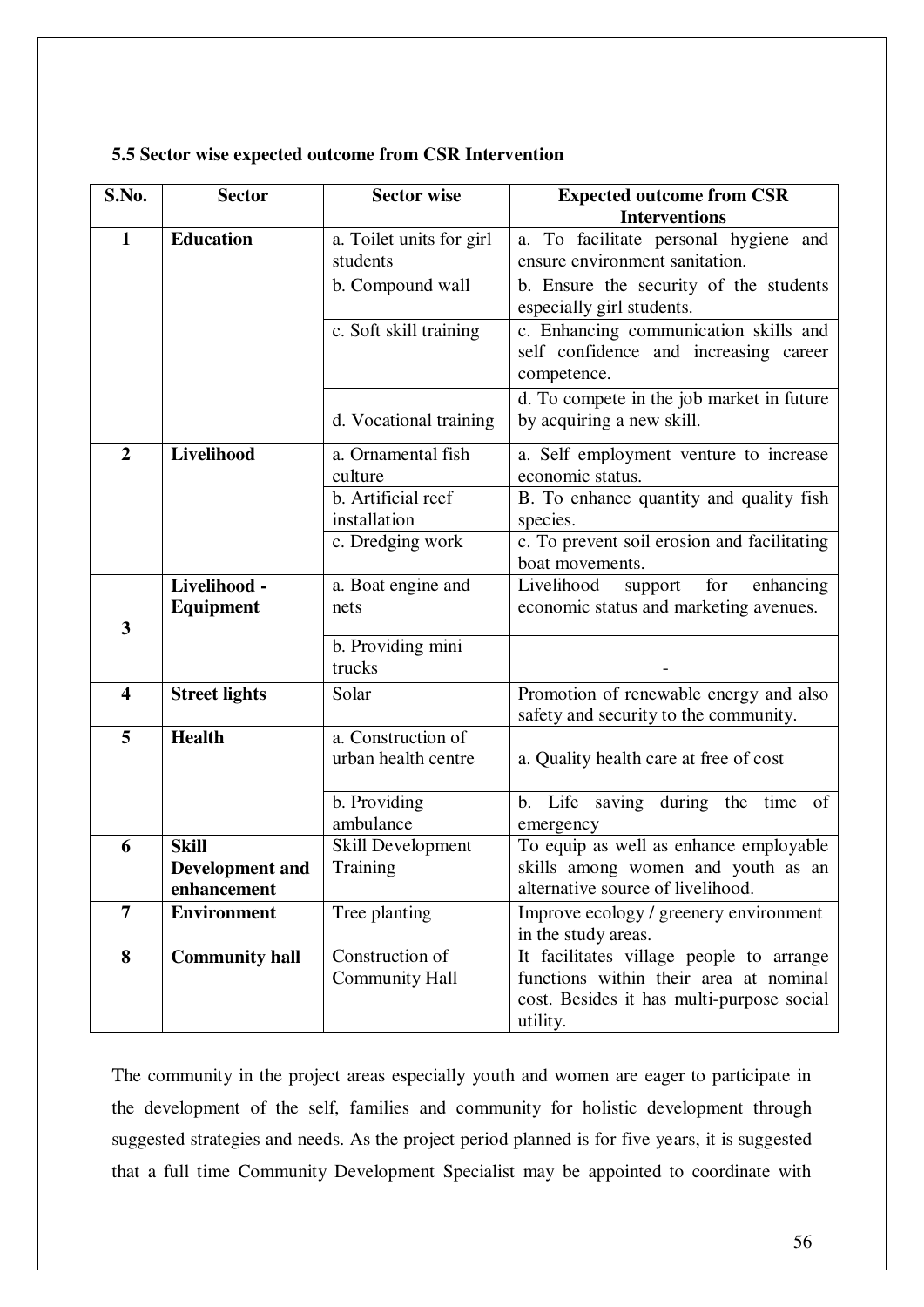**5.5 Sector wise expected outcome from CSR Intervention**

| S.No. | Sector | Sector wise | Expected outcome from CSR Interventions |
|---|---|---|---|
| 1 | **Education** | a. Toilet units for girl students | a. To facilitate personal hygiene and ensure environment sanitation. |
| | | b. Compound wall | b. Ensure the security of the students especially girl students. |
| | | c. Soft skill training | c. Enhancing communication skills and self confidence and increasing career competence. |
| | | d. Vocational training | d. To compete in the job market in future by acquiring a new skill. |
| 2 | **Livelihood** | a. Ornamental fish culture | a. Self employment venture to increase economic status. |
| | | b. Artificial reef installation | B. To enhance quantity and quality fish species. |
| | | c. Dredging work | c. To prevent soil erosion and facilitating boat movements. |
| 3 | **Livelihood - Equipment** | a. Boat engine and nets | Livelihood support for enhancing economic status and marketing avenues. |
| | | b. Providing mini trucks | - |
| 4 | **Street lights** | Solar | Promotion of renewable energy and also safety and security to the community. |
| 5 | **Health** | a. Construction of urban health centre | a. Quality health care at free of cost |
| | | b. Providing ambulance | b. Life saving during the time of emergency |
| 6 | **Skill Development and enhancement** | Skill Development Training | To equip as well as enhance employable skills among women and youth as an alternative source of livelihood. |
| 7 | **Environment** | Tree planting | Improve ecology / greenery environment in the study areas. |
| 8 | **Community hall** | Construction of Community Hall | It facilitates village people to arrange functions within their area at nominal cost. Besides it has multi-purpose social utility. |

The community in the project areas especially youth and women are eager to participate in the development of the self, families and community for holistic development through suggested strategies and needs. As the project period planned is for five years, it is suggested that a full time Community Development Specialist may be appointed to coordinate with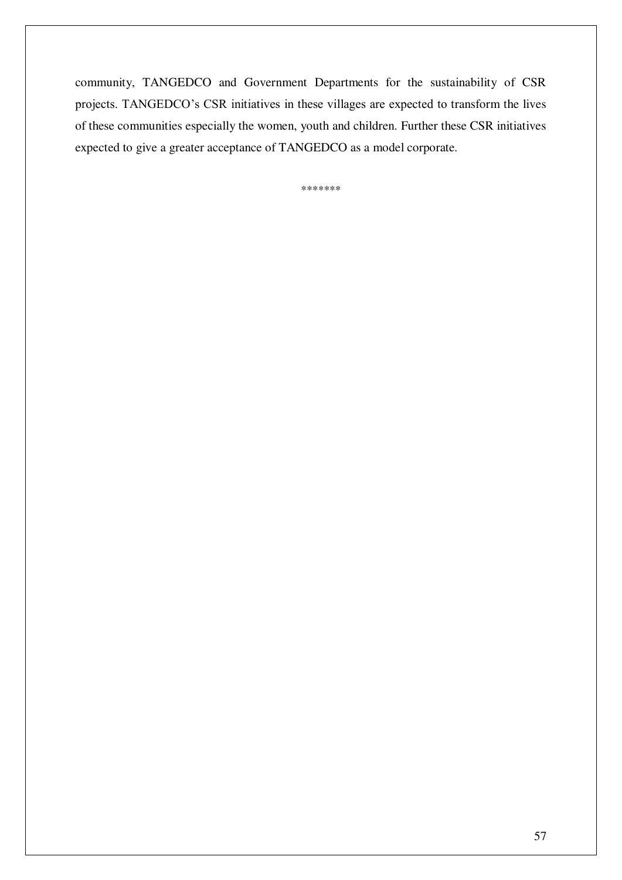community, TANGEDCO and Government Departments for the sustainability of CSR projects. TANGEDCO's CSR initiatives in these villages are expected to transform the lives of these communities especially the women, youth and children. Further these CSR initiatives expected to give a greater acceptance of TANGEDCO as a model corporate.

*******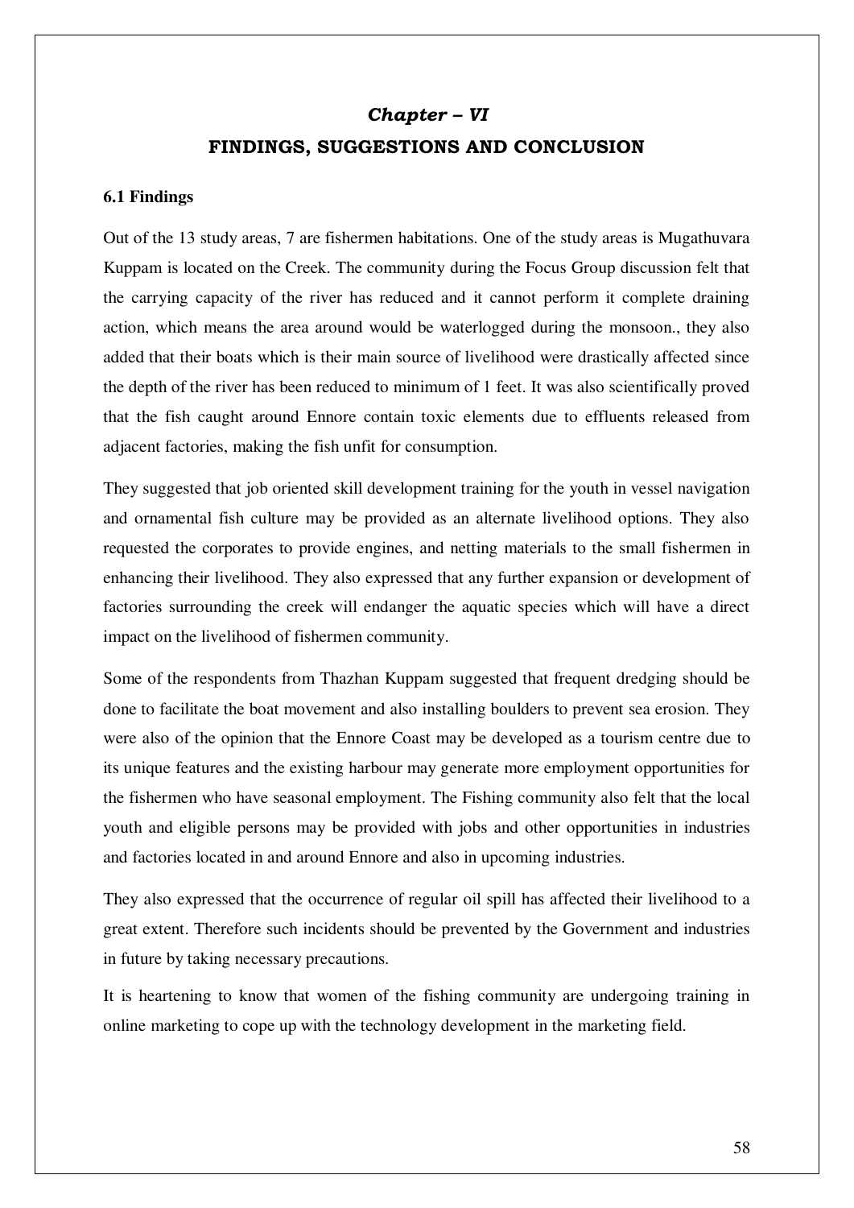## *Chapter – VI*

## FINDINGS, SUGGESTIONS AND CONCLUSION

### 6.1 Findings

Out of the 13 study areas, 7 are fishermen habitations. One of the study areas is Mugathuvara Kuppam is located on the Creek. The community during the Focus Group discussion felt that the carrying capacity of the river has reduced and it cannot perform it complete draining action, which means the area around would be waterlogged during the monsoon., they also added that their boats which is their main source of livelihood were drastically affected since the depth of the river has been reduced to minimum of 1 feet. It was also scientifically proved that the fish caught around Ennore contain toxic elements due to effluents released from adjacent factories, making the fish unfit for consumption.

They suggested that job oriented skill development training for the youth in vessel navigation and ornamental fish culture may be provided as an alternate livelihood options. They also requested the corporates to provide engines, and netting materials to the small fishermen in enhancing their livelihood. They also expressed that any further expansion or development of factories surrounding the creek will endanger the aquatic species which will have a direct impact on the livelihood of fishermen community.

Some of the respondents from Thazhan Kuppam suggested that frequent dredging should be done to facilitate the boat movement and also installing boulders to prevent sea erosion. They were also of the opinion that the Ennore Coast may be developed as a tourism centre due to its unique features and the existing harbour may generate more employment opportunities for the fishermen who have seasonal employment. The Fishing community also felt that the local youth and eligible persons may be provided with jobs and other opportunities in industries and factories located in and around Ennore and also in upcoming industries.

They also expressed that the occurrence of regular oil spill has affected their livelihood to a great extent. Therefore such incidents should be prevented by the Government and industries in future by taking necessary precautions.

It is heartening to know that women of the fishing community are undergoing training in online marketing to cope up with the technology development in the marketing field.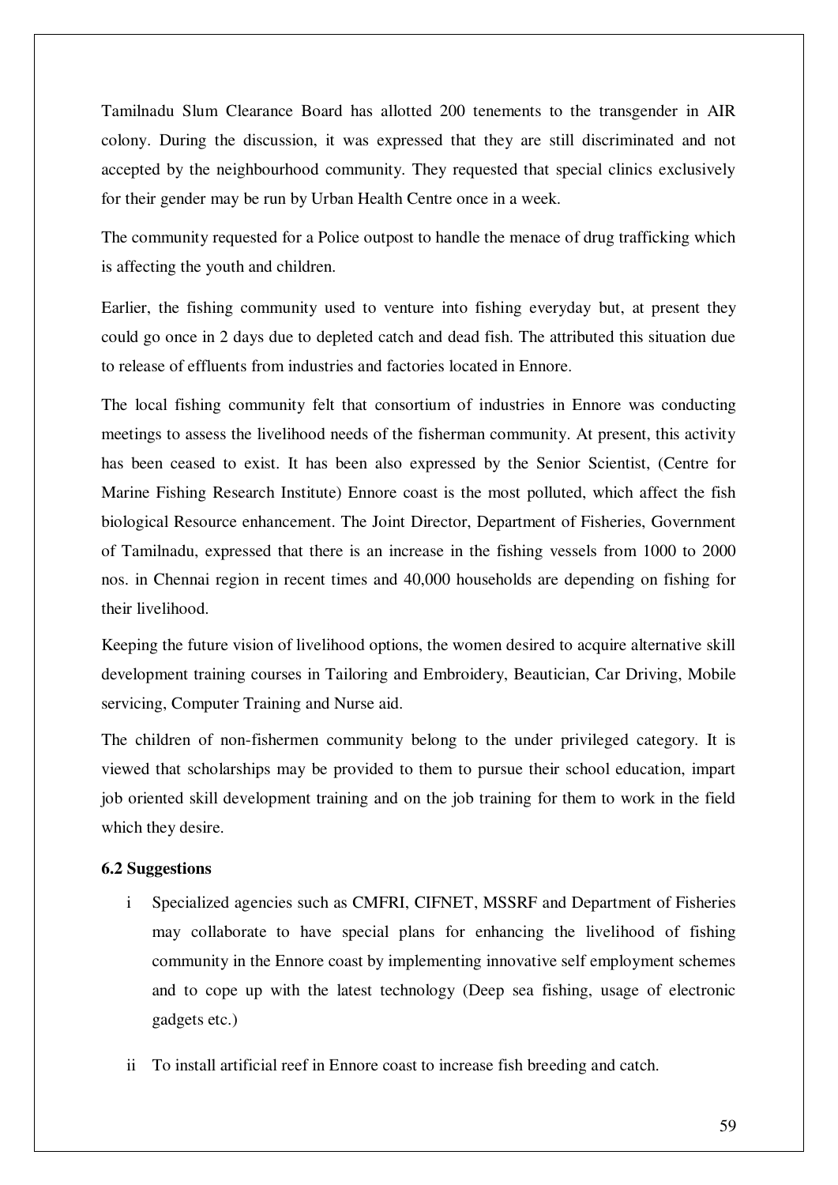Tamilnadu Slum Clearance Board has allotted 200 tenements to the transgender in AIR colony. During the discussion, it was expressed that they are still discriminated and not accepted by the neighbourhood community. They requested that special clinics exclusively for their gender may be run by Urban Health Centre once in a week.

The community requested for a Police outpost to handle the menace of drug trafficking which is affecting the youth and children.

Earlier, the fishing community used to venture into fishing everyday but, at present they could go once in 2 days due to depleted catch and dead fish. The attributed this situation due to release of effluents from industries and factories located in Ennore.

The local fishing community felt that consortium of industries in Ennore was conducting meetings to assess the livelihood needs of the fisherman community. At present, this activity has been ceased to exist. It has been also expressed by the Senior Scientist, (Centre for Marine Fishing Research Institute) Ennore coast is the most polluted, which affect the fish biological Resource enhancement. The Joint Director, Department of Fisheries, Government of Tamilnadu, expressed that there is an increase in the fishing vessels from 1000 to 2000 nos. in Chennai region in recent times and 40,000 households are depending on fishing for their livelihood.

Keeping the future vision of livelihood options, the women desired to acquire alternative skill development training courses in Tailoring and Embroidery, Beautician, Car Driving, Mobile servicing, Computer Training and Nurse aid.

The children of non-fishermen community belong to the under privileged category. It is viewed that scholarships may be provided to them to pursue their school education, impart job oriented skill development training and on the job training for them to work in the field which they desire.

**6.2 Suggestions**

i Specialized agencies such as CMFRI, CIFNET, MSSRF and Department of Fisheries may collaborate to have special plans for enhancing the livelihood of fishing community in the Ennore coast by implementing innovative self employment schemes and to cope up with the latest technology (Deep sea fishing, usage of electronic gadgets etc.)

ii To install artificial reef in Ennore coast to increase fish breeding and catch.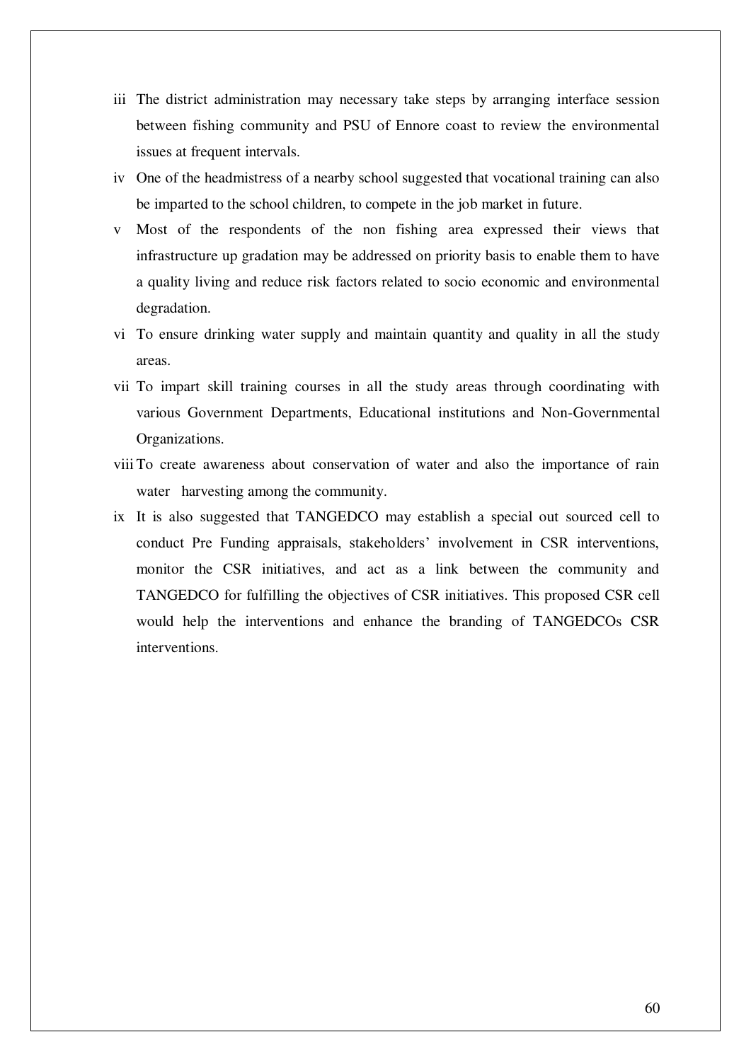iii The district administration may necessary take steps by arranging interface session between fishing community and PSU of Ennore coast to review the environmental issues at frequent intervals.

iv One of the headmistress of a nearby school suggested that vocational training can also be imparted to the school children, to compete in the job market in future.

v Most of the respondents of the non fishing area expressed their views that infrastructure up gradation may be addressed on priority basis to enable them to have a quality living and reduce risk factors related to socio economic and environmental degradation.

vi To ensure drinking water supply and maintain quantity and quality in all the study areas.

vii To impart skill training courses in all the study areas through coordinating with various Government Departments, Educational institutions and Non-Governmental Organizations.

viii To create awareness about conservation of water and also the importance of rain water harvesting among the community.

ix It is also suggested that TANGEDCO may establish a special out sourced cell to conduct Pre Funding appraisals, stakeholders' involvement in CSR interventions, monitor the CSR initiatives, and act as a link between the community and TANGEDCO for fulfilling the objectives of CSR initiatives. This proposed CSR cell would help the interventions and enhance the branding of TANGEDCOs CSR interventions.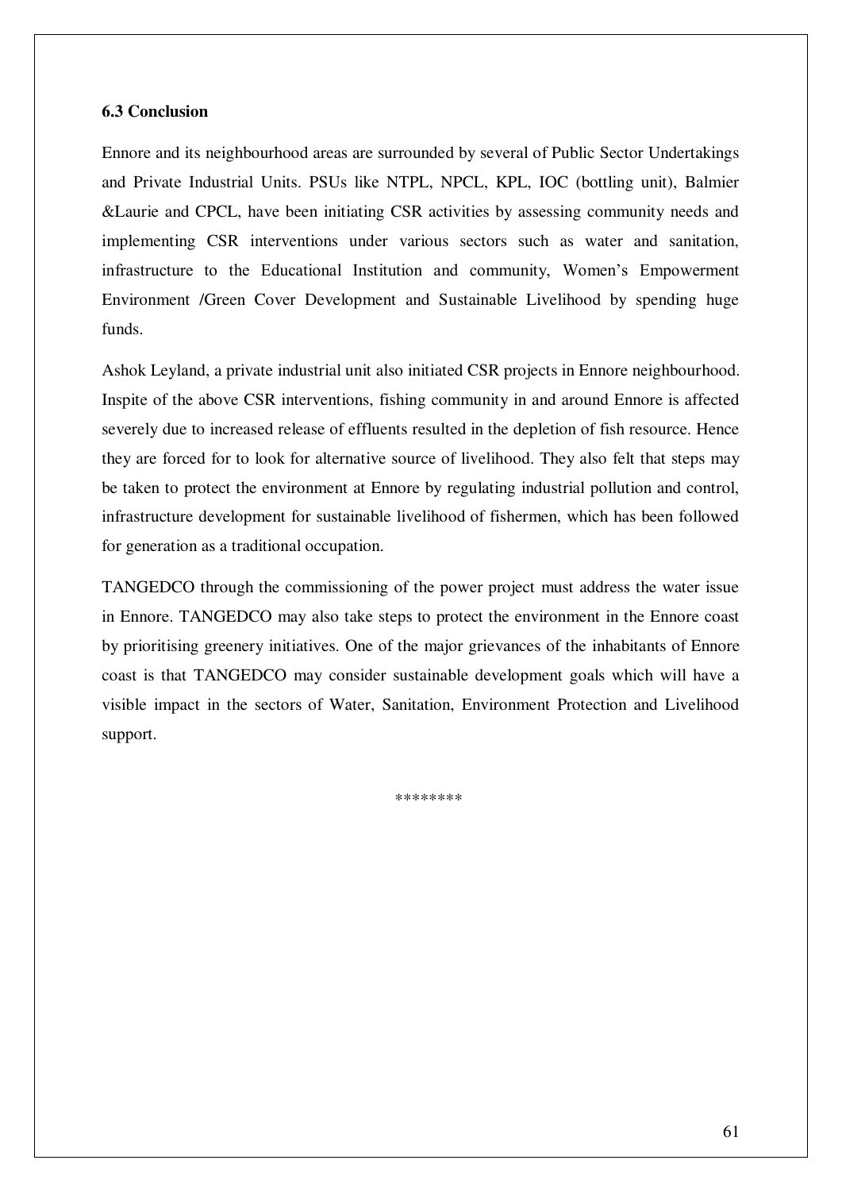### 6.3 Conclusion

Ennore and its neighbourhood areas are surrounded by several of Public Sector Undertakings and Private Industrial Units. PSUs like NTPL, NPCL, KPL, IOC (bottling unit), Balmier &Laurie and CPCL, have been initiating CSR activities by assessing community needs and implementing CSR interventions under various sectors such as water and sanitation, infrastructure to the Educational Institution and community, Women's Empowerment Environment /Green Cover Development and Sustainable Livelihood by spending huge funds.

Ashok Leyland, a private industrial unit also initiated CSR projects in Ennore neighbourhood. Inspite of the above CSR interventions, fishing community in and around Ennore is affected severely due to increased release of effluents resulted in the depletion of fish resource. Hence they are forced for to look for alternative source of livelihood. They also felt that steps may be taken to protect the environment at Ennore by regulating industrial pollution and control, infrastructure development for sustainable livelihood of fishermen, which has been followed for generation as a traditional occupation.

TANGEDCO through the commissioning of the power project must address the water issue in Ennore. TANGEDCO may also take steps to protect the environment in the Ennore coast by prioritising greenery initiatives. One of the major grievances of the inhabitants of Ennore coast is that TANGEDCO may consider sustainable development goals which will have a visible impact in the sectors of Water, Sanitation, Environment Protection and Livelihood support.

********